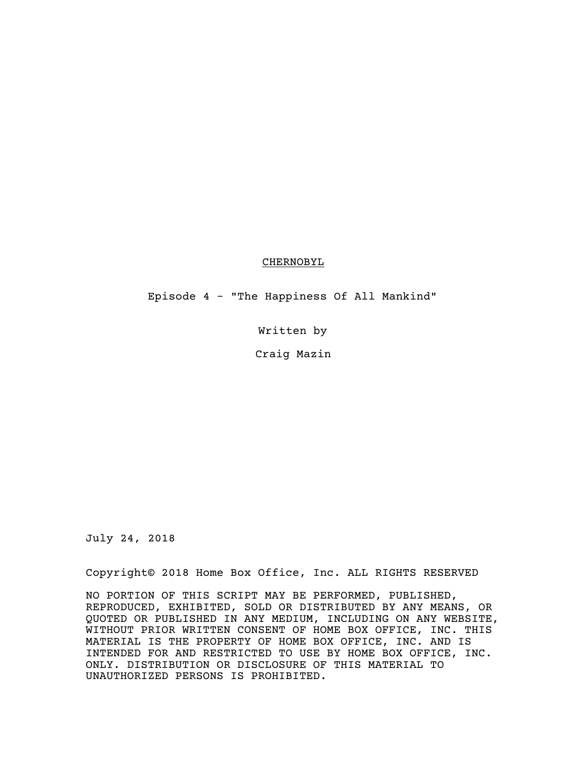# CHERNOBYL

Episode 4 - "The Happiness Of All Mankind"

Written by

Craig Mazin

July 24, 2018

Copyright© 2018 Home Box Office, Inc. ALL RIGHTS RESERVED

NO PORTION OF THIS SCRIPT MAY BE PERFORMED, PUBLISHED, REPRODUCED, EXHIBITED, SOLD OR DISTRIBUTED BY ANY MEANS, OR QUOTED OR PUBLISHED IN ANY MEDIUM, INCLUDING ON ANY WEBSITE, WITHOUT PRIOR WRITTEN CONSENT OF HOME BOX OFFICE, INC. THIS MATERIAL IS THE PROPERTY OF HOME BOX OFFICE, INC. AND IS INTENDED FOR AND RESTRICTED TO USE BY HOME BOX OFFICE, INC. ONLY. DISTRIBUTION OR DISCLOSURE OF THIS MATERIAL TO UNAUTHORIZED PERSONS IS PROHIBITED.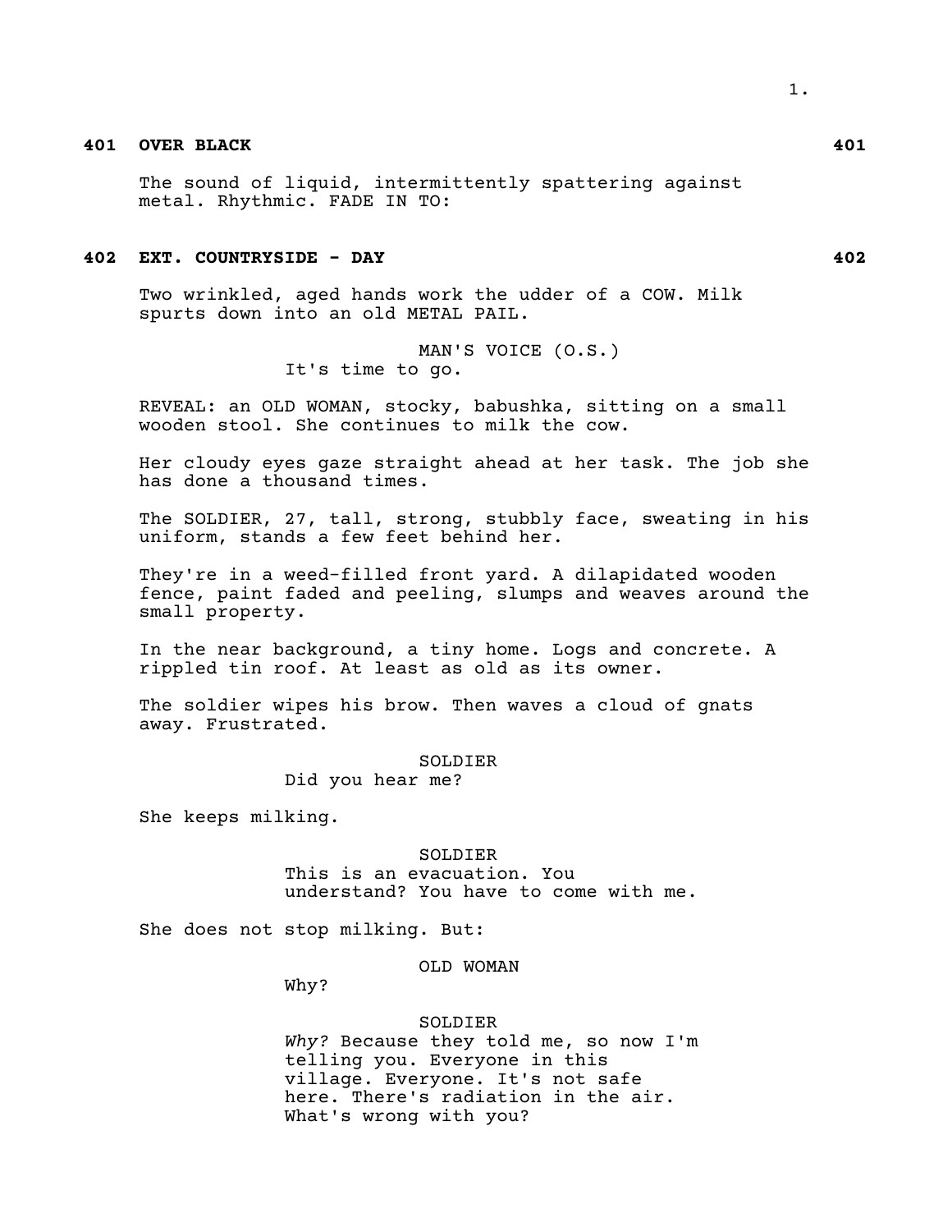**401 OVER BLACK 401**

The sound of liquid, intermittently spattering against metal. Rhythmic. FADE IN TO:

**402 EXT. COUNTRYSIDE - DAY 402**

Two wrinkled, aged hands work the udder of a COW. Milk spurts down into an old METAL PAIL.

MAN'S VOICE (O.S.)
It's time to go.

REVEAL: an OLD WOMAN, stocky, babushka, sitting on a small wooden stool. She continues to milk the cow.

Her cloudy eyes gaze straight ahead at her task. The job she has done a thousand times.

The SOLDIER, 27, tall, strong, stubbly face, sweating in his uniform, stands a few feet behind her.

They're in a weed-filled front yard. A dilapidated wooden fence, paint faded and peeling, slumps and weaves around the small property.

In the near background, a tiny home. Logs and concrete. A rippled tin roof. At least as old as its owner.

The soldier wipes his brow. Then waves a cloud of gnats away. Frustrated.

SOLDIER
Did you hear me?

She keeps milking.

SOLDIER
This is an evacuation. You understand? You have to come with me.

She does not stop milking. But:

OLD WOMAN
Why?

SOLDIER
*Why?* Because they told me, so now I'm telling you. Everyone in this village. Everyone. It's not safe here. There's radiation in the air. What's wrong with you?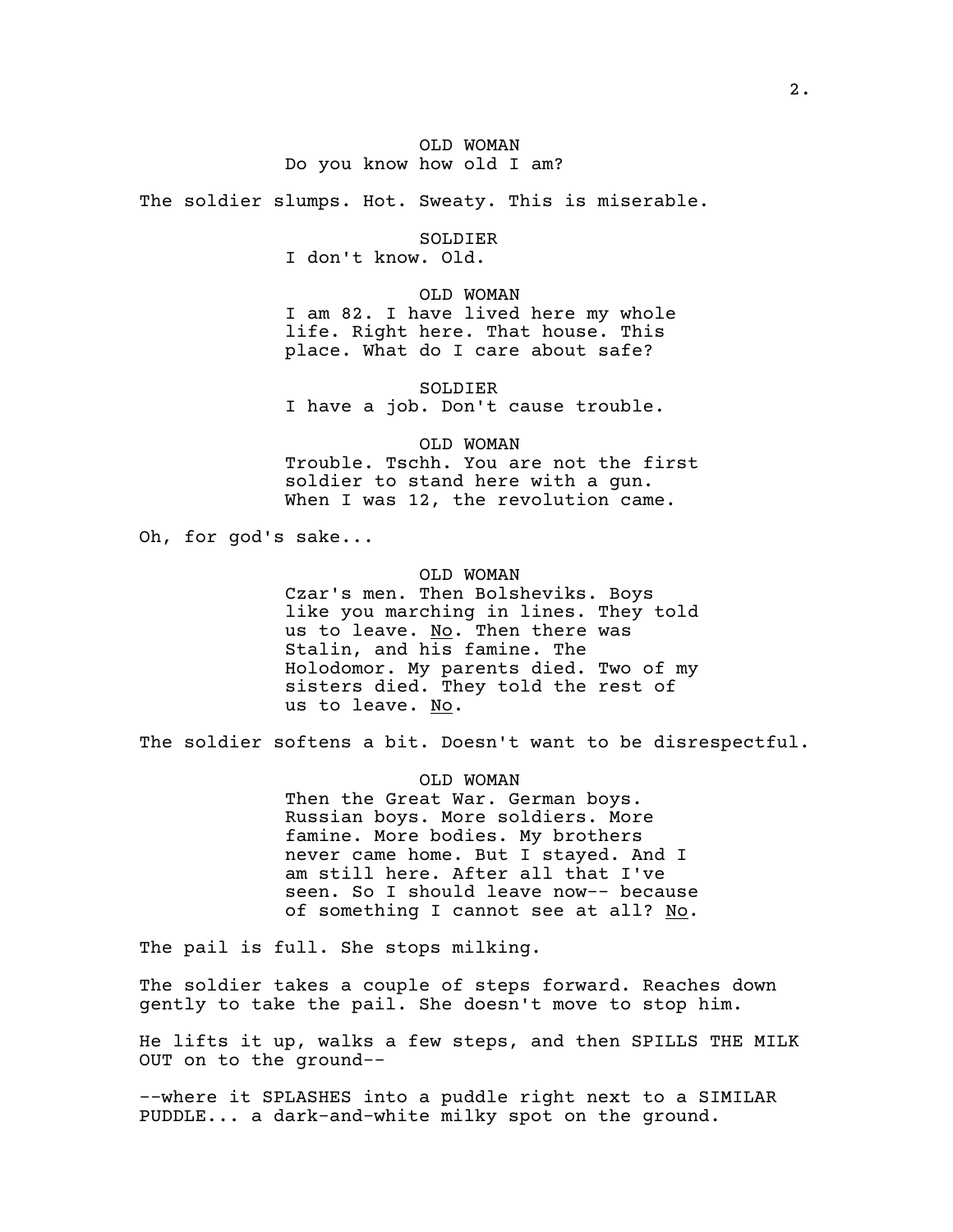OLD WOMAN
Do you know how old I am?

The soldier slumps. Hot. Sweaty. This is miserable.

SOLDIER
I don't know. Old.

OLD WOMAN
I am 82. I have lived here my whole life. Right here. That house. This place. What do I care about safe?

SOLDIER
I have a job. Don't cause trouble.

OLD WOMAN
Trouble. Tschh. You are not the first soldier to stand here with a gun. When I was 12, the revolution came.

Oh, for god's sake...

OLD WOMAN
Czar's men. Then Bolsheviks. Boys like you marching in lines. They told us to leave. <u>No</u>. Then there was Stalin, and his famine. The Holodomor. My parents died. Two of my sisters died. They told the rest of us to leave. <u>No</u>.

The soldier softens a bit. Doesn't want to be disrespectful.

OLD WOMAN
Then the Great War. German boys. Russian boys. More soldiers. More famine. More bodies. My brothers never came home. But I stayed. And I am still here. After all that I've seen. So I should leave now-- because of something I cannot see at all? <u>No</u>.

The pail is full. She stops milking.

The soldier takes a couple of steps forward. Reaches down gently to take the pail. She doesn't move to stop him.

He lifts it up, walks a few steps, and then SPILLS THE MILK OUT on to the ground--

--where it SPLASHES into a puddle right next to a SIMILAR PUDDLE... a dark-and-white milky spot on the ground.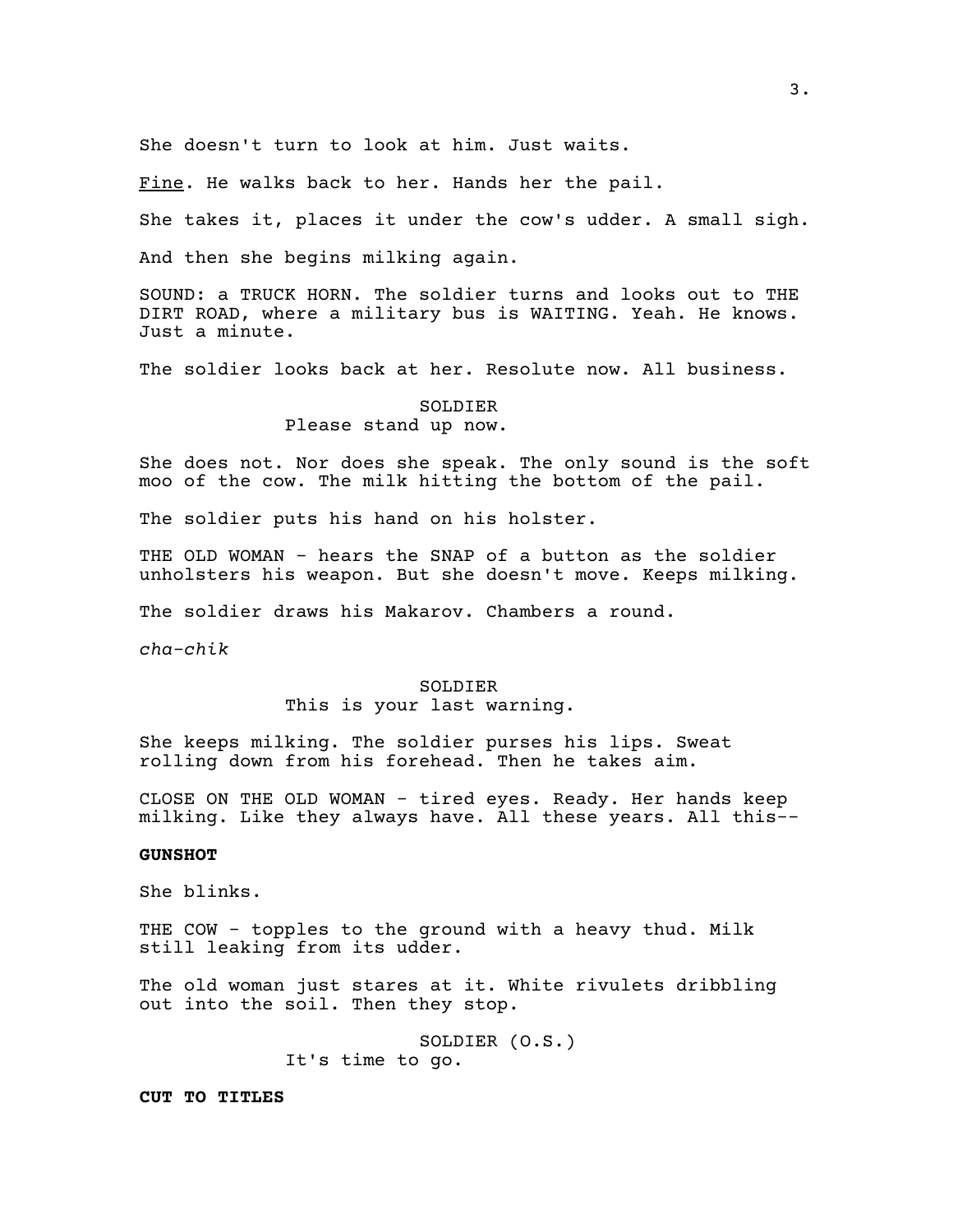She doesn't turn to look at him. Just waits.

<u>Fine</u>. He walks back to her. Hands her the pail.

She takes it, places it under the cow's udder. A small sigh.

And then she begins milking again.

SOUND: a TRUCK HORN. The soldier turns and looks out to THE DIRT ROAD, where a military bus is WAITING. Yeah. He knows. Just a minute.

The soldier looks back at her. Resolute now. All business.

SOLDIER
Please stand up now.

She does not. Nor does she speak. The only sound is the soft moo of the cow. The milk hitting the bottom of the pail.

The soldier puts his hand on his holster.

THE OLD WOMAN - hears the SNAP of a button as the soldier unholsters his weapon. But she doesn't move. Keeps milking.

The soldier draws his Makarov. Chambers a round.

*cha-chik*

SOLDIER
This is your last warning.

She keeps milking. The soldier purses his lips. Sweat rolling down from his forehead. Then he takes aim.

CLOSE ON THE OLD WOMAN - tired eyes. Ready. Her hands keep milking. Like they always have. All these years. All this--

**GUNSHOT**

She blinks.

THE COW - topples to the ground with a heavy thud. Milk still leaking from its udder.

The old woman just stares at it. White rivulets dribbling out into the soil. Then they stop.

SOLDIER (O.S.)
It's time to go.

**CUT TO TITLES**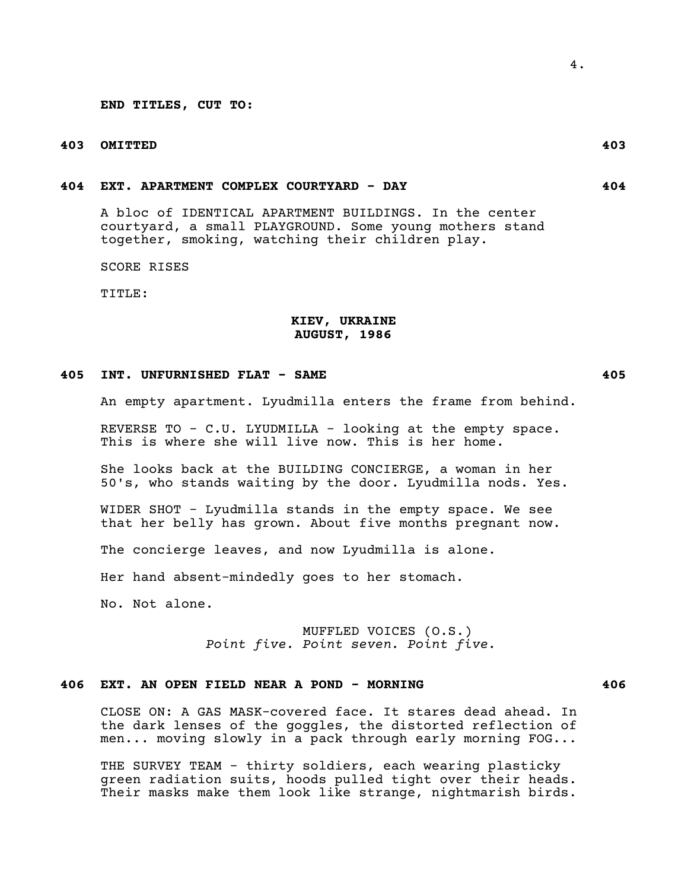**END TITLES, CUT TO:**

**403 OMITTED 403**

**404 EXT. APARTMENT COMPLEX COURTYARD - DAY 404**

A bloc of IDENTICAL APARTMENT BUILDINGS. In the center courtyard, a small PLAYGROUND. Some young mothers stand together, smoking, watching their children play.

SCORE RISES

TITLE:

**KIEV, UKRAINE**
**AUGUST, 1986**

**405 INT. UNFURNISHED FLAT - SAME 405**

An empty apartment. Lyudmilla enters the frame from behind.

REVERSE TO - C.U. LYUDMILLA - looking at the empty space. This is where she will live now. This is her home.

She looks back at the BUILDING CONCIERGE, a woman in her 50's, who stands waiting by the door. Lyudmilla nods. Yes.

WIDER SHOT - Lyudmilla stands in the empty space. We see that her belly has grown. About five months pregnant now.

The concierge leaves, and now Lyudmilla is alone.

Her hand absent-mindedly goes to her stomach.

No. Not alone.

MUFFLED VOICES (O.S.)
*Point five. Point seven. Point five.*

**406 EXT. AN OPEN FIELD NEAR A POND - MORNING 406**

CLOSE ON: A GAS MASK-covered face. It stares dead ahead. In the dark lenses of the goggles, the distorted reflection of men... moving slowly in a pack through early morning FOG...

THE SURVEY TEAM - thirty soldiers, each wearing plasticky green radiation suits, hoods pulled tight over their heads. Their masks make them look like strange, nightmarish birds.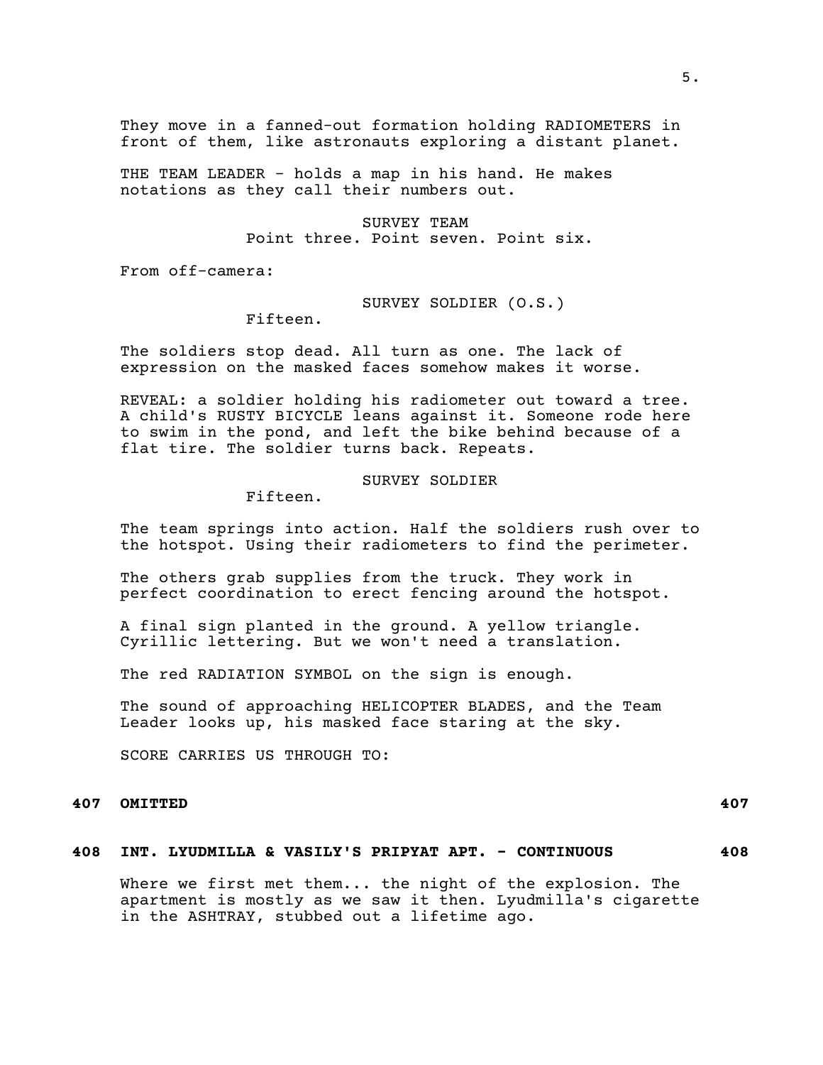They move in a fanned-out formation holding RADIOMETERS in front of them, like astronauts exploring a distant planet.

THE TEAM LEADER - holds a map in his hand. He makes notations as they call their numbers out.

SURVEY TEAM
Point three. Point seven. Point six.

From off-camera:

SURVEY SOLDIER (O.S.)
Fifteen.

The soldiers stop dead. All turn as one. The lack of expression on the masked faces somehow makes it worse.

REVEAL: a soldier holding his radiometer out toward a tree. A child's RUSTY BICYCLE leans against it. Someone rode here to swim in the pond, and left the bike behind because of a flat tire. The soldier turns back. Repeats.

SURVEY SOLDIER
Fifteen.

The team springs into action. Half the soldiers rush over to the hotspot. Using their radiometers to find the perimeter.

The others grab supplies from the truck. They work in perfect coordination to erect fencing around the hotspot.

A final sign planted in the ground. A yellow triangle. Cyrillic lettering. But we won't need a translation.

The red RADIATION SYMBOL on the sign is enough.

The sound of approaching HELICOPTER BLADES, and the Team Leader looks up, his masked face staring at the sky.

SCORE CARRIES US THROUGH TO:

**407 OMITTED 407**

**408 INT. LYUDMILLA & VASILY'S PRIPYAT APT. - CONTINUOUS 408**

Where we first met them... the night of the explosion. The apartment is mostly as we saw it then. Lyudmilla's cigarette in the ASHTRAY, stubbed out a lifetime ago.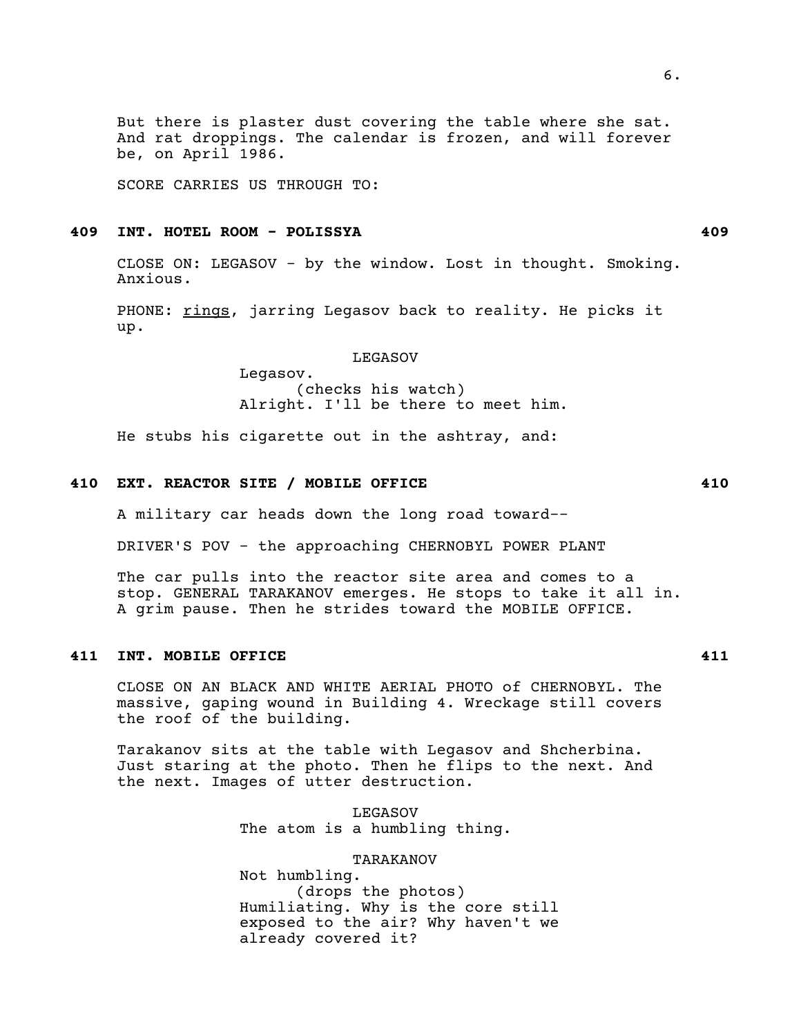But there is plaster dust covering the table where she sat. And rat droppings. The calendar is frozen, and will forever be, on April 1986.

SCORE CARRIES US THROUGH TO:

**409 INT. HOTEL ROOM - POLISSYA 409**

CLOSE ON: LEGASOV - by the window. Lost in thought. Smoking. Anxious.

PHONE: rings, jarring Legasov back to reality. He picks it up.

LEGASOV
Legasov.
(checks his watch)
Alright. I'll be there to meet him.

He stubs his cigarette out in the ashtray, and:

**410 EXT. REACTOR SITE / MOBILE OFFICE 410**

A military car heads down the long road toward--

DRIVER'S POV - the approaching CHERNOBYL POWER PLANT

The car pulls into the reactor site area and comes to a stop. GENERAL TARAKANOV emerges. He stops to take it all in. A grim pause. Then he strides toward the MOBILE OFFICE.

**411 INT. MOBILE OFFICE 411**

CLOSE ON AN BLACK AND WHITE AERIAL PHOTO of CHERNOBYL. The massive, gaping wound in Building 4. Wreckage still covers the roof of the building.

Tarakanov sits at the table with Legasov and Shcherbina. Just staring at the photo. Then he flips to the next. And the next. Images of utter destruction.

LEGASOV
The atom is a humbling thing.

TARAKANOV
Not humbling.
(drops the photos)
Humiliating. Why is the core still exposed to the air? Why haven't we already covered it?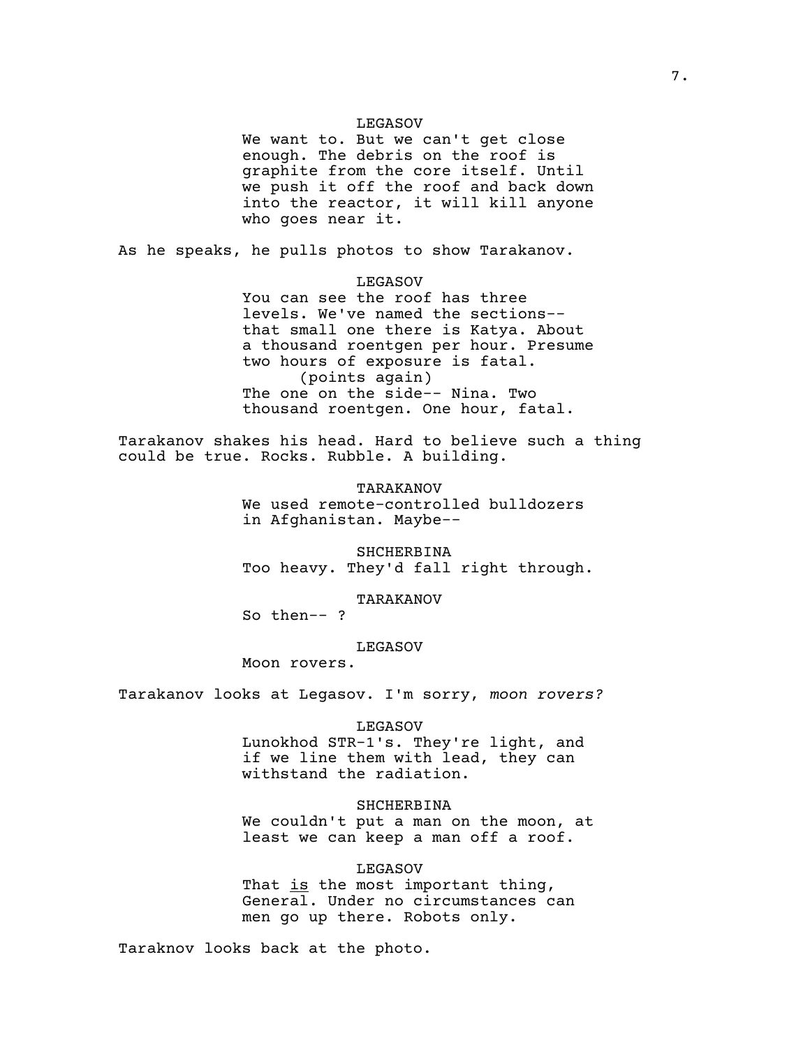LEGASOV

We want to. But we can't get close enough. The debris on the roof is graphite from the core itself. Until we push it off the roof and back down into the reactor, it will kill anyone who goes near it.

As he speaks, he pulls photos to show Tarakanov.

LEGASOV

You can see the roof has three levels. We've named the sections-- that small one there is Katya. About a thousand roentgen per hour. Presume two hours of exposure is fatal.

(points again)

The one on the side-- Nina. Two thousand roentgen. One hour, fatal.

Tarakanov shakes his head. Hard to believe such a thing could be true. Rocks. Rubble. A building.

TARAKANOV

We used remote-controlled bulldozers in Afghanistan. Maybe--

SHCHERBINA

Too heavy. They'd fall right through.

TARAKANOV

So then-- ?

LEGASOV

Moon rovers.

Tarakanov looks at Legasov. I'm sorry, *moon rovers?*

LEGASOV

Lunokhod STR-1's. They're light, and if we line them with lead, they can withstand the radiation.

SHCHERBINA

We couldn't put a man on the moon, at least we can keep a man off a roof.

LEGASOV

That is the most important thing, General. Under no circumstances can men go up there. Robots only.

Taraknov looks back at the photo.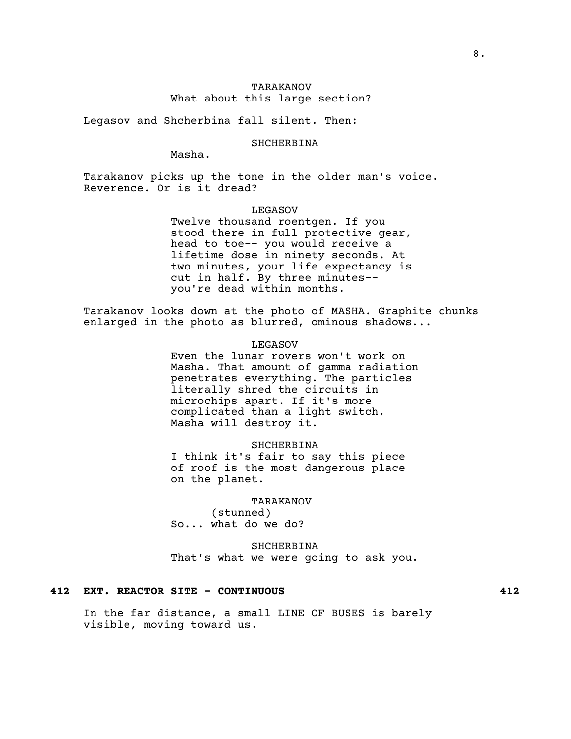TARAKANOV
What about this large section?

Legasov and Shcherbina fall silent. Then:

SHCHERBINA
Masha.

Tarakanov picks up the tone in the older man's voice. Reverence. Or is it dread?

LEGASOV
Twelve thousand roentgen. If you stood there in full protective gear, head to toe-- you would receive a lifetime dose in ninety seconds. At two minutes, your life expectancy is cut in half. By three minutes-- you're dead within months.

Tarakanov looks down at the photo of MASHA. Graphite chunks enlarged in the photo as blurred, ominous shadows...

LEGASOV
Even the lunar rovers won't work on Masha. That amount of gamma radiation penetrates everything. The particles literally shred the circuits in microchips apart. If it's more complicated than a light switch, Masha will destroy it.

SHCHERBINA
I think it's fair to say this piece of roof is the most dangerous place on the planet.

TARAKANOV
(stunned)
So... what do we do?

SHCHERBINA
That's what we were going to ask you.

**412 EXT. REACTOR SITE - CONTINUOUS 412**

In the far distance, a small LINE OF BUSES is barely visible, moving toward us.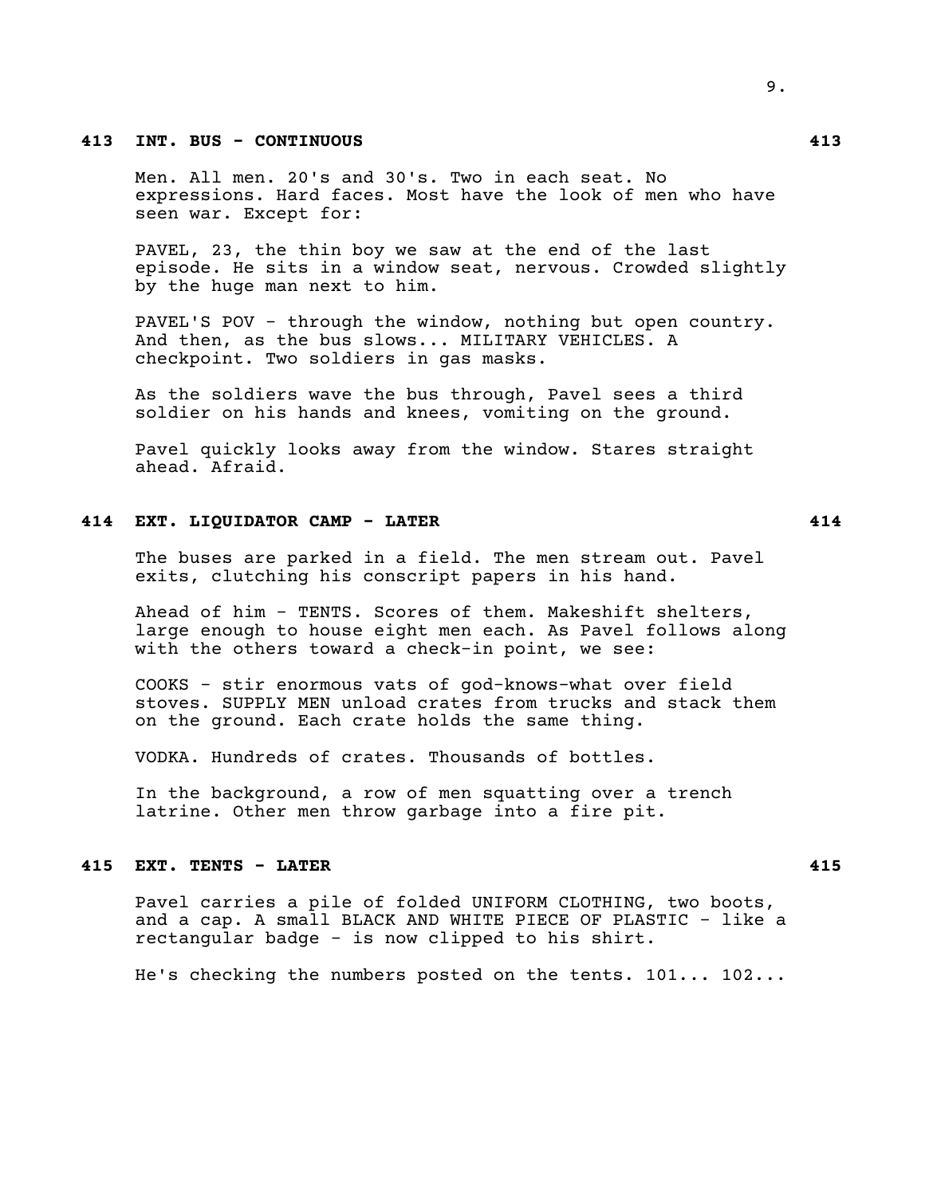**413 INT. BUS - CONTINUOUS 413**

Men. All men. 20's and 30's. Two in each seat. No expressions. Hard faces. Most have the look of men who have seen war. Except for:

PAVEL, 23, the thin boy we saw at the end of the last episode. He sits in a window seat, nervous. Crowded slightly by the huge man next to him.

PAVEL'S POV - through the window, nothing but open country. And then, as the bus slows... MILITARY VEHICLES. A checkpoint. Two soldiers in gas masks.

As the soldiers wave the bus through, Pavel sees a third soldier on his hands and knees, vomiting on the ground.

Pavel quickly looks away from the window. Stares straight ahead. Afraid.

**414 EXT. LIQUIDATOR CAMP - LATER 414**

The buses are parked in a field. The men stream out. Pavel exits, clutching his conscript papers in his hand.

Ahead of him - TENTS. Scores of them. Makeshift shelters, large enough to house eight men each. As Pavel follows along with the others toward a check-in point, we see:

COOKS - stir enormous vats of god-knows-what over field stoves. SUPPLY MEN unload crates from trucks and stack them on the ground. Each crate holds the same thing.

VODKA. Hundreds of crates. Thousands of bottles.

In the background, a row of men squatting over a trench latrine. Other men throw garbage into a fire pit.

**415 EXT. TENTS - LATER 415**

Pavel carries a pile of folded UNIFORM CLOTHING, two boots, and a cap. A small BLACK AND WHITE PIECE OF PLASTIC - like a rectangular badge - is now clipped to his shirt.

He's checking the numbers posted on the tents. 101... 102...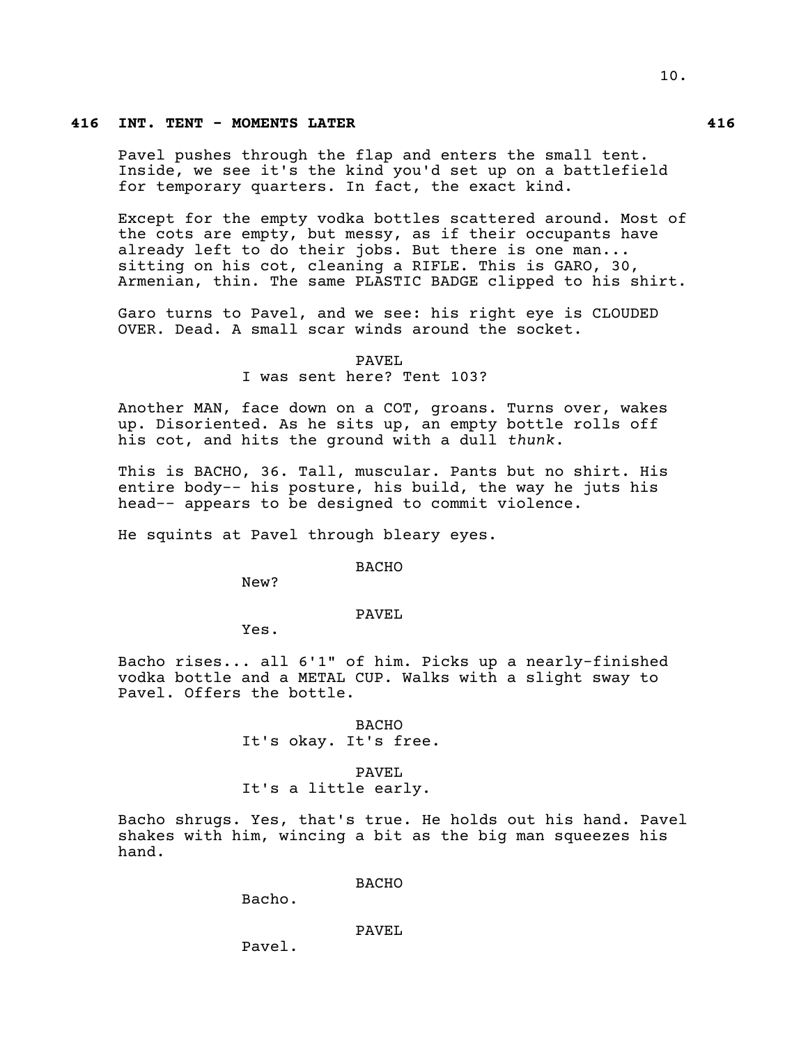**416 INT. TENT - MOMENTS LATER 416**

Pavel pushes through the flap and enters the small tent. Inside, we see it's the kind you'd set up on a battlefield for temporary quarters. In fact, the exact kind.

Except for the empty vodka bottles scattered around. Most of the cots are empty, but messy, as if their occupants have already left to do their jobs. But there is one man... sitting on his cot, cleaning a RIFLE. This is GARO, 30, Armenian, thin. The same PLASTIC BADGE clipped to his shirt.

Garo turns to Pavel, and we see: his right eye is CLOUDED OVER. Dead. A small scar winds around the socket.

PAVEL
I was sent here? Tent 103?

Another MAN, face down on a COT, groans. Turns over, wakes up. Disoriented. As he sits up, an empty bottle rolls off his cot, and hits the ground with a dull *thunk*.

This is BACHO, 36. Tall, muscular. Pants but no shirt. His entire body-- his posture, his build, the way he juts his head-- appears to be designed to commit violence.

He squints at Pavel through bleary eyes.

BACHO
New?

PAVEL
Yes.

Bacho rises... all 6'1" of him. Picks up a nearly-finished vodka bottle and a METAL CUP. Walks with a slight sway to Pavel. Offers the bottle.

BACHO
It's okay. It's free.

PAVEL
It's a little early.

Bacho shrugs. Yes, that's true. He holds out his hand. Pavel shakes with him, wincing a bit as the big man squeezes his hand.

BACHO
Bacho.

PAVEL
Pavel.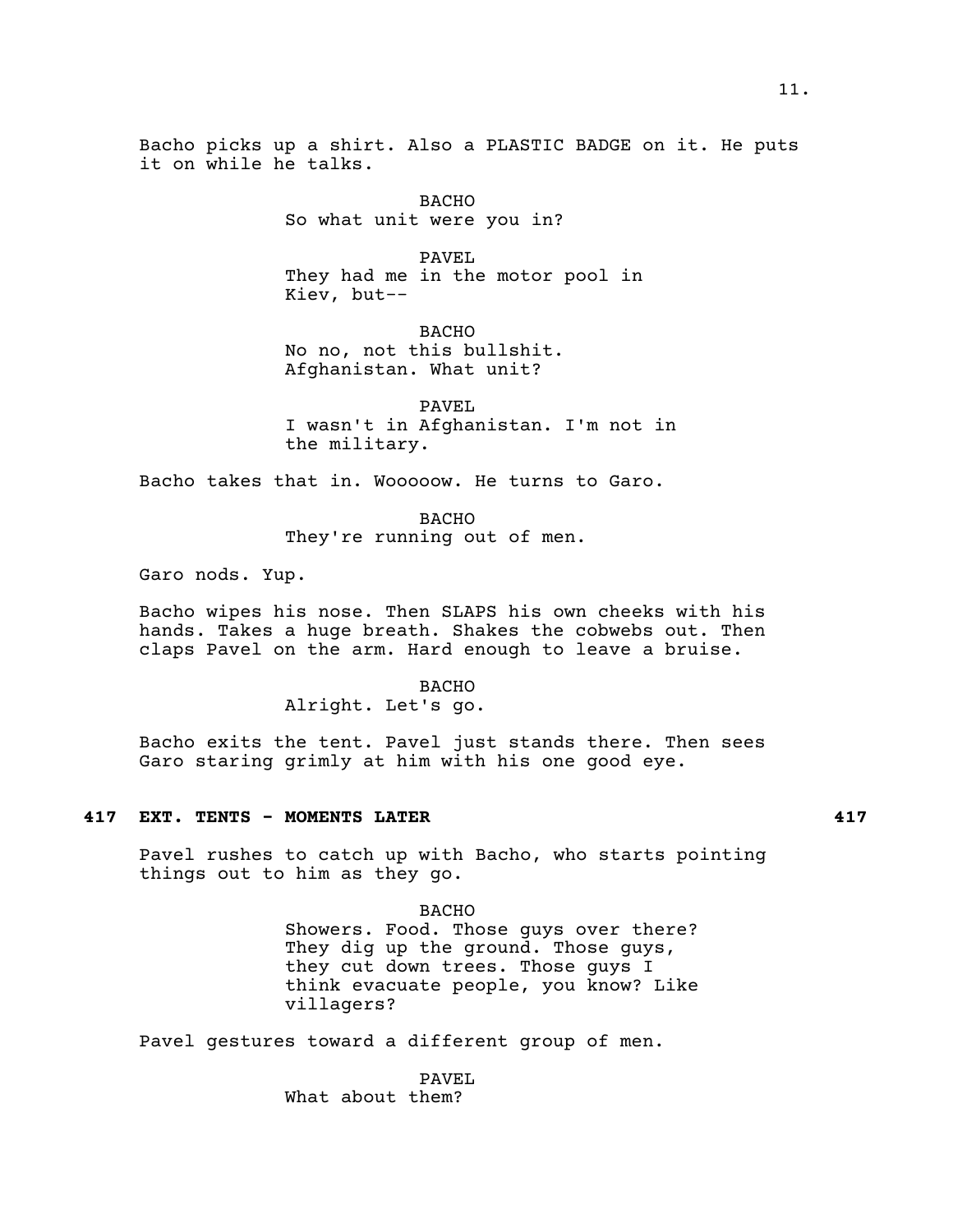Bacho picks up a shirt. Also a PLASTIC BADGE on it. He puts it on while he talks.

BACHO
So what unit were you in?

PAVEL
They had me in the motor pool in Kiev, but--

BACHO
No no, not this bullshit. Afghanistan. What unit?

PAVEL
I wasn't in Afghanistan. I'm not in the military.

Bacho takes that in. Wooooow. He turns to Garo.

BACHO
They're running out of men.

Garo nods. Yup.

Bacho wipes his nose. Then SLAPS his own cheeks with his hands. Takes a huge breath. Shakes the cobwebs out. Then claps Pavel on the arm. Hard enough to leave a bruise.

BACHO
Alright. Let's go.

Bacho exits the tent. Pavel just stands there. Then sees Garo staring grimly at him with his one good eye.

**417 EXT. TENTS - MOMENTS LATER 417**

Pavel rushes to catch up with Bacho, who starts pointing things out to him as they go.

BACHO
Showers. Food. Those guys over there? They dig up the ground. Those guys, they cut down trees. Those guys I think evacuate people, you know? Like villagers?

Pavel gestures toward a different group of men.

PAVEL
What about them?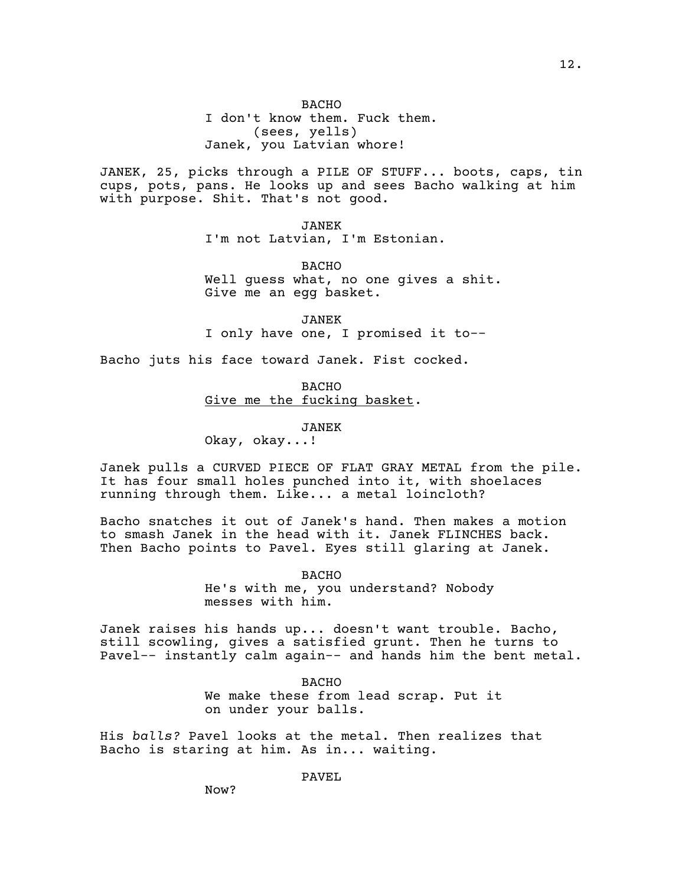BACHO
I don't know them. Fuck them.
(sees, yells)
Janek, you Latvian whore!

JANEK, 25, picks through a PILE OF STUFF... boots, caps, tin cups, pots, pans. He looks up and sees Bacho walking at him with purpose. Shit. That's not good.

JANEK
I'm not Latvian, I'm Estonian.

BACHO
Well guess what, no one gives a shit. Give me an egg basket.

JANEK
I only have one, I promised it to--

Bacho juts his face toward Janek. Fist cocked.

BACHO
<u>Give me the fucking basket</u>.

JANEK
Okay, okay...!

Janek pulls a CURVED PIECE OF FLAT GRAY METAL from the pile. It has four small holes punched into it, with shoelaces running through them. Like... a metal loincloth?

Bacho snatches it out of Janek's hand. Then makes a motion to smash Janek in the head with it. Janek FLINCHES back. Then Bacho points to Pavel. Eyes still glaring at Janek.

BACHO
He's with me, you understand? Nobody messes with him.

Janek raises his hands up... doesn't want trouble. Bacho, still scowling, gives a satisfied grunt. Then he turns to Pavel-- instantly calm again-- and hands him the bent metal.

BACHO
We make these from lead scrap. Put it on under your balls.

His *balls?* Pavel looks at the metal. Then realizes that Bacho is staring at him. As in... waiting.

PAVEL
Now?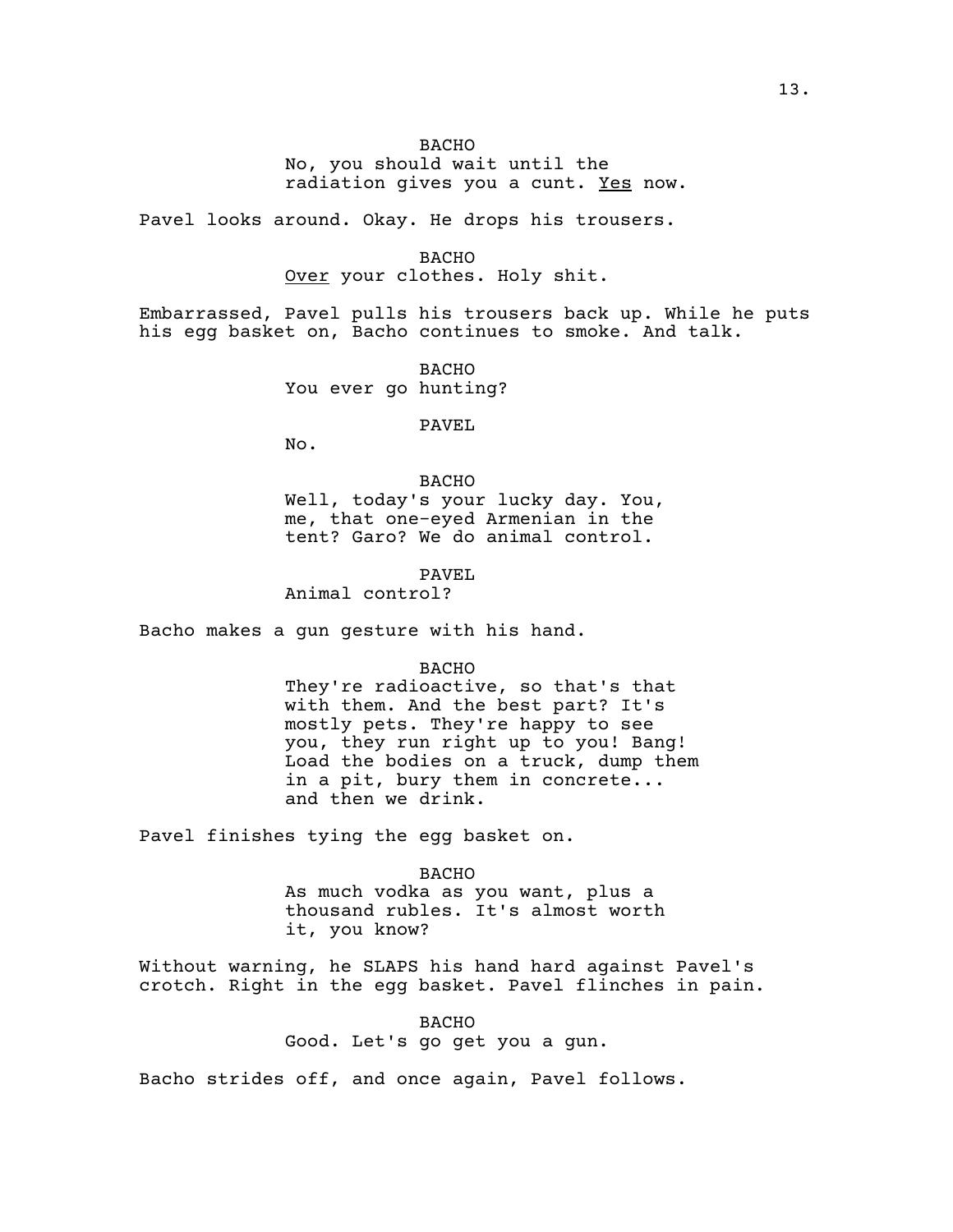BACHO

No, you should wait until the radiation gives you a cunt. <u>Yes</u> now.

Pavel looks around. Okay. He drops his trousers.

BACHO

<u>Over</u> your clothes. Holy shit.

Embarrassed, Pavel pulls his trousers back up. While he puts his egg basket on, Bacho continues to smoke. And talk.

BACHO

You ever go hunting?

PAVEL

No.

BACHO

Well, today's your lucky day. You, me, that one-eyed Armenian in the tent? Garo? We do animal control.

PAVEL

Animal control?

Bacho makes a gun gesture with his hand.

BACHO

They're radioactive, so that's that with them. And the best part? It's mostly pets. They're happy to see you, they run right up to you! Bang! Load the bodies on a truck, dump them in a pit, bury them in concrete... and then we drink.

Pavel finishes tying the egg basket on.

BACHO

As much vodka as you want, plus a thousand rubles. It's almost worth it, you know?

Without warning, he SLAPS his hand hard against Pavel's crotch. Right in the egg basket. Pavel flinches in pain.

BACHO

Good. Let's go get you a gun.

Bacho strides off, and once again, Pavel follows.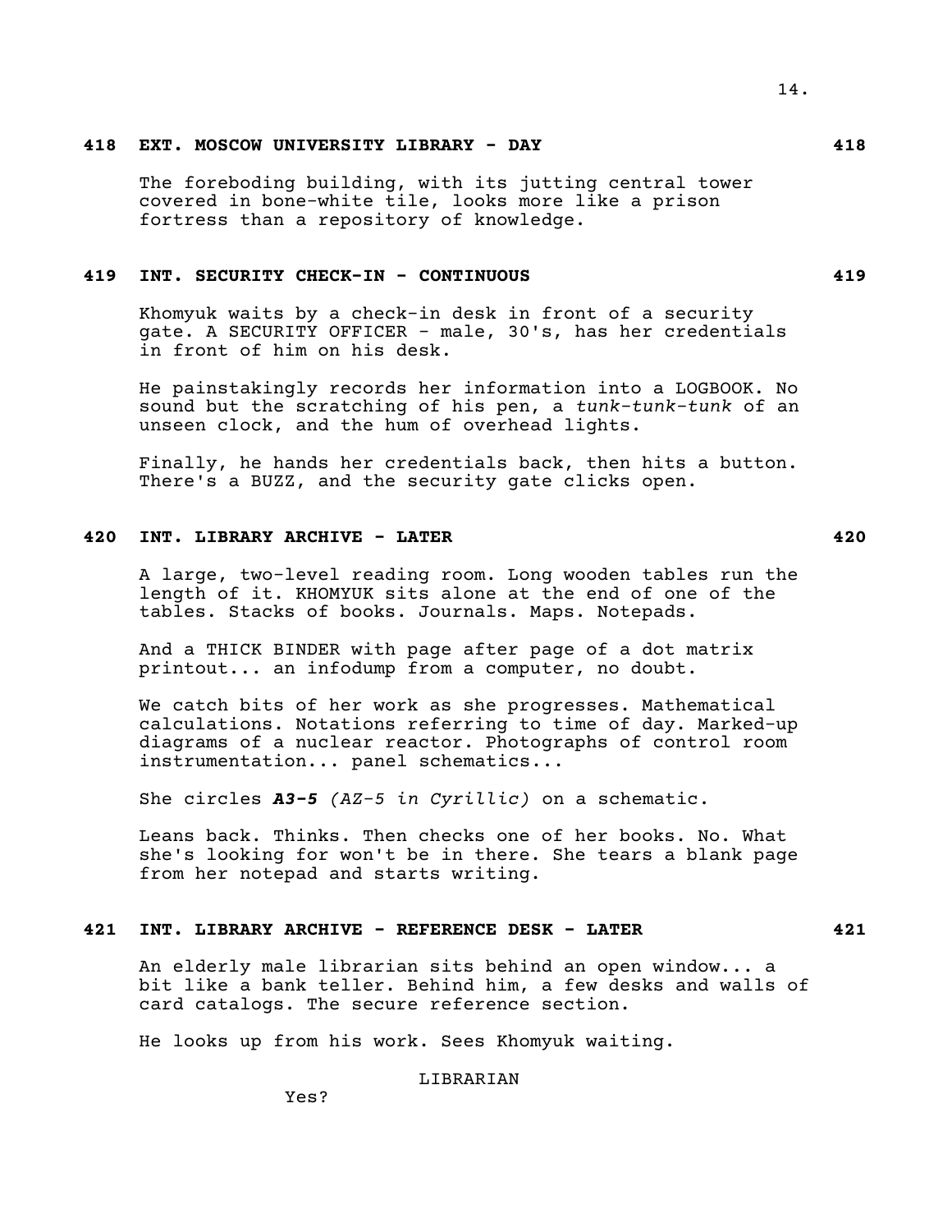## 418 EXT. MOSCOW UNIVERSITY LIBRARY - DAY 418

The foreboding building, with its jutting central tower covered in bone-white tile, looks more like a prison fortress than a repository of knowledge.

## 419 INT. SECURITY CHECK-IN - CONTINUOUS 419

Khomyuk waits by a check-in desk in front of a security gate. A SECURITY OFFICER - male, 30's, has her credentials in front of him on his desk.

He painstakingly records her information into a LOGBOOK. No sound but the scratching of his pen, a *tunk-tunk-tunk* of an unseen clock, and the hum of overhead lights.

Finally, he hands her credentials back, then hits a button. There's a BUZZ, and the security gate clicks open.

## 420 INT. LIBRARY ARCHIVE - LATER 420

A large, two-level reading room. Long wooden tables run the length of it. KHOMYUK sits alone at the end of one of the tables. Stacks of books. Journals. Maps. Notepads.

And a THICK BINDER with page after page of a dot matrix printout... an infodump from a computer, no doubt.

We catch bits of her work as she progresses. Mathematical calculations. Notations referring to time of day. Marked-up diagrams of a nuclear reactor. Photographs of control room instrumentation... panel schematics...

She circles ***A3-5*** *(AZ-5 in Cyrillic)* on a schematic.

Leans back. Thinks. Then checks one of her books. No. What she's looking for won't be in there. She tears a blank page from her notepad and starts writing.

## 421 INT. LIBRARY ARCHIVE - REFERENCE DESK - LATER 421

An elderly male librarian sits behind an open window... a bit like a bank teller. Behind him, a few desks and walls of card catalogs. The secure reference section.

He looks up from his work. Sees Khomyuk waiting.

LIBRARIAN

Yes?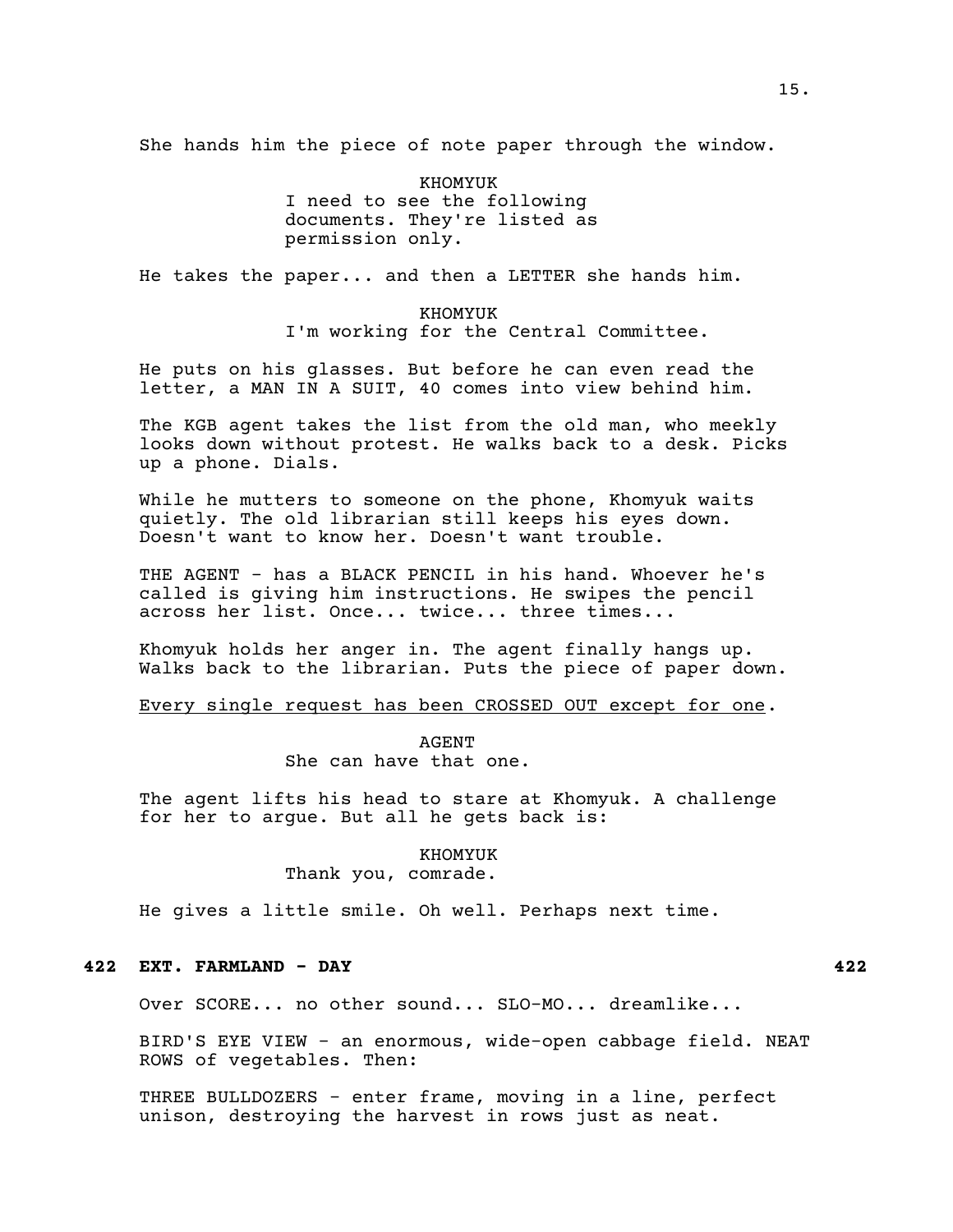She hands him the piece of note paper through the window.

KHOMYUK
I need to see the following documents. They're listed as permission only.

He takes the paper... and then a LETTER she hands him.

KHOMYUK
I'm working for the Central Committee.

He puts on his glasses. But before he can even read the letter, a MAN IN A SUIT, 40 comes into view behind him.

The KGB agent takes the list from the old man, who meekly looks down without protest. He walks back to a desk. Picks up a phone. Dials.

While he mutters to someone on the phone, Khomyuk waits quietly. The old librarian still keeps his eyes down. Doesn't want to know her. Doesn't want trouble.

THE AGENT - has a BLACK PENCIL in his hand. Whoever he's called is giving him instructions. He swipes the pencil across her list. Once... twice... three times...

Khomyuk holds her anger in. The agent finally hangs up. Walks back to the librarian. Puts the piece of paper down.

<u>Every single request has been CROSSED OUT except for one</u>.

AGENT
She can have that one.

The agent lifts his head to stare at Khomyuk. A challenge for her to argue. But all he gets back is:

KHOMYUK
Thank you, comrade.

He gives a little smile. Oh well. Perhaps next time.

**422 EXT. FARMLAND - DAY 422**

Over SCORE... no other sound... SLO-MO... dreamlike...

BIRD'S EYE VIEW - an enormous, wide-open cabbage field. NEAT ROWS of vegetables. Then:

THREE BULLDOZERS - enter frame, moving in a line, perfect unison, destroying the harvest in rows just as neat.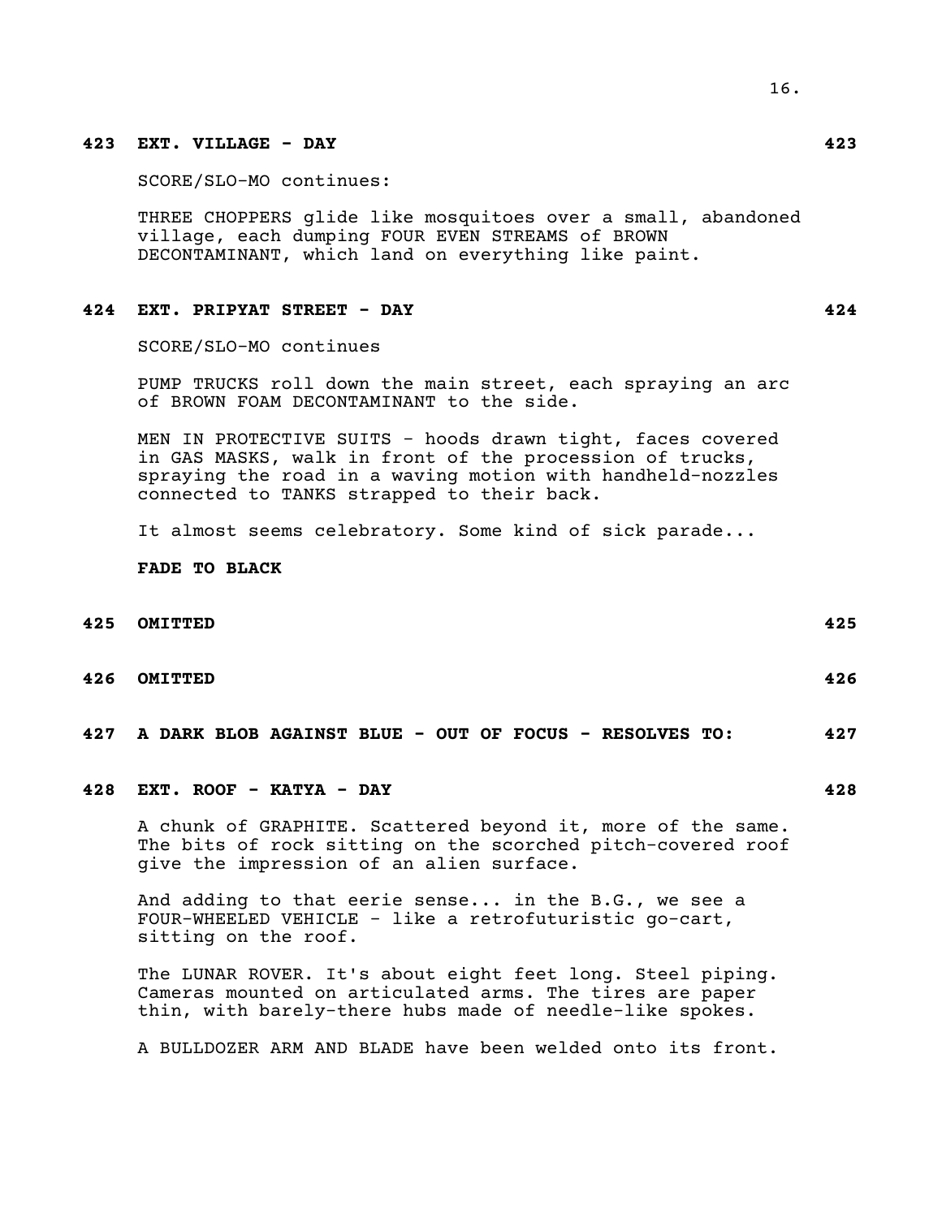**423 EXT. VILLAGE - DAY 423**

SCORE/SLO-MO continues:

THREE CHOPPERS glide like mosquitoes over a small, abandoned village, each dumping FOUR EVEN STREAMS of BROWN DECONTAMINANT, which land on everything like paint.

**424 EXT. PRIPYAT STREET - DAY 424**

SCORE/SLO-MO continues

PUMP TRUCKS roll down the main street, each spraying an arc of BROWN FOAM DECONTAMINANT to the side.

MEN IN PROTECTIVE SUITS - hoods drawn tight, faces covered in GAS MASKS, walk in front of the procession of trucks, spraying the road in a waving motion with handheld-nozzles connected to TANKS strapped to their back.

It almost seems celebratory. Some kind of sick parade...

**FADE TO BLACK**

**425 OMITTED 425**

**426 OMITTED 426**

**427 A DARK BLOB AGAINST BLUE - OUT OF FOCUS - RESOLVES TO: 427**

**428 EXT. ROOF - KATYA - DAY 428**

A chunk of GRAPHITE. Scattered beyond it, more of the same. The bits of rock sitting on the scorched pitch-covered roof give the impression of an alien surface.

And adding to that eerie sense... in the B.G., we see a FOUR-WHEELED VEHICLE - like a retrofuturistic go-cart, sitting on the roof.

The LUNAR ROVER. It's about eight feet long. Steel piping. Cameras mounted on articulated arms. The tires are paper thin, with barely-there hubs made of needle-like spokes.

A BULLDOZER ARM AND BLADE have been welded onto its front.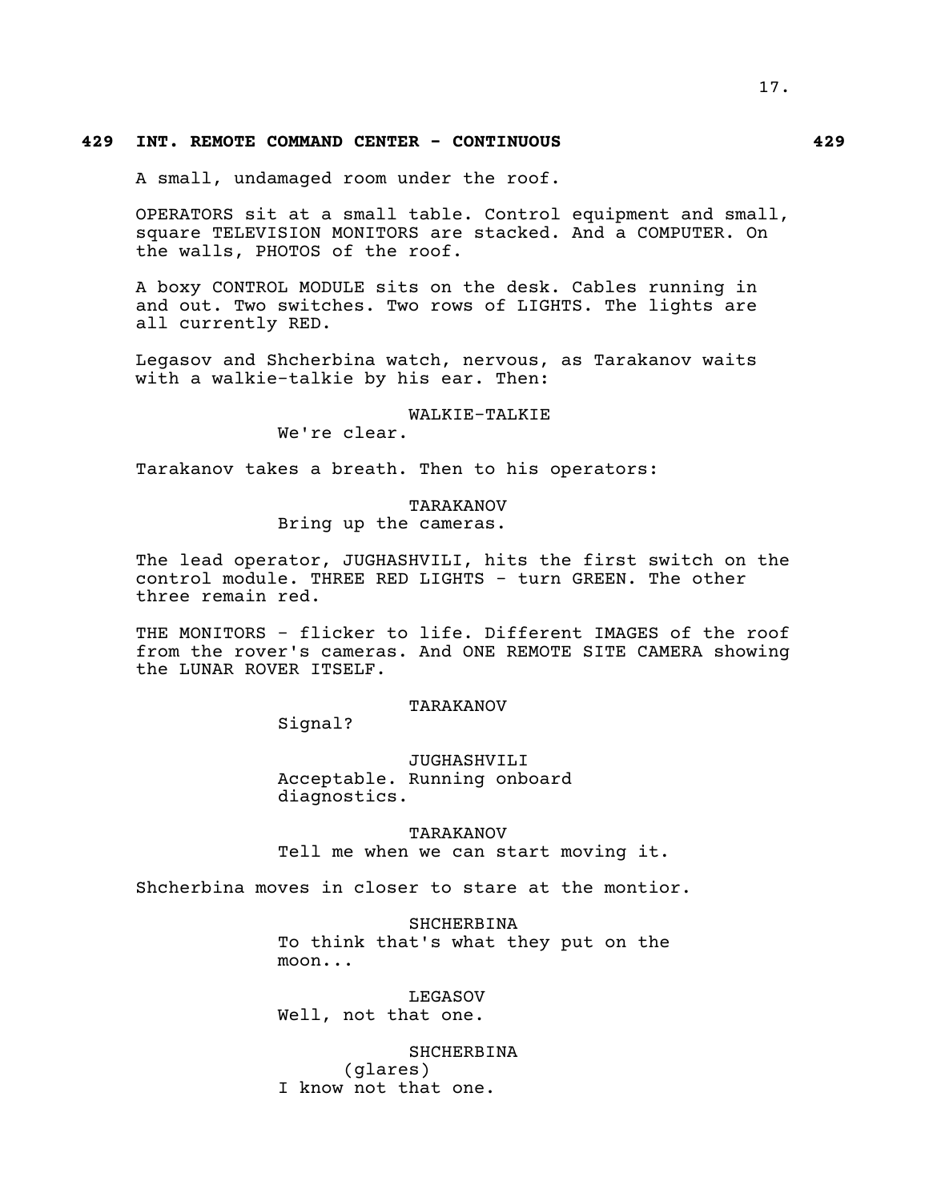**429 INT. REMOTE COMMAND CENTER - CONTINUOUS 429**

A small, undamaged room under the roof.

OPERATORS sit at a small table. Control equipment and small, square TELEVISION MONITORS are stacked. And a COMPUTER. On the walls, PHOTOS of the roof.

A boxy CONTROL MODULE sits on the desk. Cables running in and out. Two switches. Two rows of LIGHTS. The lights are all currently RED.

Legasov and Shcherbina watch, nervous, as Tarakanov waits with a walkie-talkie by his ear. Then:

WALKIE-TALKIE
We're clear.

Tarakanov takes a breath. Then to his operators:

TARAKANOV
Bring up the cameras.

The lead operator, JUGHASHVILI, hits the first switch on the control module. THREE RED LIGHTS - turn GREEN. The other three remain red.

THE MONITORS - flicker to life. Different IMAGES of the roof from the rover's cameras. And ONE REMOTE SITE CAMERA showing the LUNAR ROVER ITSELF.

TARAKANOV
Signal?

JUGHASHVILI
Acceptable. Running onboard diagnostics.

TARAKANOV
Tell me when we can start moving it.

Shcherbina moves in closer to stare at the montior.

SHCHERBINA
To think that's what they put on the moon...

LEGASOV
Well, not that one.

SHCHERBINA
(glares)
I know not that one.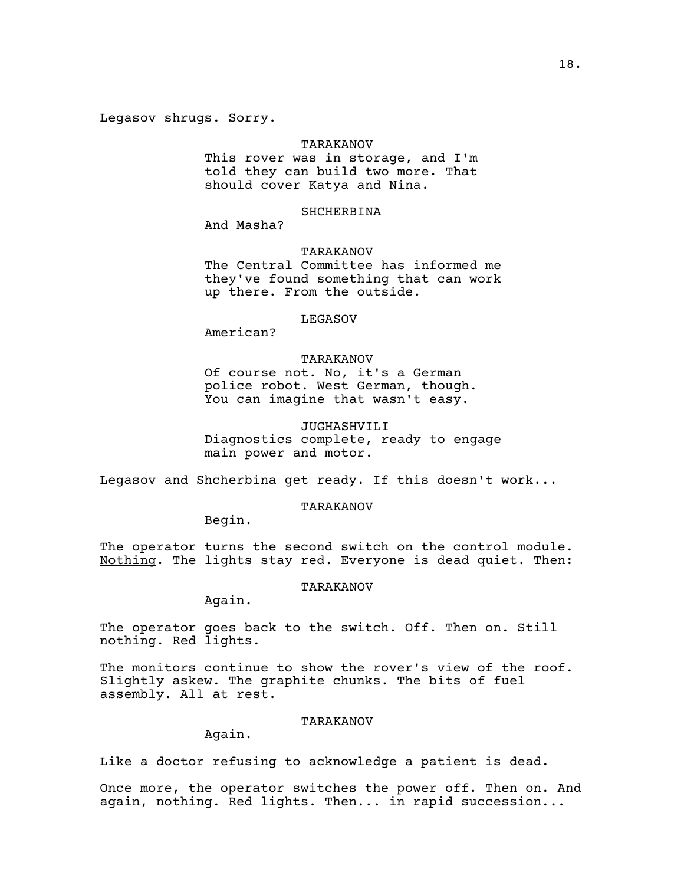Legasov shrugs. Sorry.

TARAKANOV
This rover was in storage, and I'm told they can build two more. That should cover Katya and Nina.

SHCHERBINA
And Masha?

TARAKANOV
The Central Committee has informed me they've found something that can work up there. From the outside.

LEGASOV
American?

TARAKANOV
Of course not. No, it's a German police robot. West German, though. You can imagine that wasn't easy.

JUGHASHVILI
Diagnostics complete, ready to engage main power and motor.

Legasov and Shcherbina get ready. If this doesn't work...

TARAKANOV
Begin.

The operator turns the second switch on the control module. <u>Nothing</u>. The lights stay red. Everyone is dead quiet. Then:

TARAKANOV
Again.

The operator goes back to the switch. Off. Then on. Still nothing. Red lights.

The monitors continue to show the rover's view of the roof. Slightly askew. The graphite chunks. The bits of fuel assembly. All at rest.

TARAKANOV
Again.

Like a doctor refusing to acknowledge a patient is dead.

Once more, the operator switches the power off. Then on. And again, nothing. Red lights. Then... in rapid succession...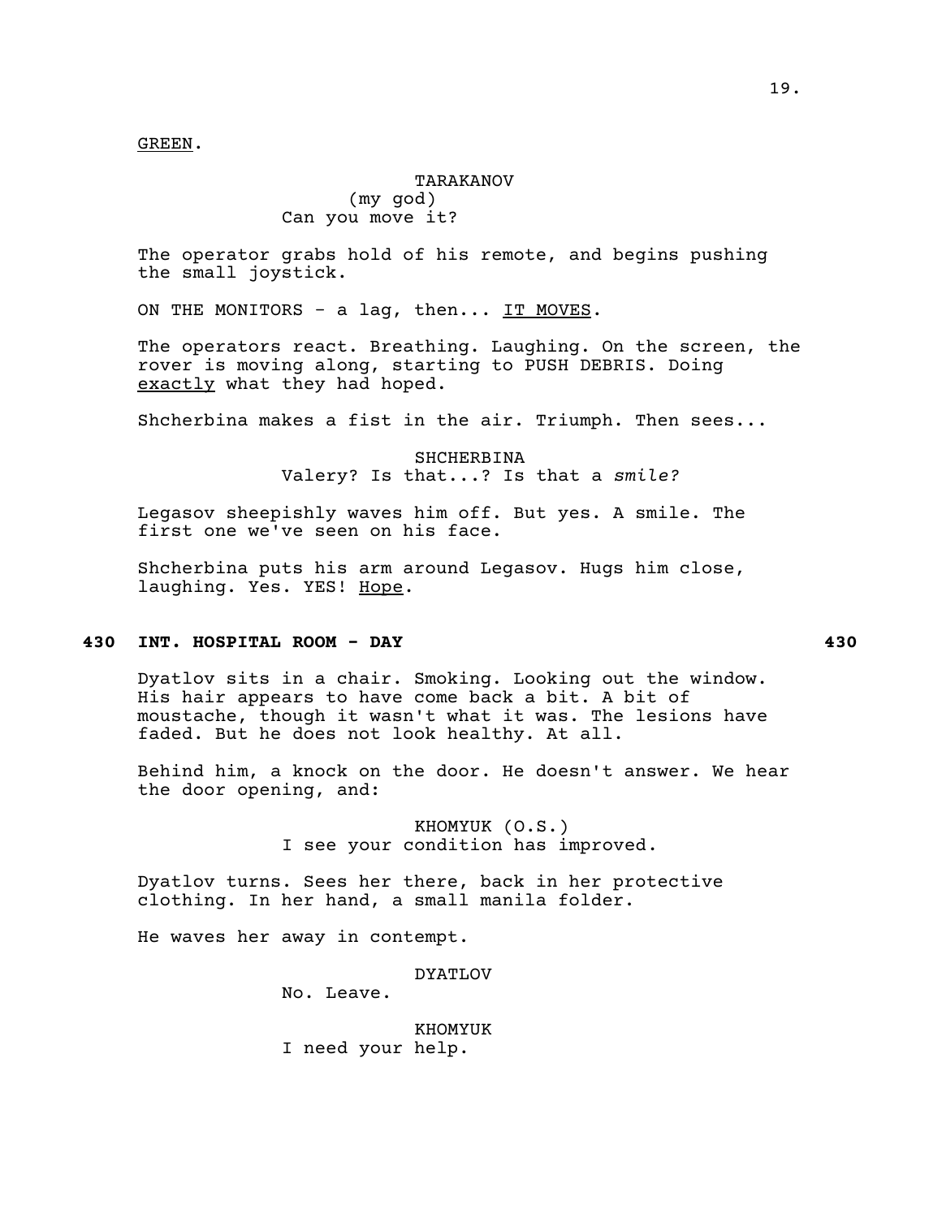<u>GREEN</u>.

TARAKANOV
(my god)
Can you move it?

The operator grabs hold of his remote, and begins pushing the small joystick.

ON THE MONITORS - a lag, then... <u>IT MOVES</u>.

The operators react. Breathing. Laughing. On the screen, the rover is moving along, starting to PUSH DEBRIS. Doing <u>exactly</u> what they had hoped.

Shcherbina makes a fist in the air. Triumph. Then sees...

SHCHERBINA
Valery? Is that...? Is that a *smile?*

Legasov sheepishly waves him off. But yes. A smile. The first one we've seen on his face.

Shcherbina puts his arm around Legasov. Hugs him close, laughing. Yes. YES! <u>Hope</u>.

**430 INT. HOSPITAL ROOM - DAY 430**

Dyatlov sits in a chair. Smoking. Looking out the window. His hair appears to have come back a bit. A bit of moustache, though it wasn't what it was. The lesions have faded. But he does not look healthy. At all.

Behind him, a knock on the door. He doesn't answer. We hear the door opening, and:

KHOMYUK (O.S.)
I see your condition has improved.

Dyatlov turns. Sees her there, back in her protective clothing. In her hand, a small manila folder.

He waves her away in contempt.

DYATLOV
No. Leave.

KHOMYUK
I need your help.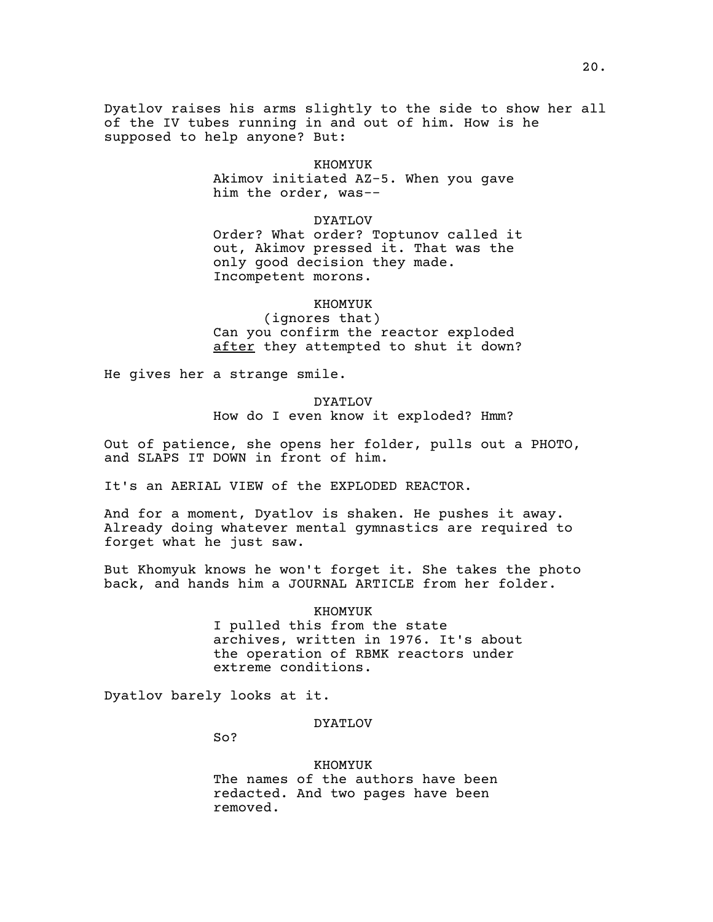Dyatlov raises his arms slightly to the side to show her all of the IV tubes running in and out of him. How is he supposed to help anyone? But:

KHOMYUK
Akimov initiated AZ-5. When you gave him the order, was--

DYATLOV
Order? What order? Toptunov called it out, Akimov pressed it. That was the only good decision they made. Incompetent morons.

KHOMYUK
(ignores that)
Can you confirm the reactor exploded <u>after</u> they attempted to shut it down?

He gives her a strange smile.

DYATLOV
How do I even know it exploded? Hmm?

Out of patience, she opens her folder, pulls out a PHOTO, and SLAPS IT DOWN in front of him.

It's an AERIAL VIEW of the EXPLODED REACTOR.

And for a moment, Dyatlov is shaken. He pushes it away. Already doing whatever mental gymnastics are required to forget what he just saw.

But Khomyuk knows he won't forget it. She takes the photo back, and hands him a JOURNAL ARTICLE from her folder.

KHOMYUK
I pulled this from the state archives, written in 1976. It's about the operation of RBMK reactors under extreme conditions.

Dyatlov barely looks at it.

DYATLOV
So?

KHOMYUK
The names of the authors have been redacted. And two pages have been removed.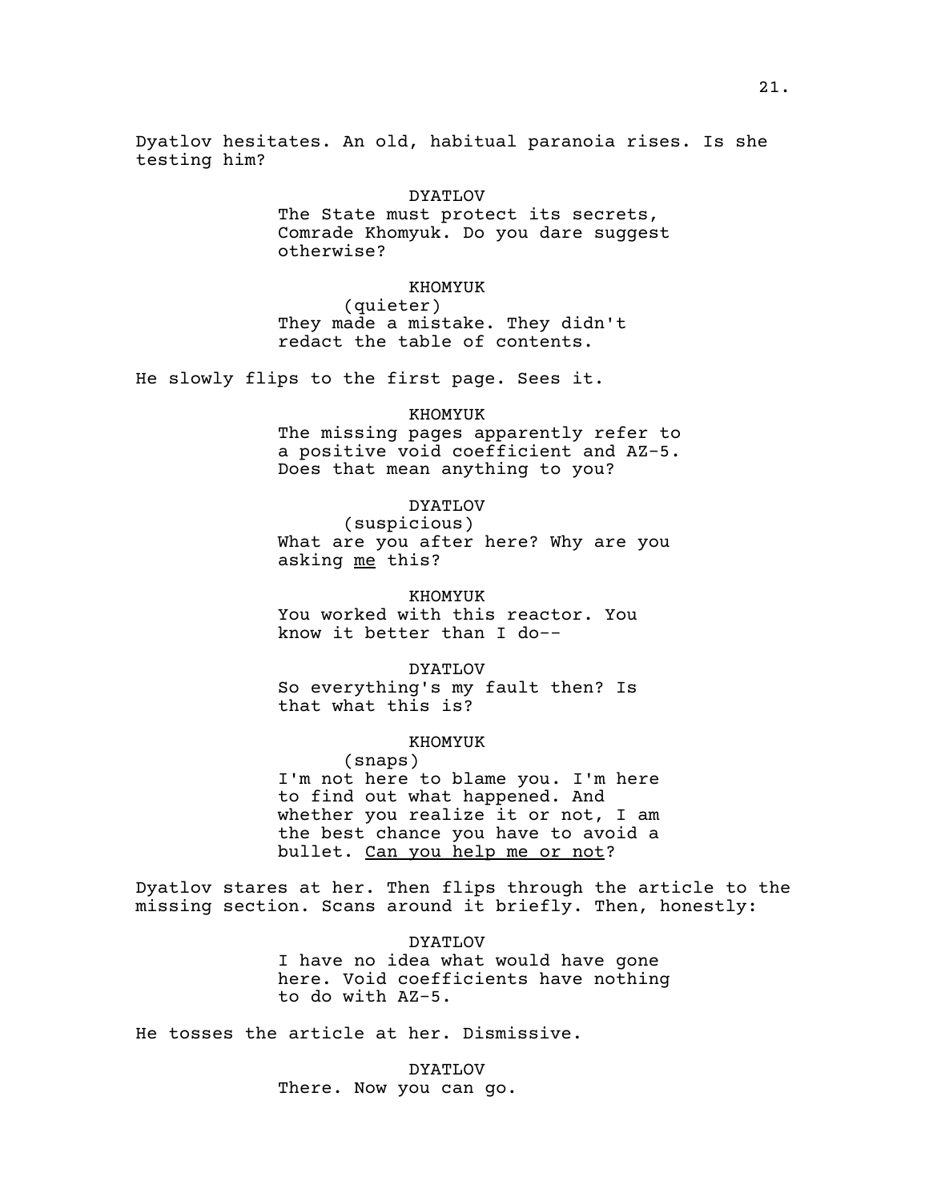Dyatlov hesitates. An old, habitual paranoia rises. Is she testing him?

DYATLOV
The State must protect its secrets, Comrade Khomyuk. Do you dare suggest otherwise?

KHOMYUK
(quieter)
They made a mistake. They didn't redact the table of contents.

He slowly flips to the first page. Sees it.

KHOMYUK
The missing pages apparently refer to a positive void coefficient and AZ-5. Does that mean anything to you?

DYATLOV
(suspicious)
What are you after here? Why are you asking <u>me</u> this?

KHOMYUK
You worked with this reactor. You know it better than I do--

DYATLOV
So everything's my fault then? Is that what this is?

KHOMYUK
(snaps)
I'm not here to blame you. I'm here to find out what happened. And whether you realize it or not, I am the best chance you have to avoid a bullet. <u>Can you help me or not</u>?

Dyatlov stares at her. Then flips through the article to the missing section. Scans around it briefly. Then, honestly:

DYATLOV
I have no idea what would have gone here. Void coefficients have nothing to do with AZ-5.

He tosses the article at her. Dismissive.

DYATLOV
There. Now you can go.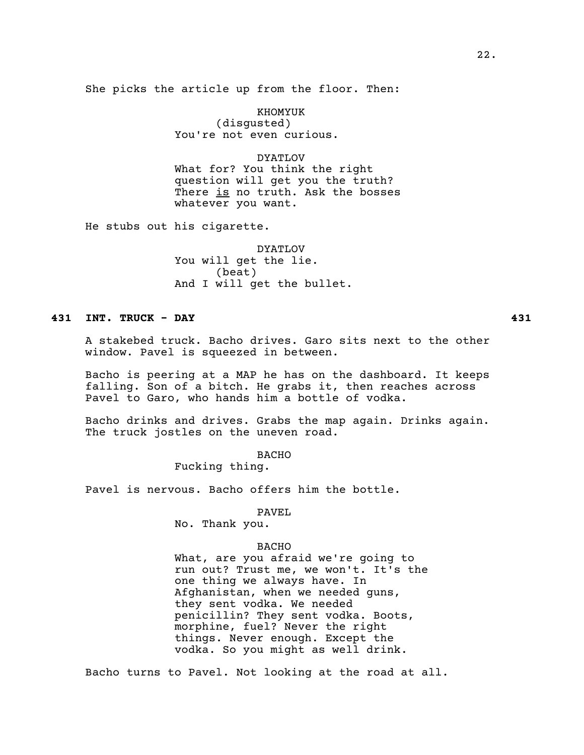She picks the article up from the floor. Then:

KHOMYUK
(disgusted)
You're not even curious.

DYATLOV
What for? You think the right question will get you the truth? There _is_ no truth. Ask the bosses whatever you want.

He stubs out his cigarette.

DYATLOV
You will get the lie.
(beat)
And I will get the bullet.

**431 INT. TRUCK - DAY 431**

A stakebed truck. Bacho drives. Garo sits next to the other window. Pavel is squeezed in between.

Bacho is peering at a MAP he has on the dashboard. It keeps falling. Son of a bitch. He grabs it, then reaches across Pavel to Garo, who hands him a bottle of vodka.

Bacho drinks and drives. Grabs the map again. Drinks again. The truck jostles on the uneven road.

BACHO
Fucking thing.

Pavel is nervous. Bacho offers him the bottle.

PAVEL
No. Thank you.

BACHO
What, are you afraid we're going to run out? Trust me, we won't. It's the one thing we always have. In Afghanistan, when we needed guns, they sent vodka. We needed penicillin? They sent vodka. Boots, morphine, fuel? Never the right things. Never enough. Except the vodka. So you might as well drink.

Bacho turns to Pavel. Not looking at the road at all.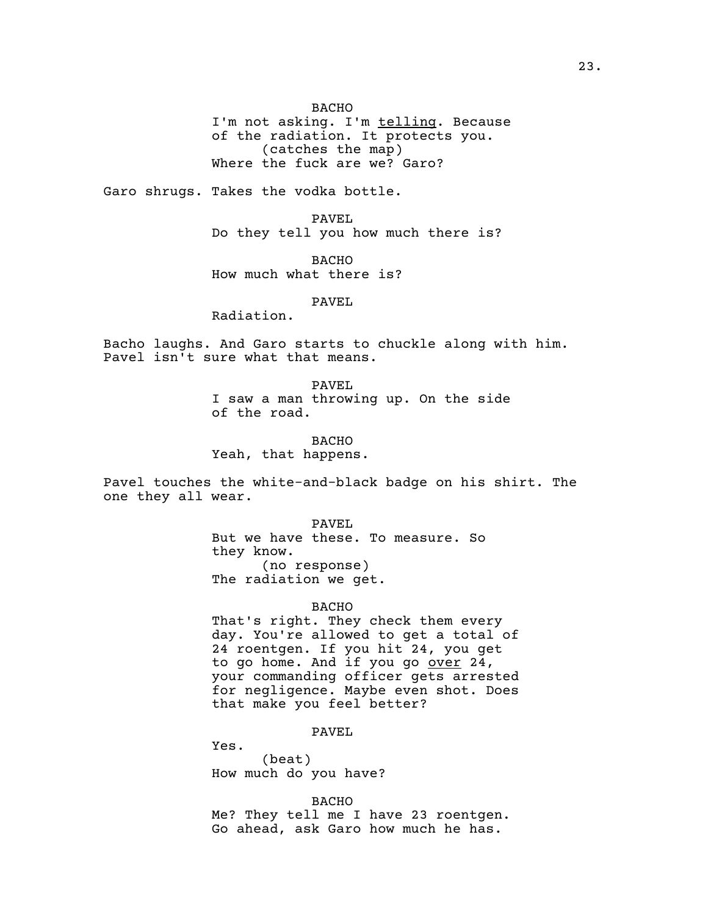BACHO

I'm not asking. I'm <u>telling</u>. Because of the radiation. It protects you.

(catches the map)

Where the fuck are we? Garo?

Garo shrugs. Takes the vodka bottle.

PAVEL

Do they tell you how much there is?

BACHO

How much what there is?

PAVEL

Radiation.

Bacho laughs. And Garo starts to chuckle along with him. Pavel isn't sure what that means.

PAVEL

I saw a man throwing up. On the side of the road.

BACHO

Yeah, that happens.

Pavel touches the white-and-black badge on his shirt. The one they all wear.

PAVEL

But we have these. To measure. So they know.

(no response)

The radiation we get.

BACHO

That's right. They check them every day. You're allowed to get a total of 24 roentgen. If you hit 24, you get to go home. And if you go <u>over</u> 24, your commanding officer gets arrested for negligence. Maybe even shot. Does that make you feel better?

PAVEL

Yes.

(beat)

How much do you have?

BACHO

Me? They tell me I have 23 roentgen. Go ahead, ask Garo how much he has.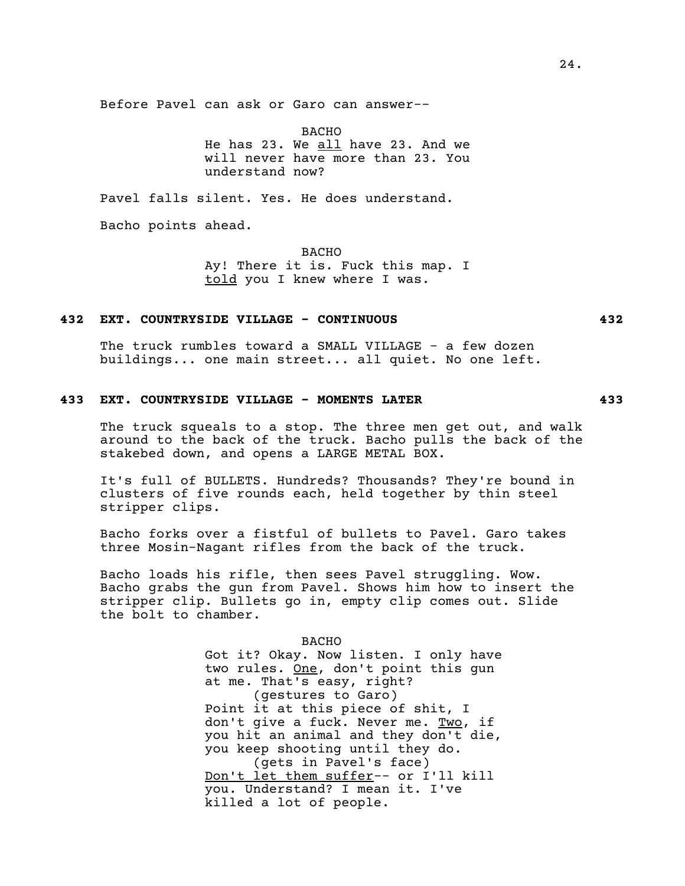Before Pavel can ask or Garo can answer--

BACHO
He has 23. We <u>all</u> have 23. And we will never have more than 23. You understand now?

Pavel falls silent. Yes. He does understand.

Bacho points ahead.

BACHO
Ay! There it is. Fuck this map. I <u>told</u> you I knew where I was.

**432 EXT. COUNTRYSIDE VILLAGE - CONTINUOUS 432**

The truck rumbles toward a SMALL VILLAGE - a few dozen buildings... one main street... all quiet. No one left.

**433 EXT. COUNTRYSIDE VILLAGE - MOMENTS LATER 433**

The truck squeals to a stop. The three men get out, and walk around to the back of the truck. Bacho pulls the back of the stakebed down, and opens a LARGE METAL BOX.

It's full of BULLETS. Hundreds? Thousands? They're bound in clusters of five rounds each, held together by thin steel stripper clips.

Bacho forks over a fistful of bullets to Pavel. Garo takes three Mosin-Nagant rifles from the back of the truck.

Bacho loads his rifle, then sees Pavel struggling. Wow. Bacho grabs the gun from Pavel. Shows him how to insert the stripper clip. Bullets go in, empty clip comes out. Slide the bolt to chamber.

BACHO
Got it? Okay. Now listen. I only have two rules. <u>One</u>, don't point this gun at me. That's easy, right?
(gestures to Garo)
Point it at this piece of shit, I don't give a fuck. Never me. <u>Two</u>, if you hit an animal and they don't die, you keep shooting until they do.
(gets in Pavel's face)
<u>Don't let them suffer</u>-- or I'll kill you. Understand? I mean it. I've killed a lot of people.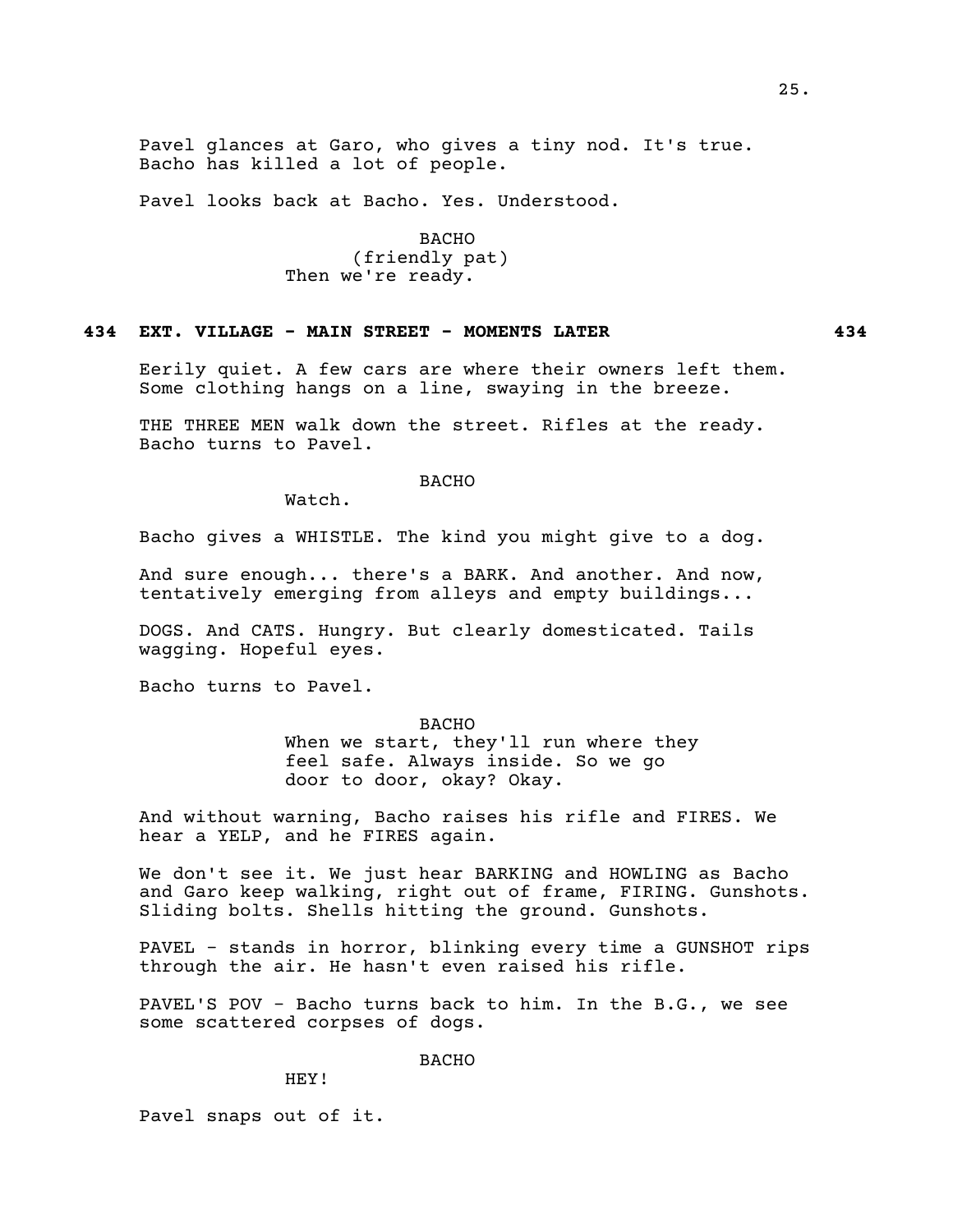Pavel glances at Garo, who gives a tiny nod. It's true. Bacho has killed a lot of people.

Pavel looks back at Bacho. Yes. Understood.

BACHO
(friendly pat)
Then we're ready.

**434 EXT. VILLAGE - MAIN STREET - MOMENTS LATER 434**

Eerily quiet. A few cars are where their owners left them. Some clothing hangs on a line, swaying in the breeze.

THE THREE MEN walk down the street. Rifles at the ready. Bacho turns to Pavel.

BACHO
Watch.

Bacho gives a WHISTLE. The kind you might give to a dog.

And sure enough... there's a BARK. And another. And now, tentatively emerging from alleys and empty buildings...

DOGS. And CATS. Hungry. But clearly domesticated. Tails wagging. Hopeful eyes.

Bacho turns to Pavel.

BACHO
When we start, they'll run where they feel safe. Always inside. So we go door to door, okay? Okay.

And without warning, Bacho raises his rifle and FIRES. We hear a YELP, and he FIRES again.

We don't see it. We just hear BARKING and HOWLING as Bacho and Garo keep walking, right out of frame, FIRING. Gunshots. Sliding bolts. Shells hitting the ground. Gunshots.

PAVEL - stands in horror, blinking every time a GUNSHOT rips through the air. He hasn't even raised his rifle.

PAVEL'S POV - Bacho turns back to him. In the B.G., we see some scattered corpses of dogs.

BACHO
HEY!

Pavel snaps out of it.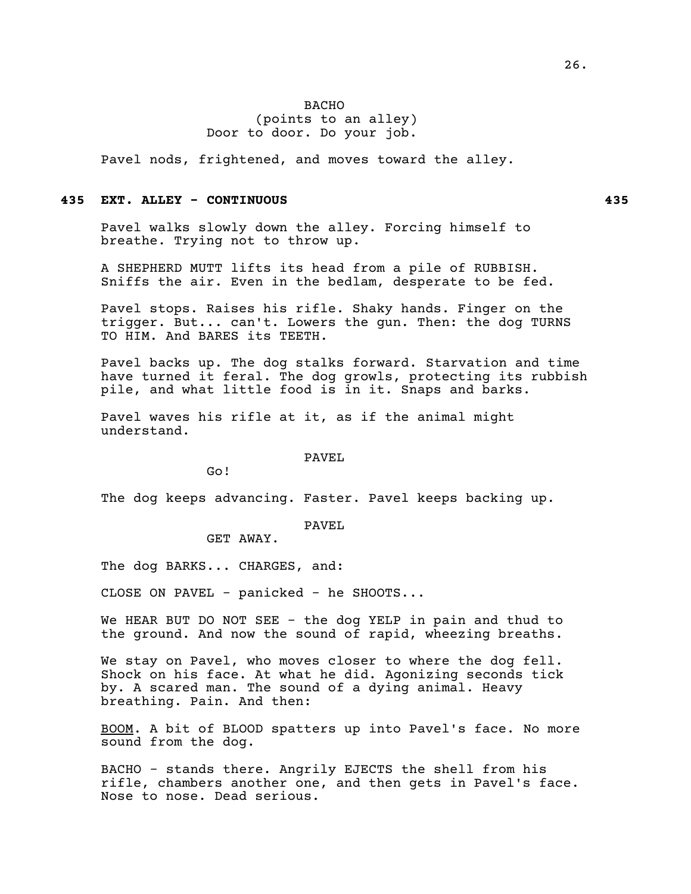BACHO
(points to an alley)
Door to door. Do your job.

Pavel nods, frightened, and moves toward the alley.

**435 EXT. ALLEY - CONTINUOUS 435**

Pavel walks slowly down the alley. Forcing himself to breathe. Trying not to throw up.

A SHEPHERD MUTT lifts its head from a pile of RUBBISH. Sniffs the air. Even in the bedlam, desperate to be fed.

Pavel stops. Raises his rifle. Shaky hands. Finger on the trigger. But... can't. Lowers the gun. Then: the dog TURNS TO HIM. And BARES its TEETH.

Pavel backs up. The dog stalks forward. Starvation and time have turned it feral. The dog growls, protecting its rubbish pile, and what little food is in it. Snaps and barks.

Pavel waves his rifle at it, as if the animal might understand.

PAVEL
Go!

The dog keeps advancing. Faster. Pavel keeps backing up.

PAVEL
GET AWAY.

The dog BARKS... CHARGES, and:

CLOSE ON PAVEL - panicked - he SHOOTS...

We HEAR BUT DO NOT SEE - the dog YELP in pain and thud to the ground. And now the sound of rapid, wheezing breaths.

We stay on Pavel, who moves closer to where the dog fell. Shock on his face. At what he did. Agonizing seconds tick by. A scared man. The sound of a dying animal. Heavy breathing. Pain. And then:

<u>BOOM</u>. A bit of BLOOD spatters up into Pavel's face. No more sound from the dog.

BACHO - stands there. Angrily EJECTS the shell from his rifle, chambers another one, and then gets in Pavel's face. Nose to nose. Dead serious.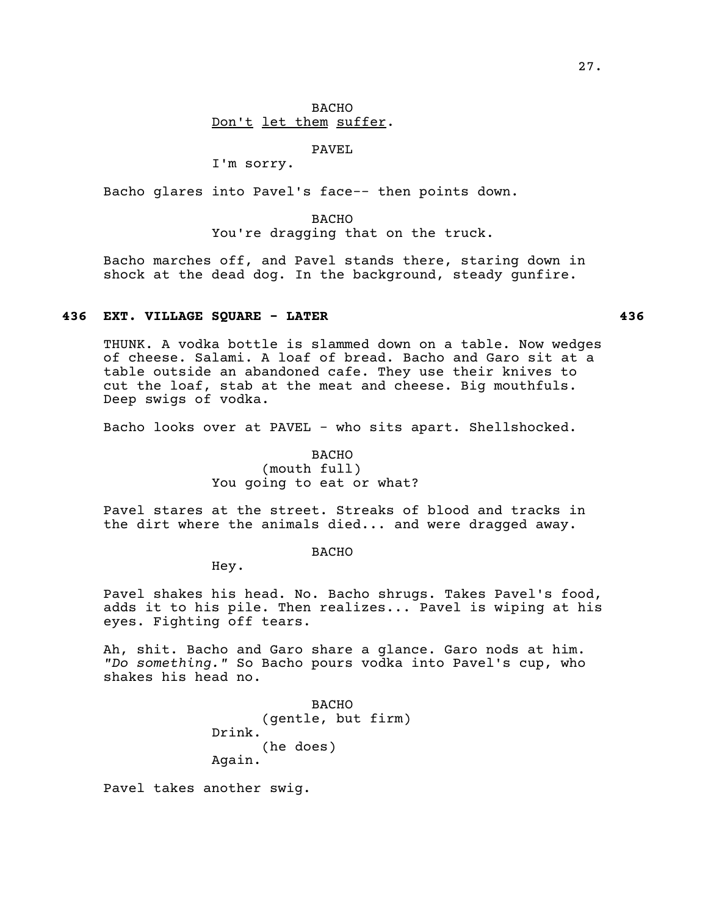BACHO
<u>Don't</u> <u>let them</u> <u>suffer</u>.

PAVEL
I'm sorry.

Bacho glares into Pavel's face-- then points down.

BACHO
You're dragging that on the truck.

Bacho marches off, and Pavel stands there, staring down in shock at the dead dog. In the background, steady gunfire.

**436 EXT. VILLAGE SQUARE - LATER 436**

THUNK. A vodka bottle is slammed down on a table. Now wedges of cheese. Salami. A loaf of bread. Bacho and Garo sit at a table outside an abandoned cafe. They use their knives to cut the loaf, stab at the meat and cheese. Big mouthfuls. Deep swigs of vodka.

Bacho looks over at PAVEL - who sits apart. Shellshocked.

BACHO
(mouth full)
You going to eat or what?

Pavel stares at the street. Streaks of blood and tracks in the dirt where the animals died... and were dragged away.

BACHO
Hey.

Pavel shakes his head. No. Bacho shrugs. Takes Pavel's food, adds it to his pile. Then realizes... Pavel is wiping at his eyes. Fighting off tears.

Ah, shit. Bacho and Garo share a glance. Garo nods at him. *"Do something."* So Bacho pours vodka into Pavel's cup, who shakes his head no.

BACHO
(gentle, but firm)
Drink.
(he does)
Again.

Pavel takes another swig.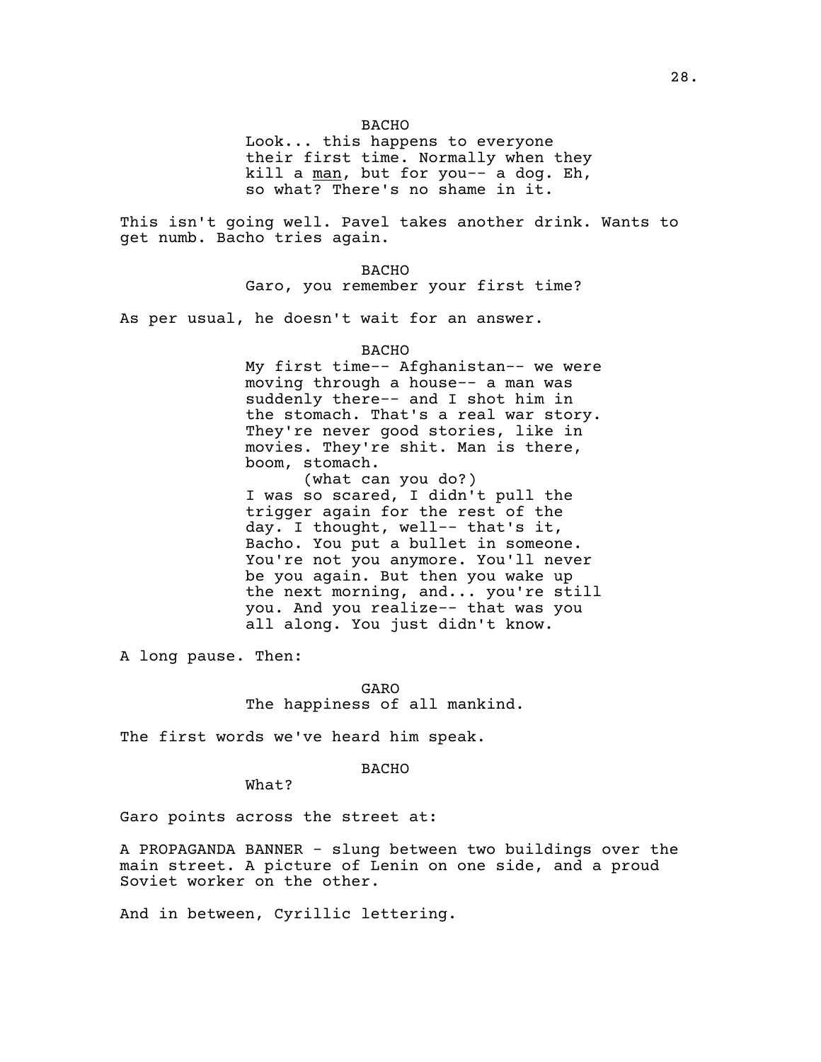BACHO

Look... this happens to everyone their first time. Normally when they kill a man, but for you-- a dog. Eh, so what? There's no shame in it.

This isn't going well. Pavel takes another drink. Wants to get numb. Bacho tries again.

BACHO

Garo, you remember your first time?

As per usual, he doesn't wait for an answer.

BACHO

My first time-- Afghanistan-- we were moving through a house-- a man was suddenly there-- and I shot him in the stomach. That's a real war story. They're never good stories, like in movies. They're shit. Man is there, boom, stomach.

(what can you do?)

I was so scared, I didn't pull the trigger again for the rest of the day. I thought, well-- that's it, Bacho. You put a bullet in someone. You're not you anymore. You'll never be you again. But then you wake up the next morning, and... you're still you. And you realize-- that was you all along. You just didn't know.

A long pause. Then:

GARO

The happiness of all mankind.

The first words we've heard him speak.

BACHO

What?

Garo points across the street at:

A PROPAGANDA BANNER - slung between two buildings over the main street. A picture of Lenin on one side, and a proud Soviet worker on the other.

And in between, Cyrillic lettering.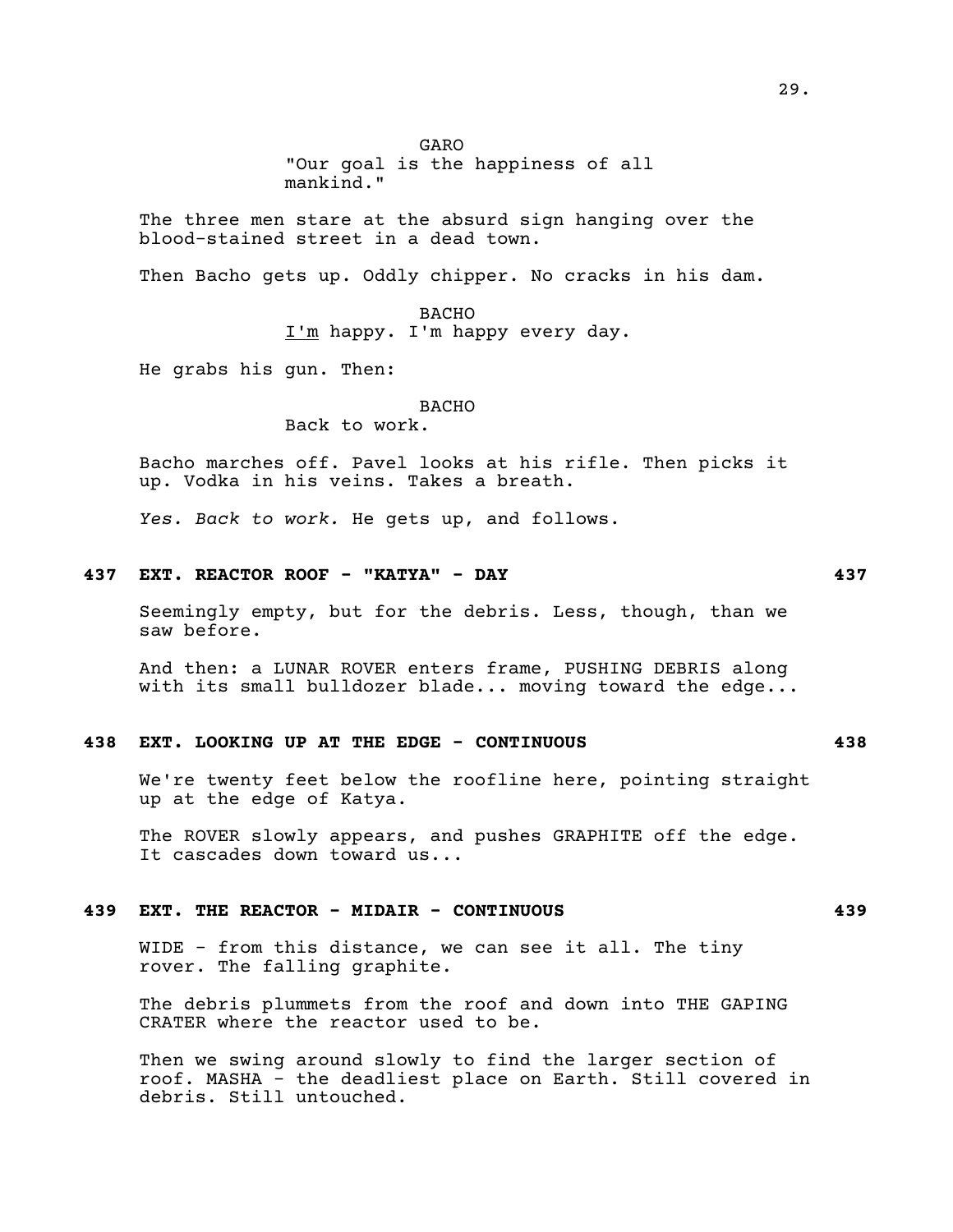GARO

"Our goal is the happiness of all mankind."

The three men stare at the absurd sign hanging over the blood-stained street in a dead town.

Then Bacho gets up. Oddly chipper. No cracks in his dam.

BACHO

I'm happy. I'm happy every day.

He grabs his gun. Then:

BACHO

Back to work.

Bacho marches off. Pavel looks at his rifle. Then picks it up. Vodka in his veins. Takes a breath.

*Yes. Back to work.* He gets up, and follows.

**437 EXT. REACTOR ROOF - "KATYA" - DAY 437**

Seemingly empty, but for the debris. Less, though, than we saw before.

And then: a LUNAR ROVER enters frame, PUSHING DEBRIS along with its small bulldozer blade... moving toward the edge...

**438 EXT. LOOKING UP AT THE EDGE - CONTINUOUS 438**

We're twenty feet below the roofline here, pointing straight up at the edge of Katya.

The ROVER slowly appears, and pushes GRAPHITE off the edge. It cascades down toward us...

**439 EXT. THE REACTOR - MIDAIR - CONTINUOUS 439**

WIDE - from this distance, we can see it all. The tiny rover. The falling graphite.

The debris plummets from the roof and down into THE GAPING CRATER where the reactor used to be.

Then we swing around slowly to find the larger section of roof. MASHA - the deadliest place on Earth. Still covered in debris. Still untouched.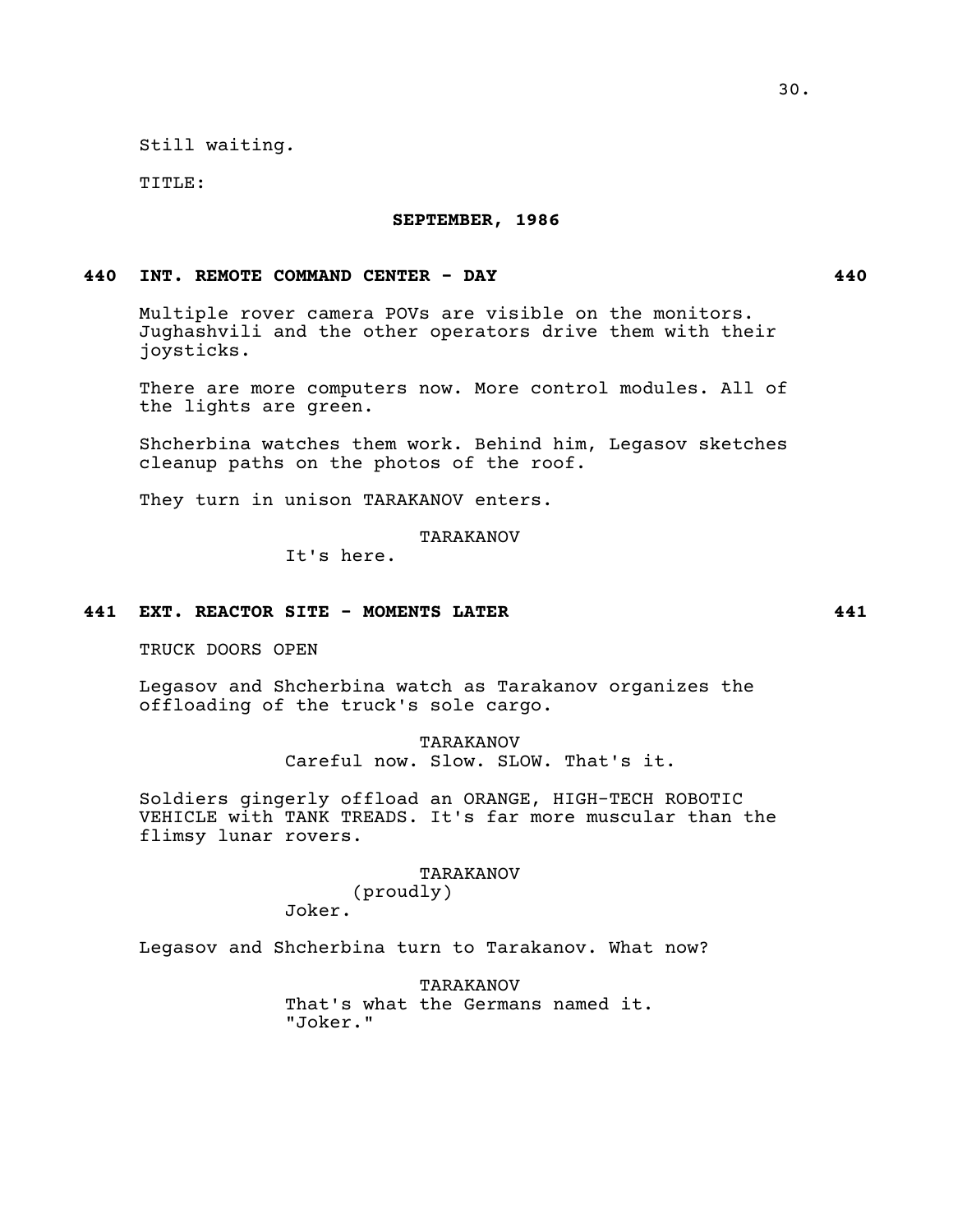Still waiting.

TITLE:

**SEPTEMBER, 1986**

**440 INT. REMOTE COMMAND CENTER - DAY 440**

Multiple rover camera POVs are visible on the monitors. Jughashvili and the other operators drive them with their joysticks.

There are more computers now. More control modules. All of the lights are green.

Shcherbina watches them work. Behind him, Legasov sketches cleanup paths on the photos of the roof.

They turn in unison TARAKANOV enters.

TARAKANOV
It's here.

**441 EXT. REACTOR SITE - MOMENTS LATER 441**

TRUCK DOORS OPEN

Legasov and Shcherbina watch as Tarakanov organizes the offloading of the truck's sole cargo.

TARAKANOV
Careful now. Slow. SLOW. That's it.

Soldiers gingerly offload an ORANGE, HIGH-TECH ROBOTIC VEHICLE with TANK TREADS. It's far more muscular than the flimsy lunar rovers.

TARAKANOV
(proudly)
Joker.

Legasov and Shcherbina turn to Tarakanov. What now?

TARAKANOV
That's what the Germans named it.
"Joker."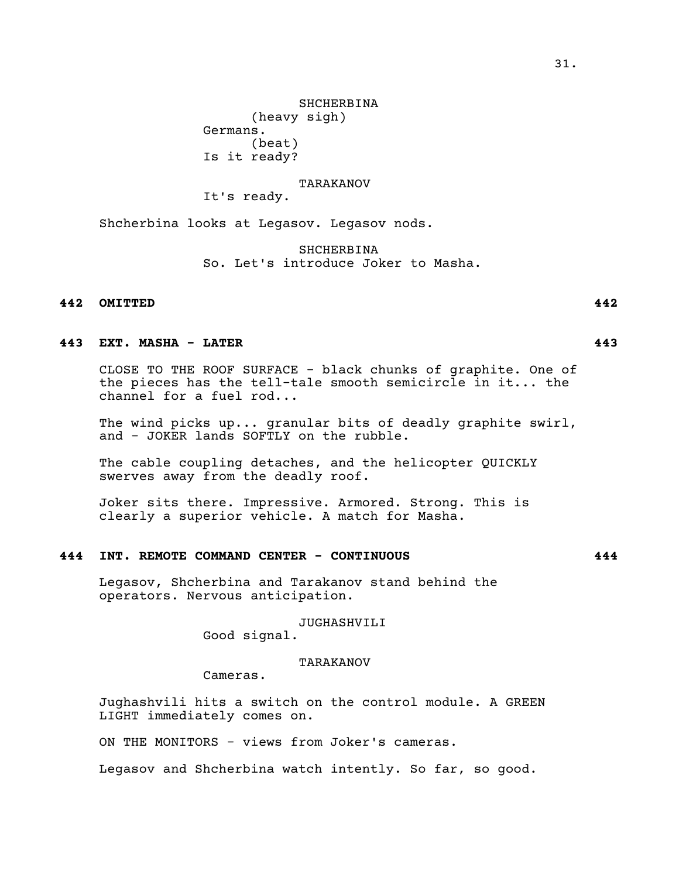SHCHERBINA
(heavy sigh)
Germans.
(beat)
Is it ready?

TARAKANOV
It's ready.

Shcherbina looks at Legasov. Legasov nods.

SHCHERBINA
So. Let's introduce Joker to Masha.

**442 OMITTED 442**

**443 EXT. MASHA - LATER 443**

CLOSE TO THE ROOF SURFACE - black chunks of graphite. One of the pieces has the tell-tale smooth semicircle in it... the channel for a fuel rod...

The wind picks up... granular bits of deadly graphite swirl, and - JOKER lands SOFTLY on the rubble.

The cable coupling detaches, and the helicopter QUICKLY swerves away from the deadly roof.

Joker sits there. Impressive. Armored. Strong. This is clearly a superior vehicle. A match for Masha.

**444 INT. REMOTE COMMAND CENTER - CONTINUOUS 444**

Legasov, Shcherbina and Tarakanov stand behind the operators. Nervous anticipation.

JUGHASHVILI
Good signal.

TARAKANOV
Cameras.

Jughashvili hits a switch on the control module. A GREEN LIGHT immediately comes on.

ON THE MONITORS - views from Joker's cameras.

Legasov and Shcherbina watch intently. So far, so good.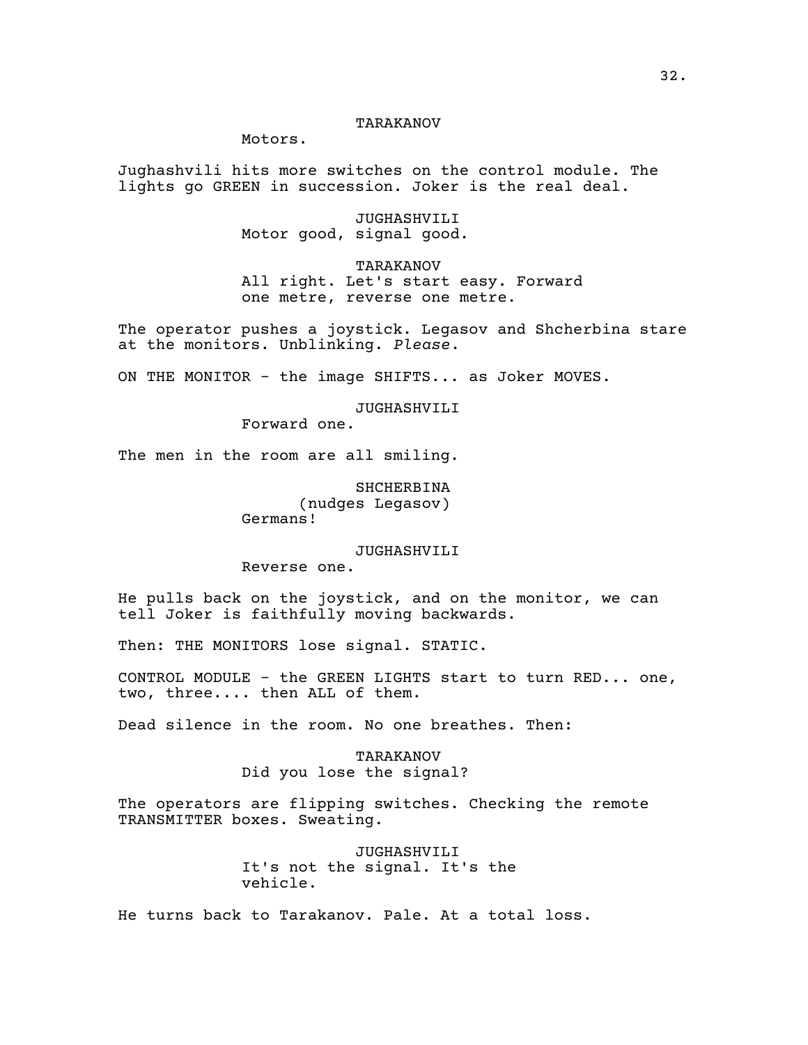TARAKANOV

Motors.

Jughashvili hits more switches on the control module. The lights go GREEN in succession. Joker is the real deal.

JUGHASHVILI

Motor good, signal good.

TARAKANOV

All right. Let's start easy. Forward one metre, reverse one metre.

The operator pushes a joystick. Legasov and Shcherbina stare at the monitors. Unblinking. *Please*.

ON THE MONITOR - the image SHIFTS... as Joker MOVES.

JUGHASHVILI

Forward one.

The men in the room are all smiling.

SHCHERBINA

(nudges Legasov)

Germans!

JUGHASHVILI

Reverse one.

He pulls back on the joystick, and on the monitor, we can tell Joker is faithfully moving backwards.

Then: THE MONITORS lose signal. STATIC.

CONTROL MODULE - the GREEN LIGHTS start to turn RED... one, two, three.... then ALL of them.

Dead silence in the room. No one breathes. Then:

TARAKANOV

Did you lose the signal?

The operators are flipping switches. Checking the remote TRANSMITTER boxes. Sweating.

JUGHASHVILI

It's not the signal. It's the vehicle.

He turns back to Tarakanov. Pale. At a total loss.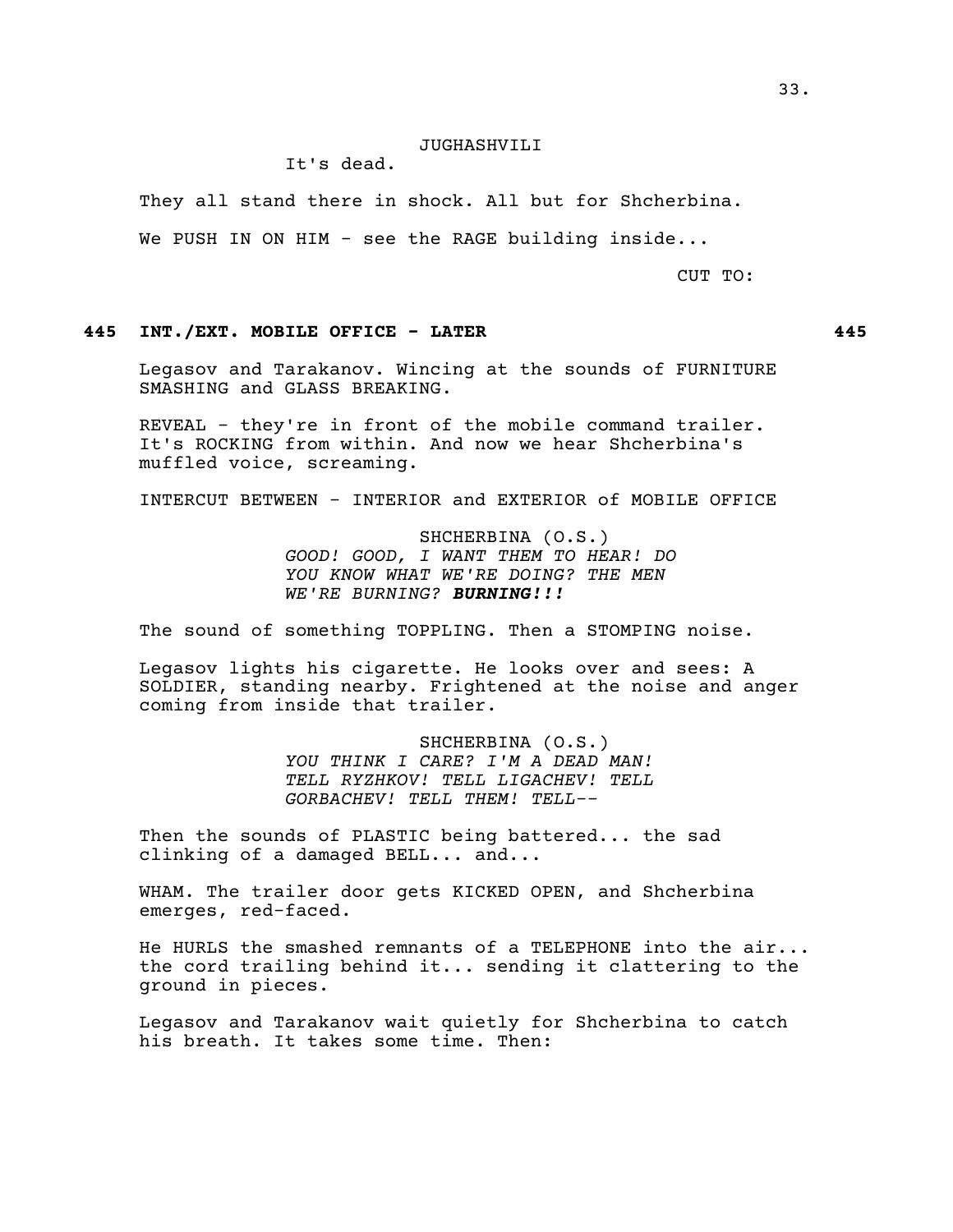JUGHASHVILI

It's dead.

They all stand there in shock. All but for Shcherbina.

We PUSH IN ON HIM - see the RAGE building inside...

CUT TO:

**445 INT./EXT. MOBILE OFFICE - LATER 445**

Legasov and Tarakanov. Wincing at the sounds of FURNITURE SMASHING and GLASS BREAKING.

REVEAL - they're in front of the mobile command trailer. It's ROCKING from within. And now we hear Shcherbina's muffled voice, screaming.

INTERCUT BETWEEN - INTERIOR and EXTERIOR of MOBILE OFFICE

SHCHERBINA (O.S.)

*GOOD! GOOD, I WANT THEM TO HEAR! DO YOU KNOW WHAT WE'RE DOING? THE MEN WE'RE BURNING? **BURNING!!!***

The sound of something TOPPLING. Then a STOMPING noise.

Legasov lights his cigarette. He looks over and sees: A SOLDIER, standing nearby. Frightened at the noise and anger coming from inside that trailer.

SHCHERBINA (O.S.)

*YOU THINK I CARE? I'M A DEAD MAN! TELL RYZHKOV! TELL LIGACHEV! TELL GORBACHEV! TELL THEM! TELL--*

Then the sounds of PLASTIC being battered... the sad clinking of a damaged BELL... and...

WHAM. The trailer door gets KICKED OPEN, and Shcherbina emerges, red-faced.

He HURLS the smashed remnants of a TELEPHONE into the air... the cord trailing behind it... sending it clattering to the ground in pieces.

Legasov and Tarakanov wait quietly for Shcherbina to catch his breath. It takes some time. Then: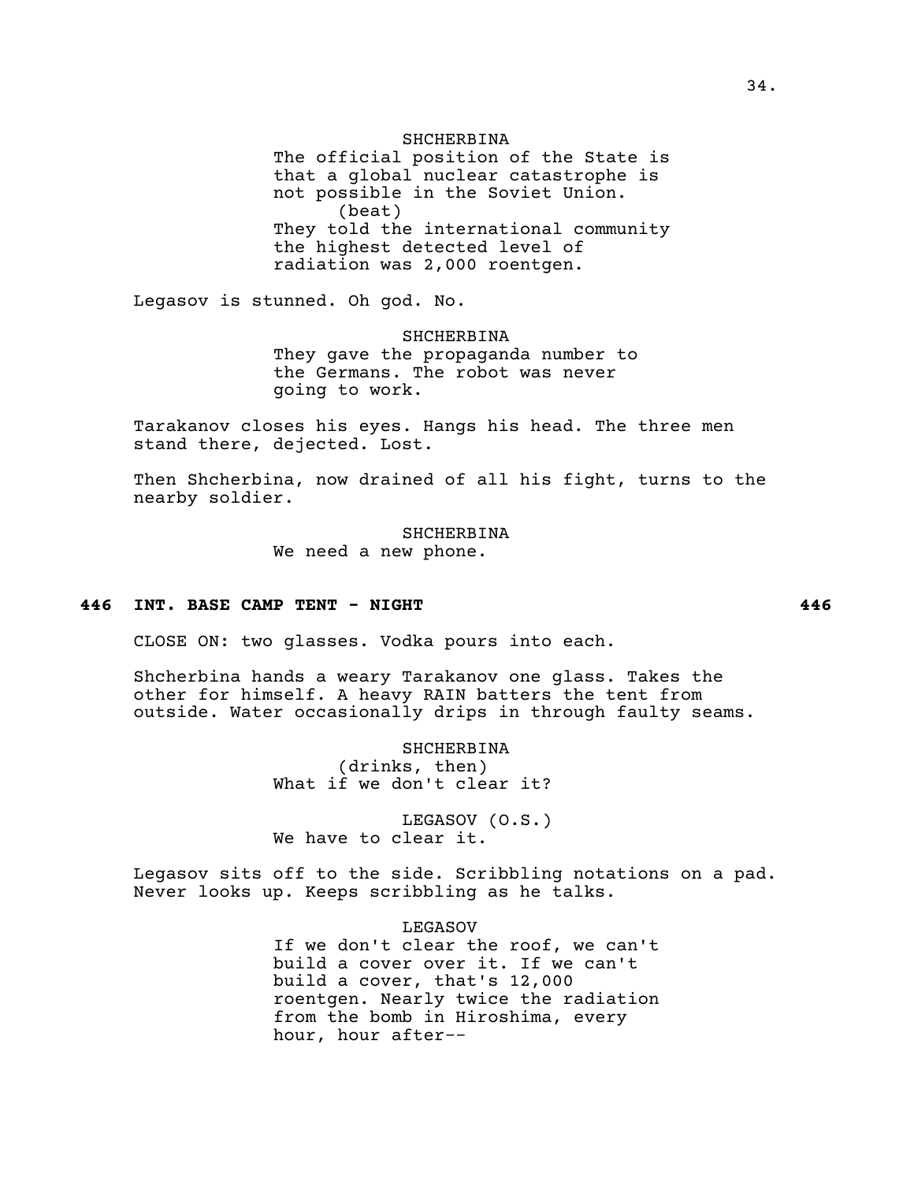SHCHERBINA

The official position of the State is that a global nuclear catastrophe is not possible in the Soviet Union.

(beat)

They told the international community the highest detected level of radiation was 2,000 roentgen.

Legasov is stunned. Oh god. No.

SHCHERBINA

They gave the propaganda number to the Germans. The robot was never going to work.

Tarakanov closes his eyes. Hangs his head. The three men stand there, dejected. Lost.

Then Shcherbina, now drained of all his fight, turns to the nearby soldier.

SHCHERBINA

We need a new phone.

**446 INT. BASE CAMP TENT - NIGHT 446**

CLOSE ON: two glasses. Vodka pours into each.

Shcherbina hands a weary Tarakanov one glass. Takes the other for himself. A heavy RAIN batters the tent from outside. Water occasionally drips in through faulty seams.

SHCHERBINA

(drinks, then)

What if we don't clear it?

LEGASOV (O.S.)

We have to clear it.

Legasov sits off to the side. Scribbling notations on a pad. Never looks up. Keeps scribbling as he talks.

LEGASOV

If we don't clear the roof, we can't build a cover over it. If we can't build a cover, that's 12,000 roentgen. Nearly twice the radiation from the bomb in Hiroshima, every hour, hour after--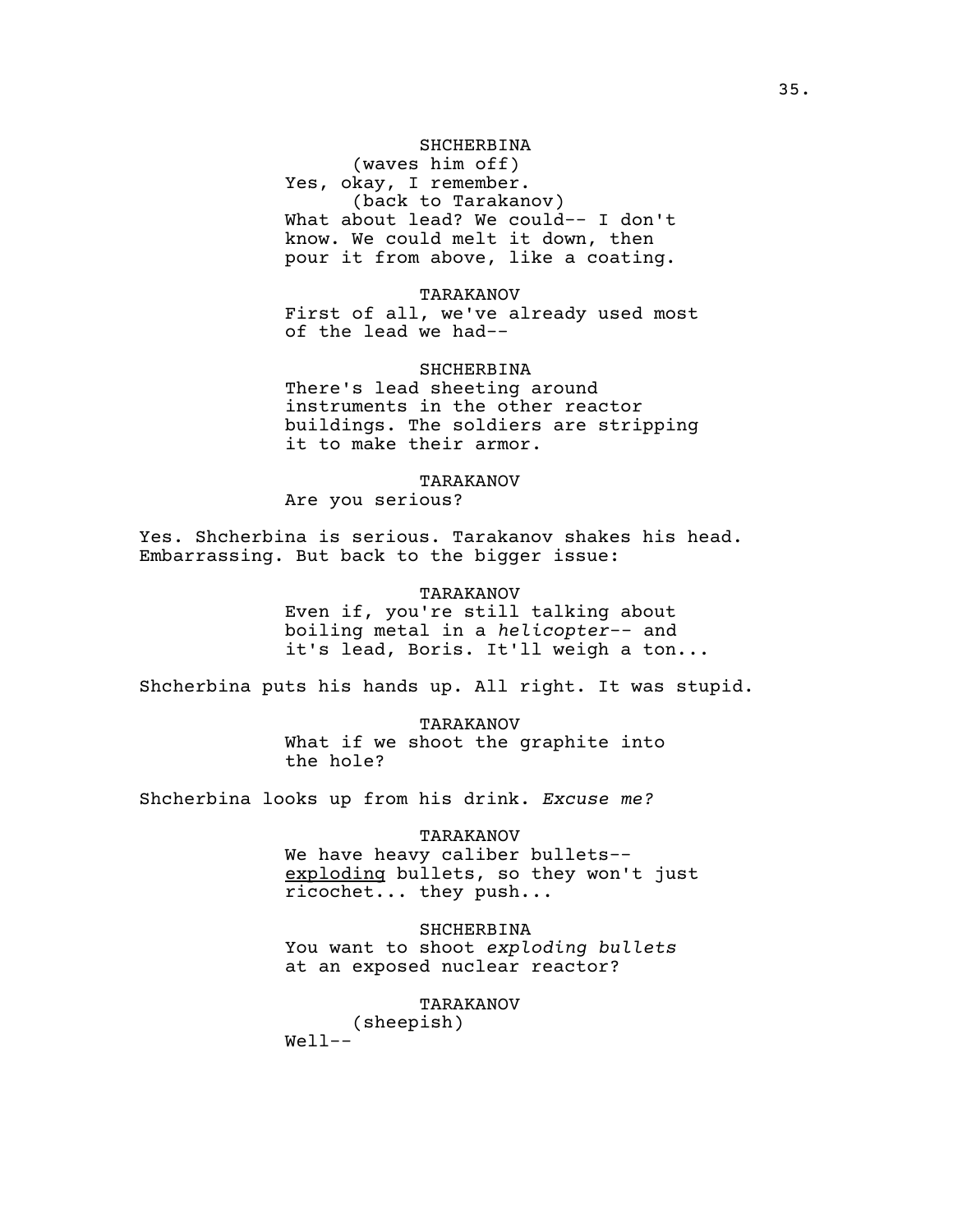SHCHERBINA
(waves him off)
Yes, okay, I remember.
(back to Tarakanov)
What about lead? We could-- I don't know. We could melt it down, then pour it from above, like a coating.

TARAKANOV
First of all, we've already used most of the lead we had--

SHCHERBINA
There's lead sheeting around instruments in the other reactor buildings. The soldiers are stripping it to make their armor.

TARAKANOV
Are you serious?

Yes. Shcherbina is serious. Tarakanov shakes his head. Embarrassing. But back to the bigger issue:

TARAKANOV
Even if, you're still talking about boiling metal in a *helicopter*-- and it's lead, Boris. It'll weigh a ton...

Shcherbina puts his hands up. All right. It was stupid.

TARAKANOV
What if we shoot the graphite into the hole?

Shcherbina looks up from his drink. *Excuse me?*

TARAKANOV
We have heavy caliber bullets-- <u>exploding</u> bullets, so they won't just ricochet... they push...

SHCHERBINA
You want to shoot *exploding bullets* at an exposed nuclear reactor?

TARAKANOV
(sheepish)
Well--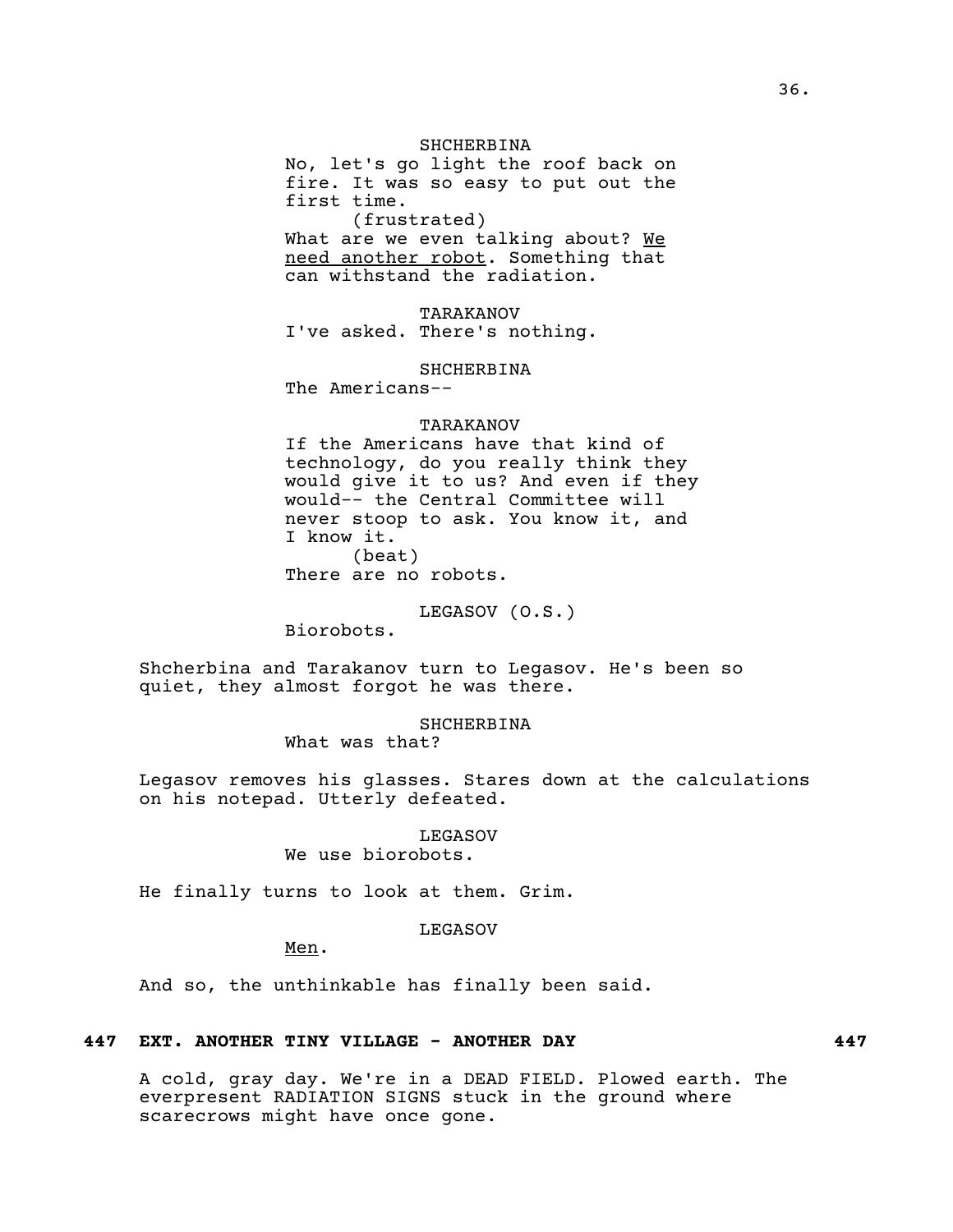SHCHERBINA

No, let's go light the roof back on fire. It was so easy to put out the first time.

(frustrated)

What are we even talking about? <u>We need another robot</u>. Something that can withstand the radiation.

TARAKANOV

I've asked. There's nothing.

SHCHERBINA

The Americans--

TARAKANOV

If the Americans have that kind of technology, do you really think they would give it to us? And even if they would-- the Central Committee will never stoop to ask. You know it, and I know it.

(beat)

There are no robots.

LEGASOV (O.S.)

Biorobots.

Shcherbina and Tarakanov turn to Legasov. He's been so quiet, they almost forgot he was there.

SHCHERBINA

What was that?

Legasov removes his glasses. Stares down at the calculations on his notepad. Utterly defeated.

LEGASOV

We use biorobots.

He finally turns to look at them. Grim.

LEGASOV

<u>Men</u>.

And so, the unthinkable has finally been said.

**447 EXT. ANOTHER TINY VILLAGE - ANOTHER DAY 447**

A cold, gray day. We're in a DEAD FIELD. Plowed earth. The everpresent RADIATION SIGNS stuck in the ground where scarecrows might have once gone.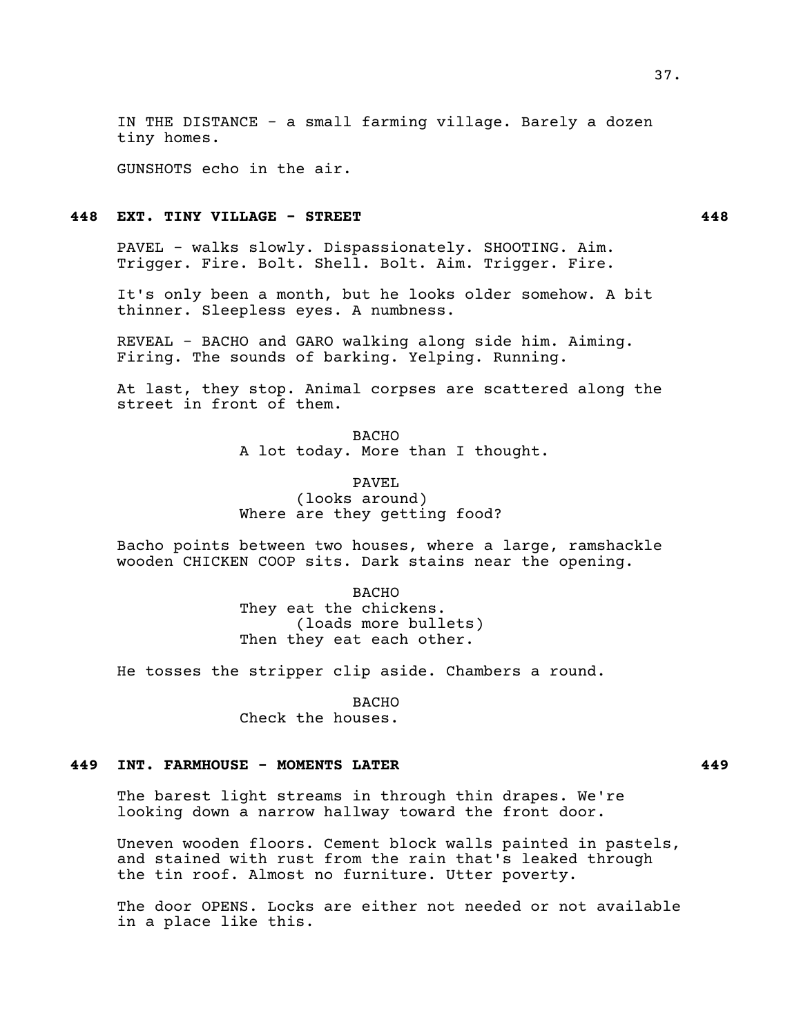IN THE DISTANCE - a small farming village. Barely a dozen tiny homes.

GUNSHOTS echo in the air.

**448 EXT. TINY VILLAGE - STREET 448**

PAVEL - walks slowly. Dispassionately. SHOOTING. Aim. Trigger. Fire. Bolt. Shell. Bolt. Aim. Trigger. Fire.

It's only been a month, but he looks older somehow. A bit thinner. Sleepless eyes. A numbness.

REVEAL - BACHO and GARO walking along side him. Aiming. Firing. The sounds of barking. Yelping. Running.

At last, they stop. Animal corpses are scattered along the street in front of them.

BACHO
A lot today. More than I thought.

PAVEL
(looks around)
Where are they getting food?

Bacho points between two houses, where a large, ramshackle wooden CHICKEN COOP sits. Dark stains near the opening.

BACHO
They eat the chickens.
(loads more bullets)
Then they eat each other.

He tosses the stripper clip aside. Chambers a round.

BACHO
Check the houses.

**449 INT. FARMHOUSE - MOMENTS LATER 449**

The barest light streams in through thin drapes. We're looking down a narrow hallway toward the front door.

Uneven wooden floors. Cement block walls painted in pastels, and stained with rust from the rain that's leaked through the tin roof. Almost no furniture. Utter poverty.

The door OPENS. Locks are either not needed or not available in a place like this.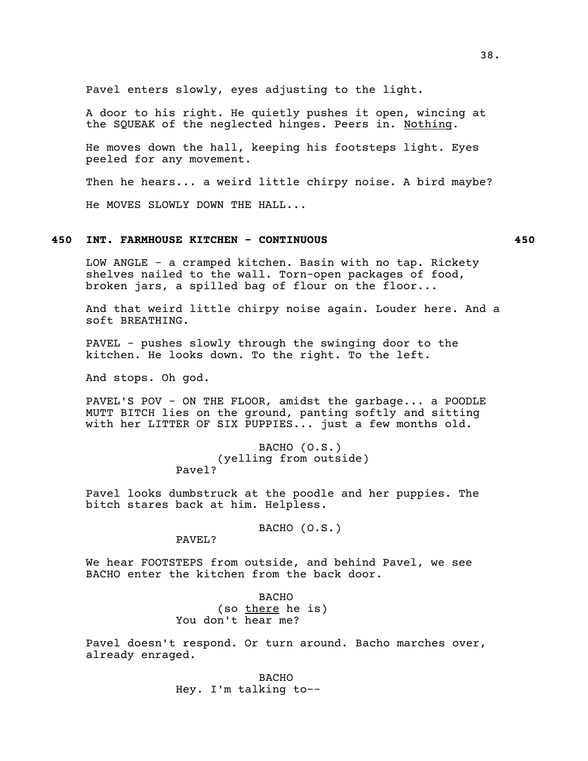Pavel enters slowly, eyes adjusting to the light.

A door to his right. He quietly pushes it open, wincing at the SQUEAK of the neglected hinges. Peers in. <u>Nothing</u>.

He moves down the hall, keeping his footsteps light. Eyes peeled for any movement.

Then he hears... a weird little chirpy noise. A bird maybe?

He MOVES SLOWLY DOWN THE HALL...

**450 INT. FARMHOUSE KITCHEN - CONTINUOUS 450**

LOW ANGLE - a cramped kitchen. Basin with no tap. Rickety shelves nailed to the wall. Torn-open packages of food, broken jars, a spilled bag of flour on the floor...

And that weird little chirpy noise again. Louder here. And a soft BREATHING.

PAVEL - pushes slowly through the swinging door to the kitchen. He looks down. To the right. To the left.

And stops. Oh god.

PAVEL'S POV - ON THE FLOOR, amidst the garbage... a POODLE MUTT BITCH lies on the ground, panting softly and sitting with her LITTER OF SIX PUPPIES... just a few months old.

BACHO (O.S.)
(yelling from outside)
Pavel?

Pavel looks dumbstruck at the poodle and her puppies. The bitch stares back at him. Helpless.

BACHO (O.S.)
PAVEL?

We hear FOOTSTEPS from outside, and behind Pavel, we see BACHO enter the kitchen from the back door.

BACHO
(so <u>there</u> he is)
You don't hear me?

Pavel doesn't respond. Or turn around. Bacho marches over, already enraged.

BACHO
Hey. I'm talking to--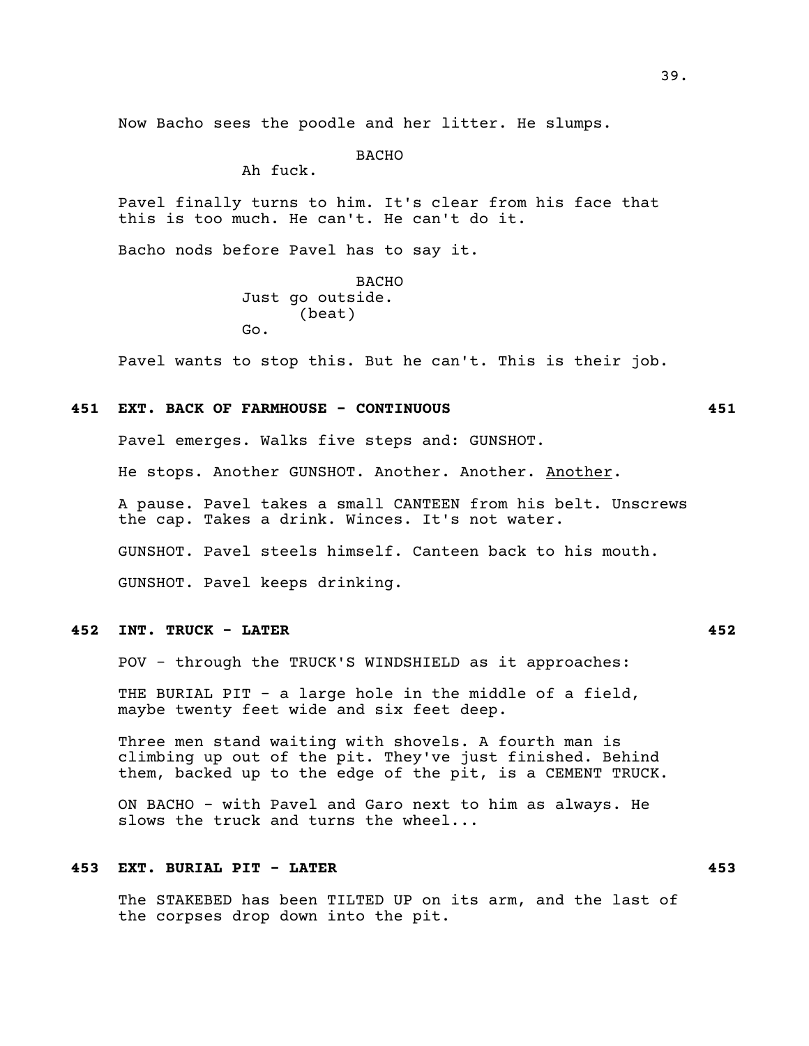Now Bacho sees the poodle and her litter. He slumps.

BACHO
Ah fuck.

Pavel finally turns to him. It's clear from his face that this is too much. He can't. He can't do it.

Bacho nods before Pavel has to say it.

BACHO
Just go outside.
(beat)
Go.

Pavel wants to stop this. But he can't. This is their job.

**451 EXT. BACK OF FARMHOUSE - CONTINUOUS 451**

Pavel emerges. Walks five steps and: GUNSHOT.

He stops. Another GUNSHOT. Another. Another. Another.

A pause. Pavel takes a small CANTEEN from his belt. Unscrews the cap. Takes a drink. Winces. It's not water.

GUNSHOT. Pavel steels himself. Canteen back to his mouth.

GUNSHOT. Pavel keeps drinking.

**452 INT. TRUCK - LATER 452**

POV - through the TRUCK'S WINDSHIELD as it approaches:

THE BURIAL PIT - a large hole in the middle of a field, maybe twenty feet wide and six feet deep.

Three men stand waiting with shovels. A fourth man is climbing up out of the pit. They've just finished. Behind them, backed up to the edge of the pit, is a CEMENT TRUCK.

ON BACHO - with Pavel and Garo next to him as always. He slows the truck and turns the wheel...

**453 EXT. BURIAL PIT - LATER 453**

The STAKEBED has been TILTED UP on its arm, and the last of the corpses drop down into the pit.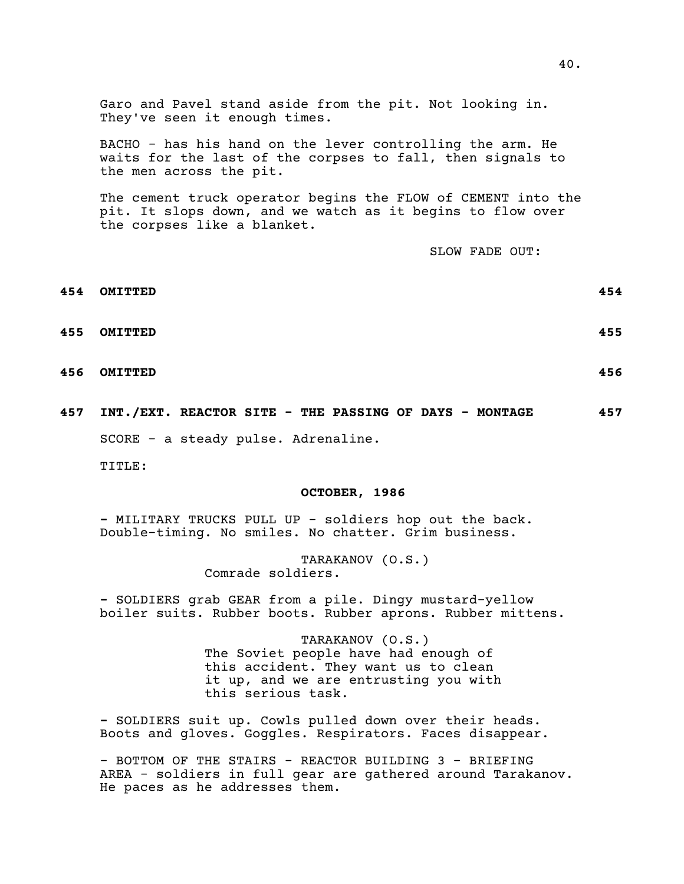Garo and Pavel stand aside from the pit. Not looking in. They've seen it enough times.

BACHO - has his hand on the lever controlling the arm. He waits for the last of the corpses to fall, then signals to the men across the pit.

The cement truck operator begins the FLOW of CEMENT into the pit. It slops down, and we watch as it begins to flow over the corpses like a blanket.

SLOW FADE OUT:

**454 OMITTED 454**

**455 OMITTED 455**

**456 OMITTED 456**

**457 INT./EXT. REACTOR SITE - THE PASSING OF DAYS - MONTAGE 457**

SCORE - a steady pulse. Adrenaline.

TITLE:

**OCTOBER, 1986**

- MILITARY TRUCKS PULL UP - soldiers hop out the back. Double-timing. No smiles. No chatter. Grim business.

TARAKANOV (O.S.)
Comrade soldiers.

- SOLDIERS grab GEAR from a pile. Dingy mustard-yellow boiler suits. Rubber boots. Rubber aprons. Rubber mittens.

TARAKANOV (O.S.)
The Soviet people have had enough of this accident. They want us to clean it up, and we are entrusting you with this serious task.

- SOLDIERS suit up. Cowls pulled down over their heads. Boots and gloves. Goggles. Respirators. Faces disappear.

- BOTTOM OF THE STAIRS - REACTOR BUILDING 3 - BRIEFING AREA - soldiers in full gear are gathered around Tarakanov. He paces as he addresses them.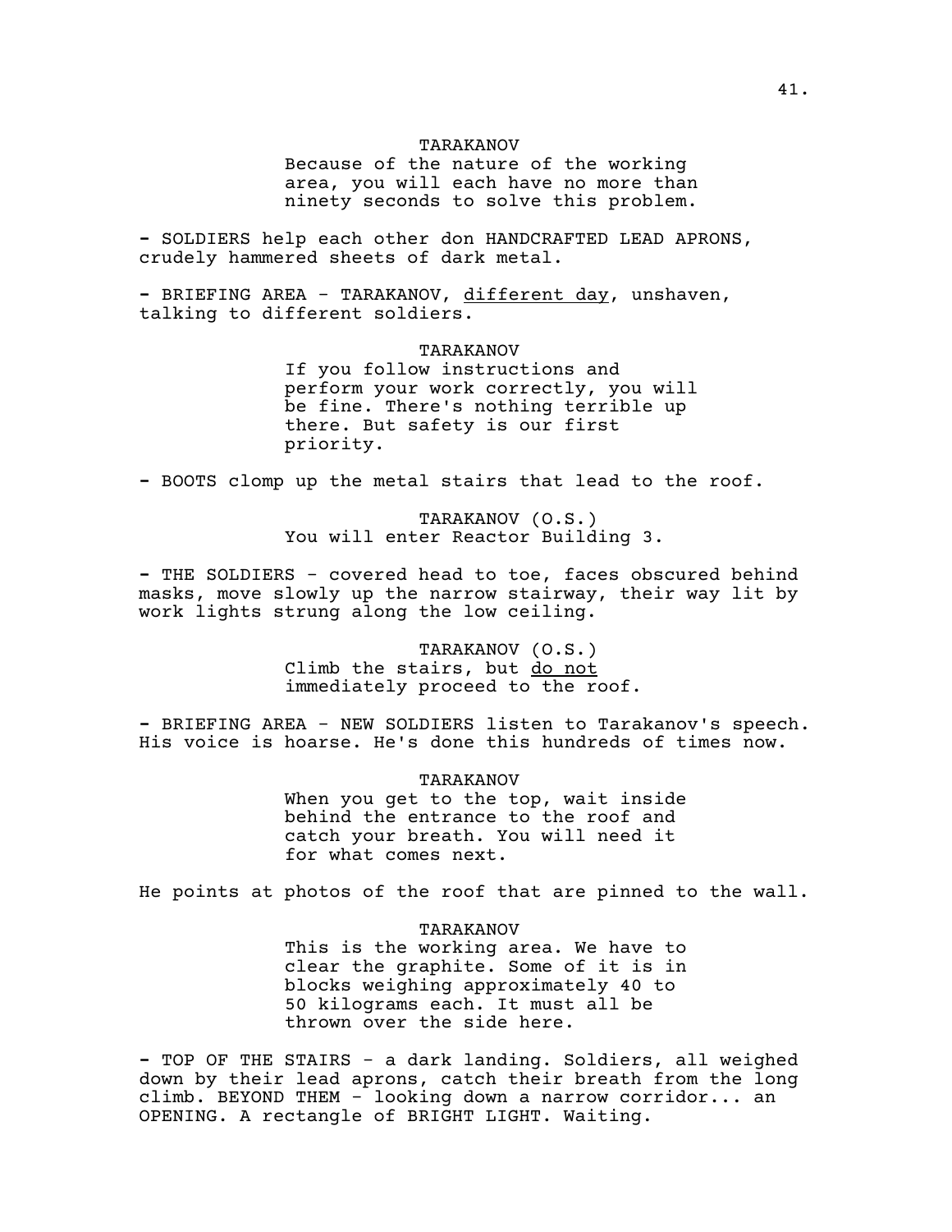TARAKANOV

Because of the nature of the working area, you will each have no more than ninety seconds to solve this problem.

- SOLDIERS help each other don HANDCRAFTED LEAD APRONS, crudely hammered sheets of dark metal.

- BRIEFING AREA - TARAKANOV, <u>different day</u>, unshaven, talking to different soldiers.

TARAKANOV

If you follow instructions and perform your work correctly, you will be fine. There's nothing terrible up there. But safety is our first priority.

- BOOTS clomp up the metal stairs that lead to the roof.

TARAKANOV (O.S.)

You will enter Reactor Building 3.

- THE SOLDIERS - covered head to toe, faces obscured behind masks, move slowly up the narrow stairway, their way lit by work lights strung along the low ceiling.

TARAKANOV (O.S.)

Climb the stairs, but <u>do not</u> immediately proceed to the roof.

- BRIEFING AREA - NEW SOLDIERS listen to Tarakanov's speech. His voice is hoarse. He's done this hundreds of times now.

TARAKANOV

When you get to the top, wait inside behind the entrance to the roof and catch your breath. You will need it for what comes next.

He points at photos of the roof that are pinned to the wall.

TARAKANOV

This is the working area. We have to clear the graphite. Some of it is in blocks weighing approximately 40 to 50 kilograms each. It must all be thrown over the side here.

- TOP OF THE STAIRS - a dark landing. Soldiers, all weighed down by their lead aprons, catch their breath from the long climb. BEYOND THEM - looking down a narrow corridor... an OPENING. A rectangle of BRIGHT LIGHT. Waiting.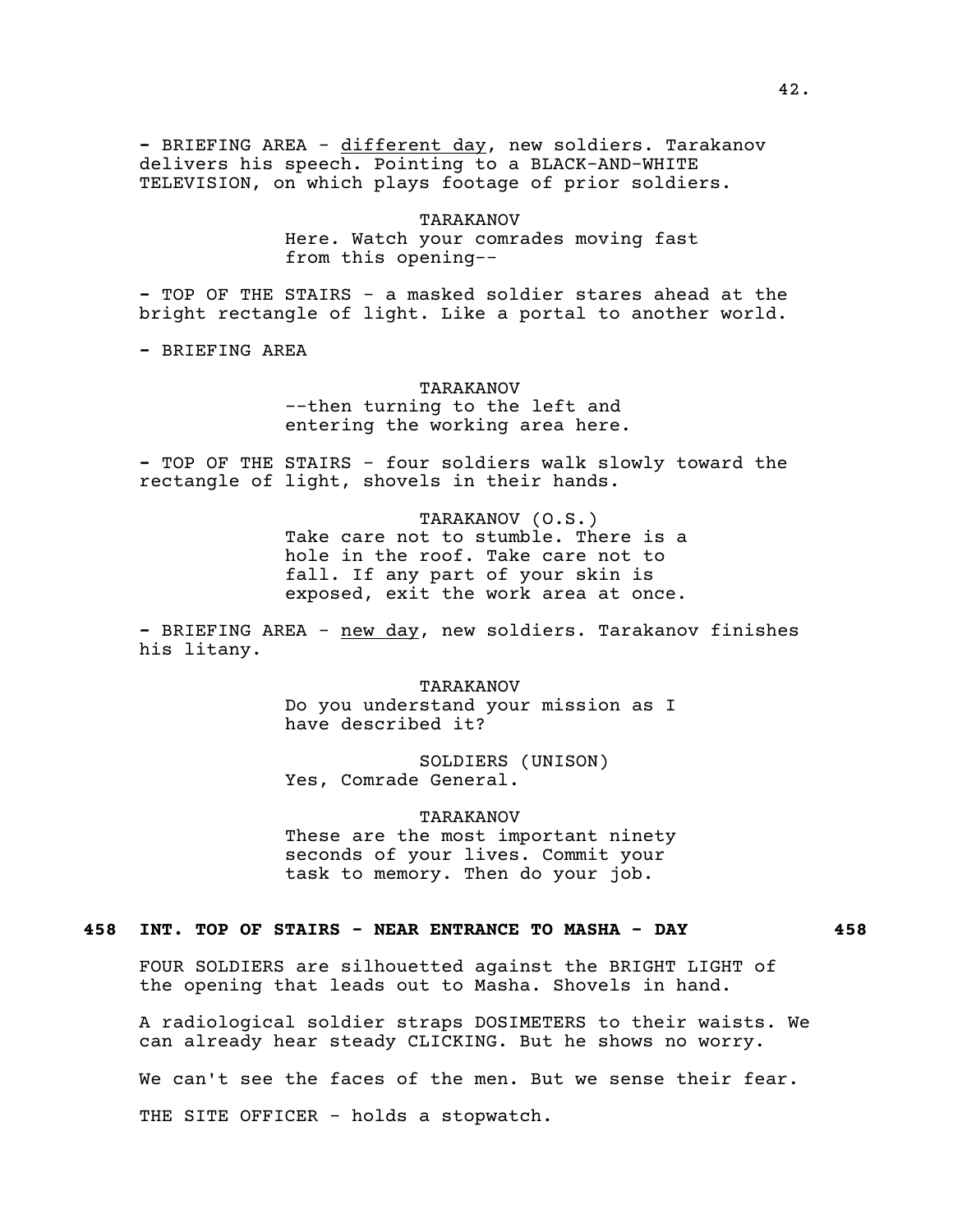- BRIEFING AREA - <u>different day</u>, new soldiers. Tarakanov delivers his speech. Pointing to a BLACK-AND-WHITE TELEVISION, on which plays footage of prior soldiers.

TARAKANOV
Here. Watch your comrades moving fast from this opening--

- TOP OF THE STAIRS - a masked soldier stares ahead at the bright rectangle of light. Like a portal to another world.

- BRIEFING AREA

TARAKANOV
--then turning to the left and entering the working area here.

- TOP OF THE STAIRS - four soldiers walk slowly toward the rectangle of light, shovels in their hands.

TARAKANOV (O.S.)
Take care not to stumble. There is a hole in the roof. Take care not to fall. If any part of your skin is exposed, exit the work area at once.

- BRIEFING AREA - <u>new day</u>, new soldiers. Tarakanov finishes his litany.

TARAKANOV
Do you understand your mission as I have described it?

SOLDIERS (UNISON)
Yes, Comrade General.

TARAKANOV
These are the most important ninety seconds of your lives. Commit your task to memory. Then do your job.

**458 INT. TOP OF STAIRS - NEAR ENTRANCE TO MASHA - DAY 458**

FOUR SOLDIERS are silhouetted against the BRIGHT LIGHT of the opening that leads out to Masha. Shovels in hand.

A radiological soldier straps DOSIMETERS to their waists. We can already hear steady CLICKING. But he shows no worry.

We can't see the faces of the men. But we sense their fear.

THE SITE OFFICER - holds a stopwatch.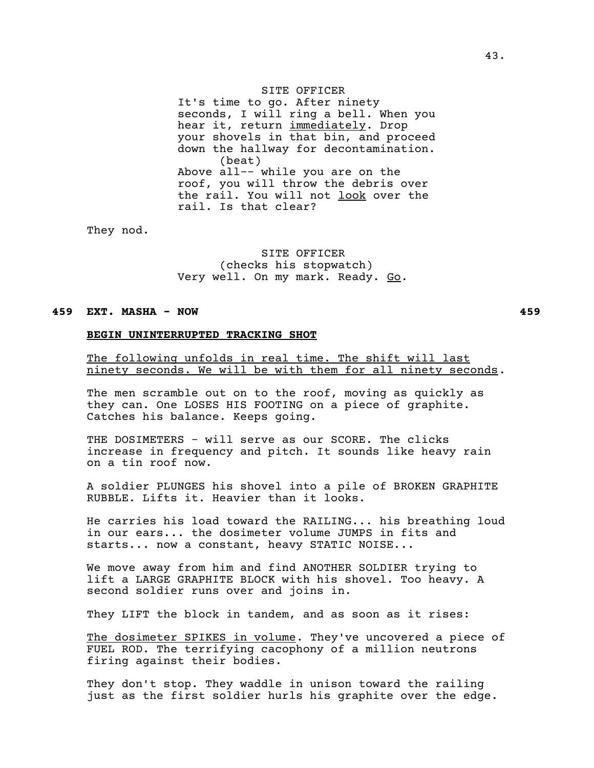SITE OFFICER

It's time to go. After ninety seconds, I will ring a bell. When you hear it, return <u>immediately</u>. Drop your shovels in that bin, and proceed down the hallway for decontamination.

(beat)

Above all-- while you are on the roof, you will throw the debris over the rail. You will not <u>look</u> over the rail. Is that clear?

They nod.

SITE OFFICER

(checks his stopwatch)

Very well. On my mark. Ready. <u>Go</u>.

**459 EXT. MASHA - NOW 459**

**<u>BEGIN UNINTERRUPTED TRACKING SHOT</u>**

<u>The following unfolds in real time. The shift will last ninety seconds. We will be with them for all ninety seconds</u>.

The men scramble out on to the roof, moving as quickly as they can. One LOSES HIS FOOTING on a piece of graphite. Catches his balance. Keeps going.

THE DOSIMETERS - will serve as our SCORE. The clicks increase in frequency and pitch. It sounds like heavy rain on a tin roof now.

A soldier PLUNGES his shovel into a pile of BROKEN GRAPHITE RUBBLE. Lifts it. Heavier than it looks.

He carries his load toward the RAILING... his breathing loud in our ears... the dosimeter volume JUMPS in fits and starts... now a constant, heavy STATIC NOISE...

We move away from him and find ANOTHER SOLDIER trying to lift a LARGE GRAPHITE BLOCK with his shovel. Too heavy. A second soldier runs over and joins in.

They LIFT the block in tandem, and as soon as it rises:

<u>The dosimeter SPIKES in volume</u>. They've uncovered a piece of FUEL ROD. The terrifying cacophony of a million neutrons firing against their bodies.

They don't stop. They waddle in unison toward the railing just as the first soldier hurls his graphite over the edge.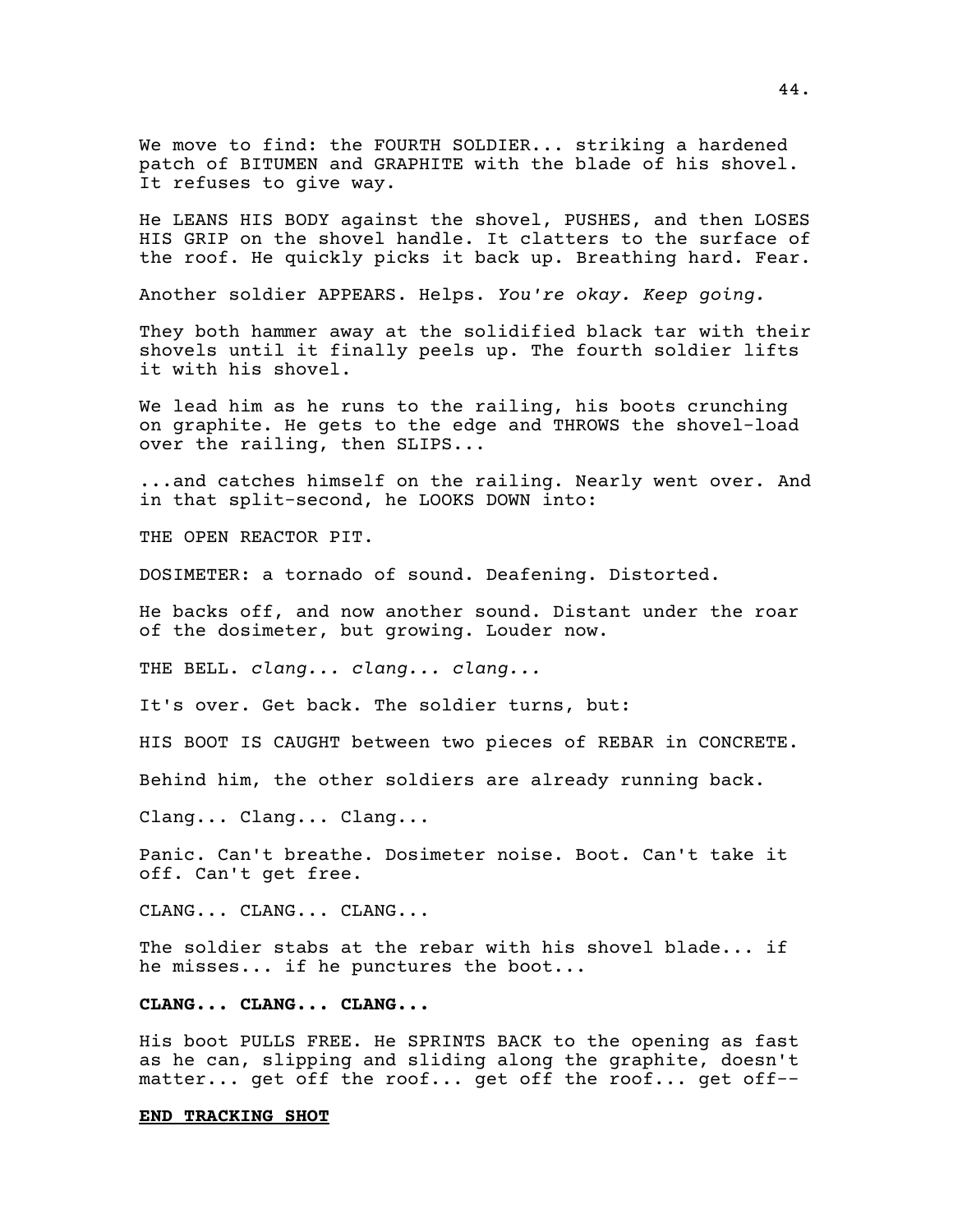We move to find: the FOURTH SOLDIER... striking a hardened patch of BITUMEN and GRAPHITE with the blade of his shovel. It refuses to give way.

He LEANS HIS BODY against the shovel, PUSHES, and then LOSES HIS GRIP on the shovel handle. It clatters to the surface of the roof. He quickly picks it back up. Breathing hard. Fear.

Another soldier APPEARS. Helps. *You're okay. Keep going.*

They both hammer away at the solidified black tar with their shovels until it finally peels up. The fourth soldier lifts it with his shovel.

We lead him as he runs to the railing, his boots crunching on graphite. He gets to the edge and THROWS the shovel-load over the railing, then SLIPS...

...and catches himself on the railing. Nearly went over. And in that split-second, he LOOKS DOWN into:

THE OPEN REACTOR PIT.

DOSIMETER: a tornado of sound. Deafening. Distorted.

He backs off, and now another sound. Distant under the roar of the dosimeter, but growing. Louder now.

THE BELL. *clang... clang... clang...*

It's over. Get back. The soldier turns, but:

HIS BOOT IS CAUGHT between two pieces of REBAR in CONCRETE.

Behind him, the other soldiers are already running back.

Clang... Clang... Clang...

Panic. Can't breathe. Dosimeter noise. Boot. Can't take it off. Can't get free.

CLANG... CLANG... CLANG...

The soldier stabs at the rebar with his shovel blade... if he misses... if he punctures the boot...

**CLANG... CLANG... CLANG...**

His boot PULLS FREE. He SPRINTS BACK to the opening as fast as he can, slipping and sliding along the graphite, doesn't matter... get off the roof... get off the roof... get off--

**<u>END TRACKING SHOT</u>**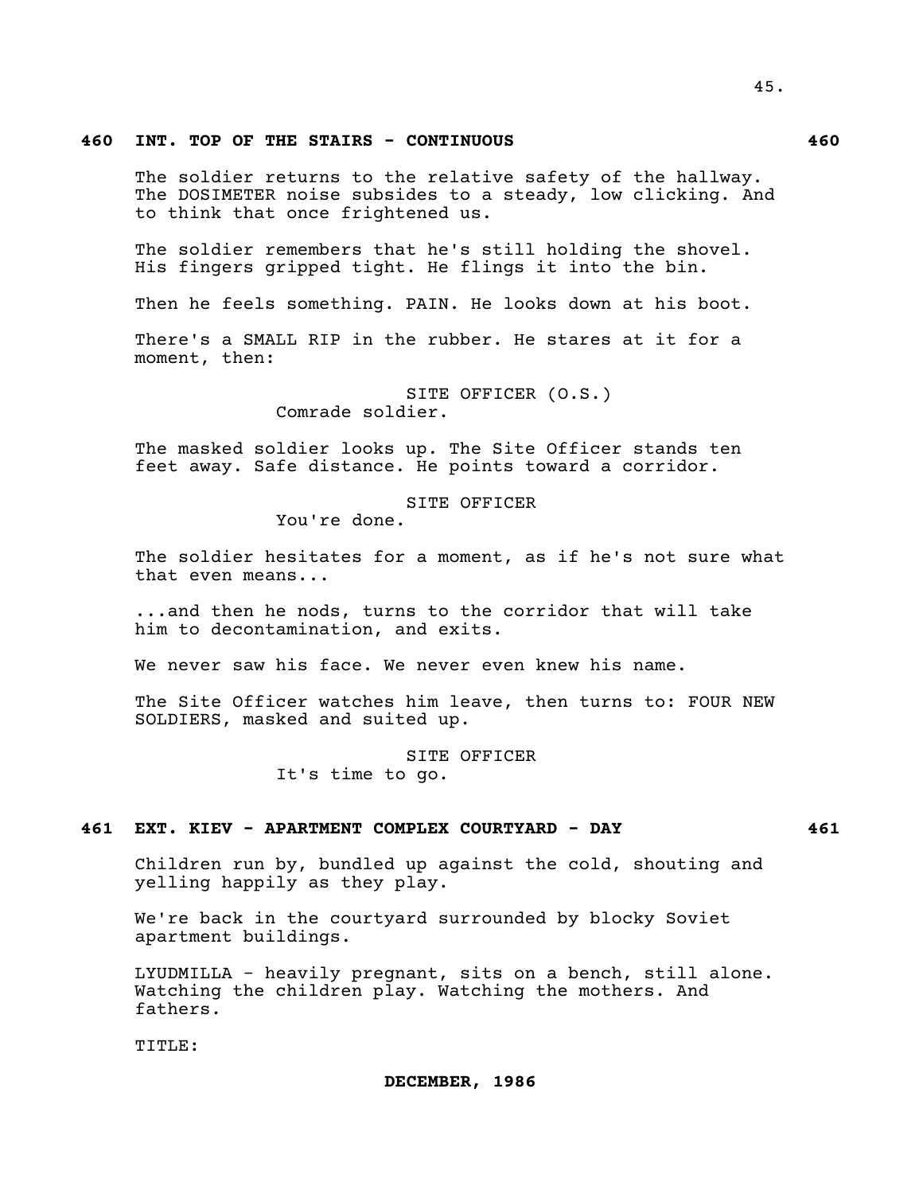**460 INT. TOP OF THE STAIRS - CONTINUOUS 460**

The soldier returns to the relative safety of the hallway. The DOSIMETER noise subsides to a steady, low clicking. And to think that once frightened us.

The soldier remembers that he's still holding the shovel. His fingers gripped tight. He flings it into the bin.

Then he feels something. PAIN. He looks down at his boot.

There's a SMALL RIP in the rubber. He stares at it for a moment, then:

SITE OFFICER (O.S.)
Comrade soldier.

The masked soldier looks up. The Site Officer stands ten feet away. Safe distance. He points toward a corridor.

SITE OFFICER
You're done.

The soldier hesitates for a moment, as if he's not sure what that even means...

...and then he nods, turns to the corridor that will take him to decontamination, and exits.

We never saw his face. We never even knew his name.

The Site Officer watches him leave, then turns to: FOUR NEW SOLDIERS, masked and suited up.

SITE OFFICER
It's time to go.

**461 EXT. KIEV - APARTMENT COMPLEX COURTYARD - DAY 461**

Children run by, bundled up against the cold, shouting and yelling happily as they play.

We're back in the courtyard surrounded by blocky Soviet apartment buildings.

LYUDMILLA - heavily pregnant, sits on a bench, still alone. Watching the children play. Watching the mothers. And fathers.

TITLE:

**DECEMBER, 1986**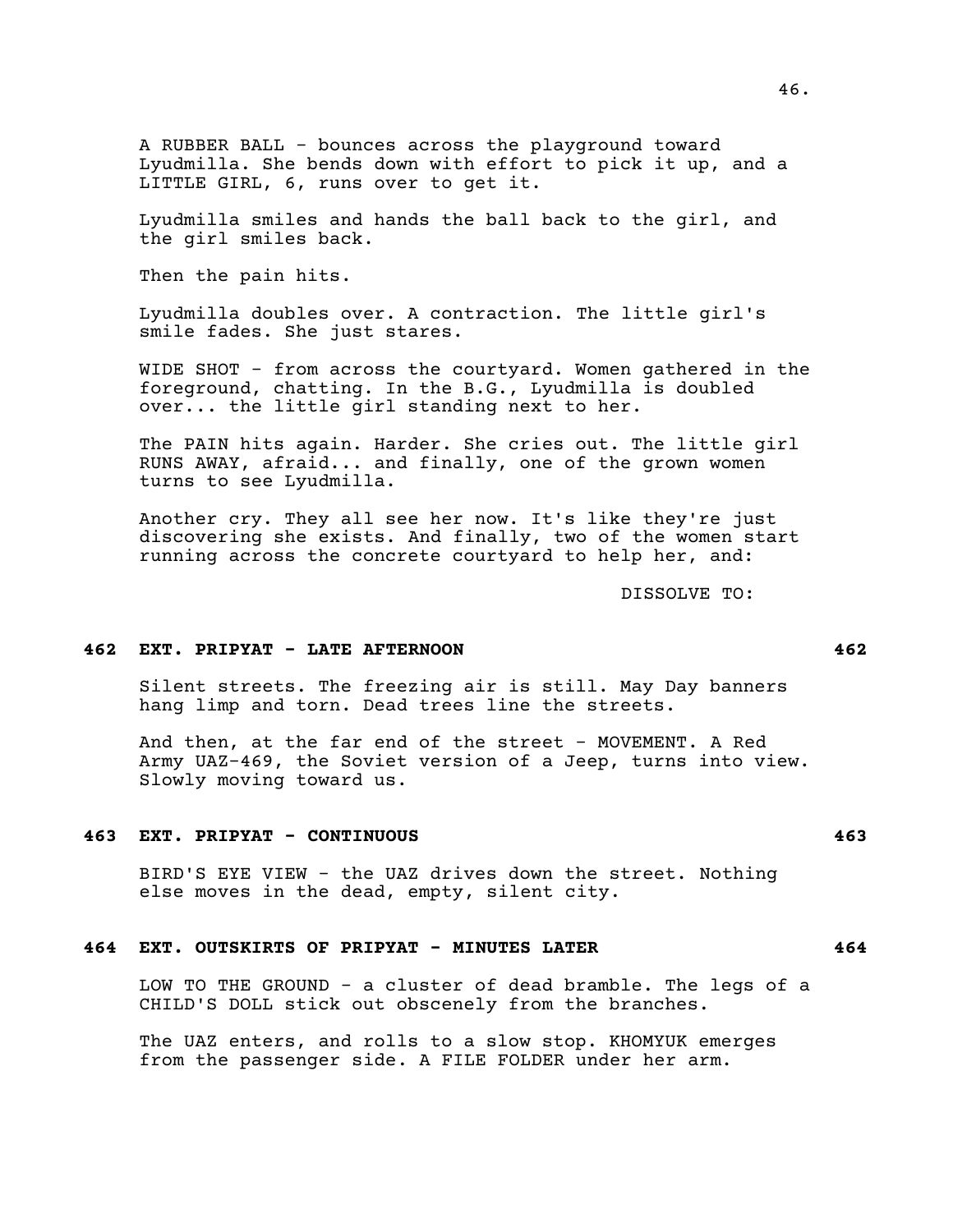A RUBBER BALL - bounces across the playground toward Lyudmilla. She bends down with effort to pick it up, and a LITTLE GIRL, 6, runs over to get it.

Lyudmilla smiles and hands the ball back to the girl, and the girl smiles back.

Then the pain hits.

Lyudmilla doubles over. A contraction. The little girl's smile fades. She just stares.

WIDE SHOT - from across the courtyard. Women gathered in the foreground, chatting. In the B.G., Lyudmilla is doubled over... the little girl standing next to her.

The PAIN hits again. Harder. She cries out. The little girl RUNS AWAY, afraid... and finally, one of the grown women turns to see Lyudmilla.

Another cry. They all see her now. It's like they're just discovering she exists. And finally, two of the women start running across the concrete courtyard to help her, and:

DISSOLVE TO:

**462 EXT. PRIPYAT - LATE AFTERNOON 462**

Silent streets. The freezing air is still. May Day banners hang limp and torn. Dead trees line the streets.

And then, at the far end of the street - MOVEMENT. A Red Army UAZ-469, the Soviet version of a Jeep, turns into view. Slowly moving toward us.

**463 EXT. PRIPYAT - CONTINUOUS 463**

BIRD'S EYE VIEW - the UAZ drives down the street. Nothing else moves in the dead, empty, silent city.

**464 EXT. OUTSKIRTS OF PRIPYAT - MINUTES LATER 464**

LOW TO THE GROUND - a cluster of dead bramble. The legs of a CHILD'S DOLL stick out obscenely from the branches.

The UAZ enters, and rolls to a slow stop. KHOMYUK emerges from the passenger side. A FILE FOLDER under her arm.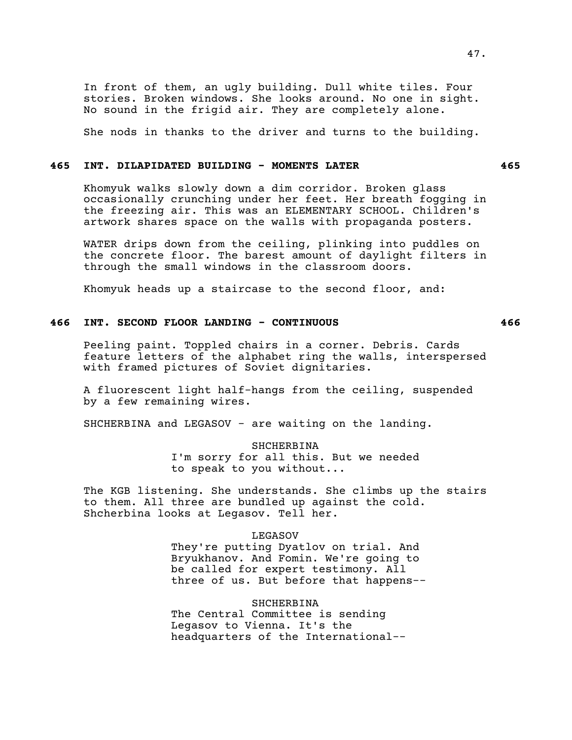In front of them, an ugly building. Dull white tiles. Four stories. Broken windows. She looks around. No one in sight. No sound in the frigid air. They are completely alone.

She nods in thanks to the driver and turns to the building.

**465 INT. DILAPIDATED BUILDING - MOMENTS LATER 465**

Khomyuk walks slowly down a dim corridor. Broken glass occasionally crunching under her feet. Her breath fogging in the freezing air. This was an ELEMENTARY SCHOOL. Children's artwork shares space on the walls with propaganda posters.

WATER drips down from the ceiling, plinking into puddles on the concrete floor. The barest amount of daylight filters in through the small windows in the classroom doors.

Khomyuk heads up a staircase to the second floor, and:

**466 INT. SECOND FLOOR LANDING - CONTINUOUS 466**

Peeling paint. Toppled chairs in a corner. Debris. Cards feature letters of the alphabet ring the walls, interspersed with framed pictures of Soviet dignitaries.

A fluorescent light half-hangs from the ceiling, suspended by a few remaining wires.

SHCHERBINA and LEGASOV - are waiting on the landing.

SHCHERBINA
I'm sorry for all this. But we needed to speak to you without...

The KGB listening. She understands. She climbs up the stairs to them. All three are bundled up against the cold. Shcherbina looks at Legasov. Tell her.

LEGASOV
They're putting Dyatlov on trial. And Bryukhanov. And Fomin. We're going to be called for expert testimony. All three of us. But before that happens--

SHCHERBINA
The Central Committee is sending Legasov to Vienna. It's the headquarters of the International--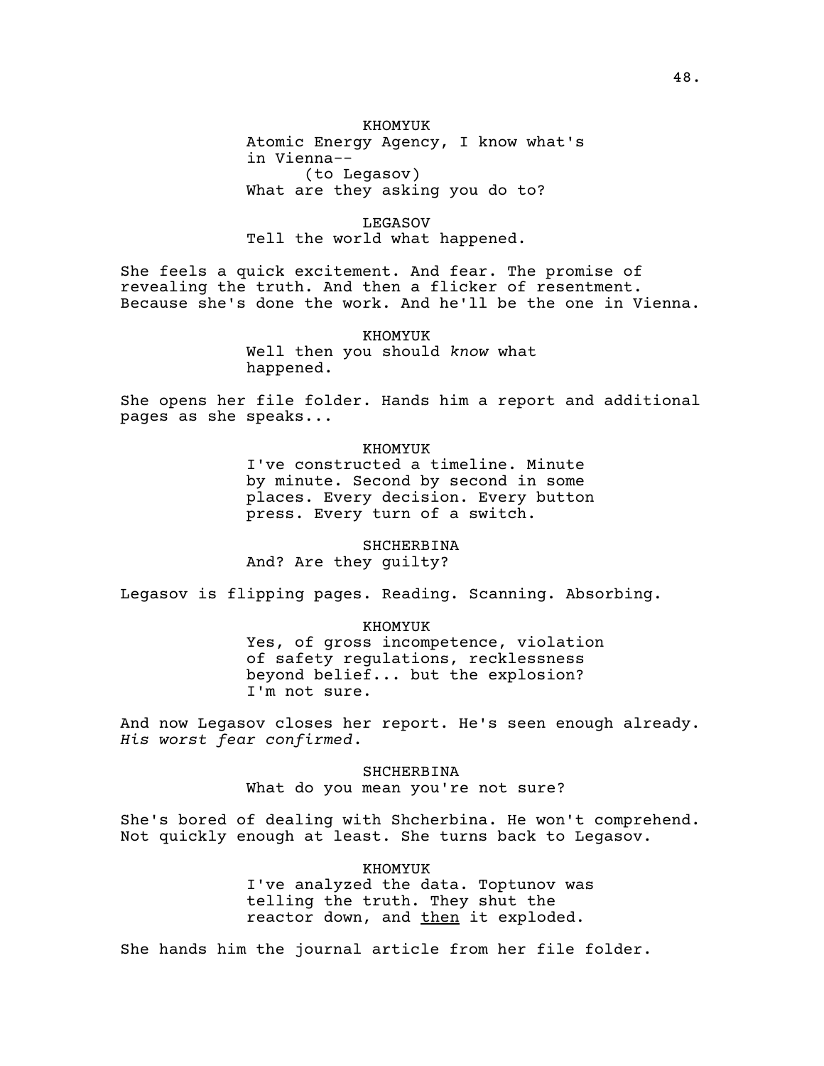KHOMYUK

Atomic Energy Agency, I know what's in Vienna--

(to Legasov)

What are they asking you do to?

LEGASOV

Tell the world what happened.

She feels a quick excitement. And fear. The promise of revealing the truth. And then a flicker of resentment. Because she's done the work. And he'll be the one in Vienna.

KHOMYUK

Well then you should *know* what happened.

She opens her file folder. Hands him a report and additional pages as she speaks...

KHOMYUK

I've constructed a timeline. Minute by minute. Second by second in some places. Every decision. Every button press. Every turn of a switch.

SHCHERBINA

And? Are they guilty?

Legasov is flipping pages. Reading. Scanning. Absorbing.

KHOMYUK

Yes, of gross incompetence, violation of safety regulations, recklessness beyond belief... but the explosion? I'm not sure.

And now Legasov closes her report. He's seen enough already. *His worst fear confirmed*.

SHCHERBINA

What do you mean you're not sure?

She's bored of dealing with Shcherbina. He won't comprehend. Not quickly enough at least. She turns back to Legasov.

KHOMYUK

I've analyzed the data. Toptunov was telling the truth. They shut the reactor down, and <u>then</u> it exploded.

She hands him the journal article from her file folder.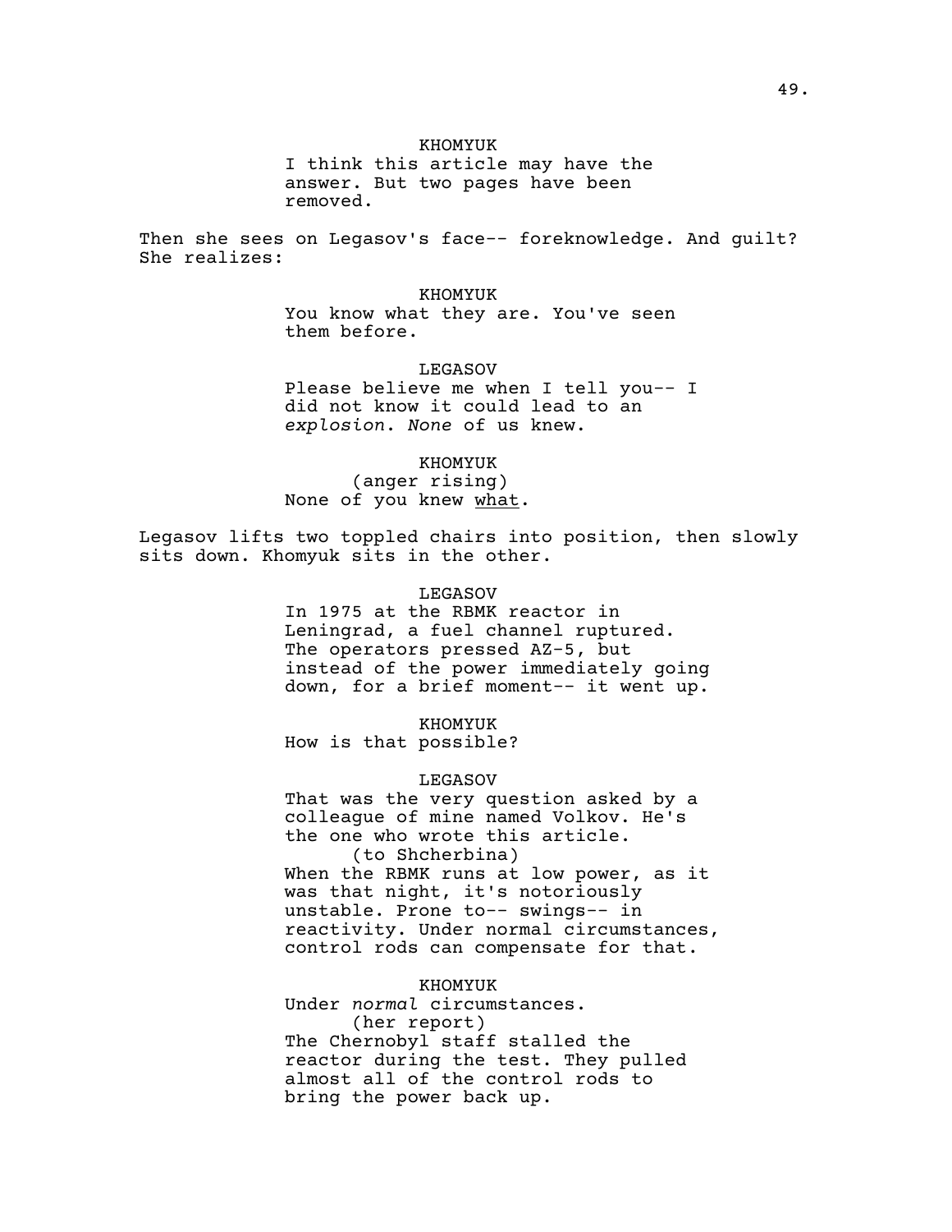KHOMYUK

I think this article may have the answer. But two pages have been removed.

Then she sees on Legasov's face-- foreknowledge. And guilt? She realizes:

KHOMYUK

You know what they are. You've seen them before.

LEGASOV

Please believe me when I tell you-- I did not know it could lead to an *explosion*. *None* of us knew.

KHOMYUK

(anger rising)

None of you knew <u>what</u>.

Legasov lifts two toppled chairs into position, then slowly sits down. Khomyuk sits in the other.

LEGASOV

In 1975 at the RBMK reactor in Leningrad, a fuel channel ruptured. The operators pressed AZ-5, but instead of the power immediately going down, for a brief moment-- it went up.

KHOMYUK

How is that possible?

LEGASOV

That was the very question asked by a colleague of mine named Volkov. He's the one who wrote this article.

(to Shcherbina)

When the RBMK runs at low power, as it was that night, it's notoriously unstable. Prone to-- swings-- in reactivity. Under normal circumstances, control rods can compensate for that.

KHOMYUK

Under *normal* circumstances.

(her report)

The Chernobyl staff stalled the reactor during the test. They pulled almost all of the control rods to bring the power back up.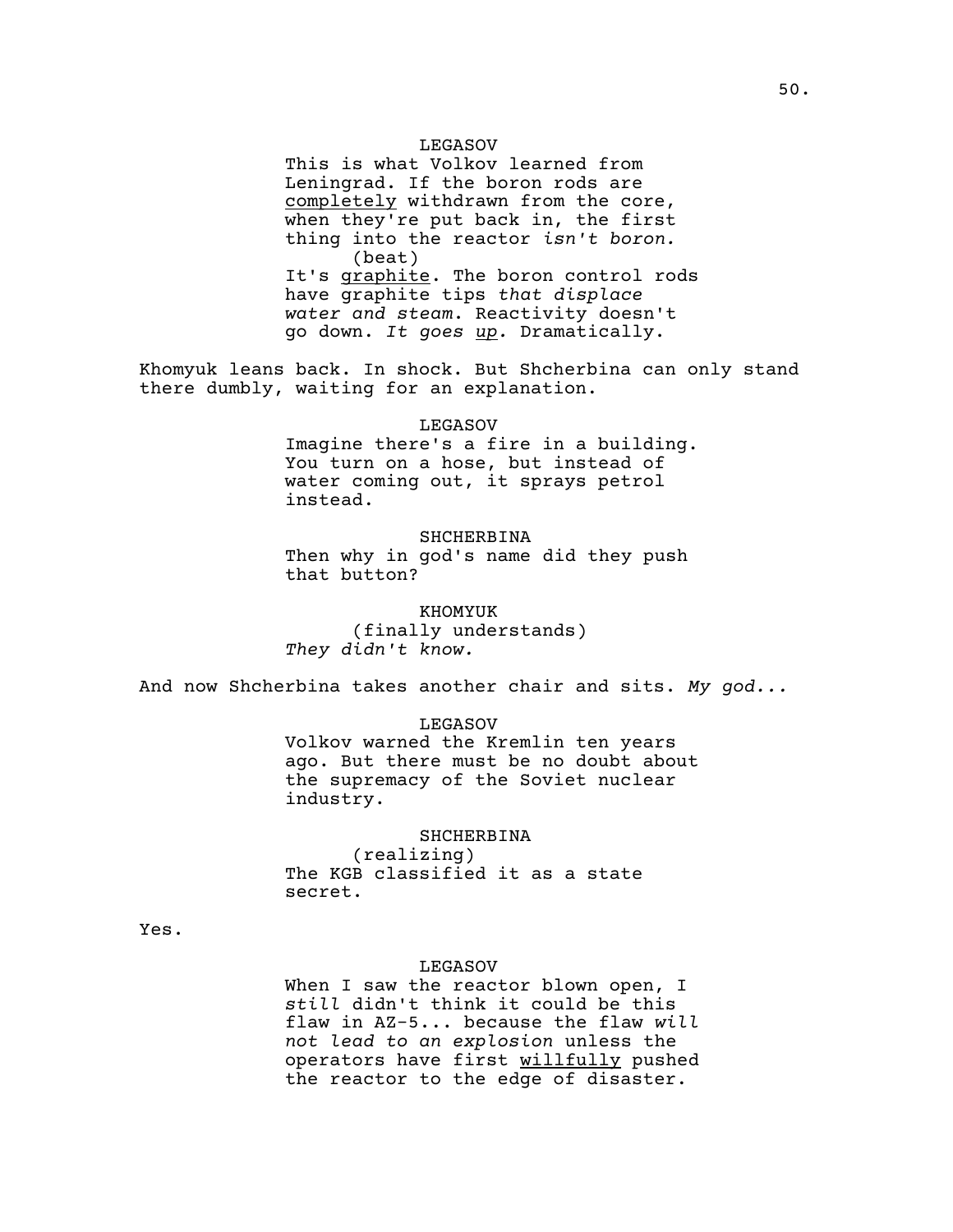LEGASOV

This is what Volkov learned from Leningrad. If the boron rods are <u>completely</u> withdrawn from the core, when they're put back in, the first thing into the reactor *isn't boron.*

(beat)

It's <u>graphite</u>. The boron control rods have graphite tips *that displace water and steam*. Reactivity doesn't go down. *It goes <u>up</u>.* Dramatically.

Khomyuk leans back. In shock. But Shcherbina can only stand there dumbly, waiting for an explanation.

LEGASOV

Imagine there's a fire in a building. You turn on a hose, but instead of water coming out, it sprays petrol instead.

SHCHERBINA

Then why in god's name did they push that button?

KHOMYUK

(finally understands)

*They didn't know.*

And now Shcherbina takes another chair and sits. *My god...*

LEGASOV

Volkov warned the Kremlin ten years ago. But there must be no doubt about the supremacy of the Soviet nuclear industry.

SHCHERBINA

(realizing)

The KGB classified it as a state secret.

Yes.

LEGASOV

When I saw the reactor blown open, I *still* didn't think it could be this flaw in AZ-5... because the flaw *will not lead to an explosion* unless the operators have first <u>willfully</u> pushed the reactor to the edge of disaster.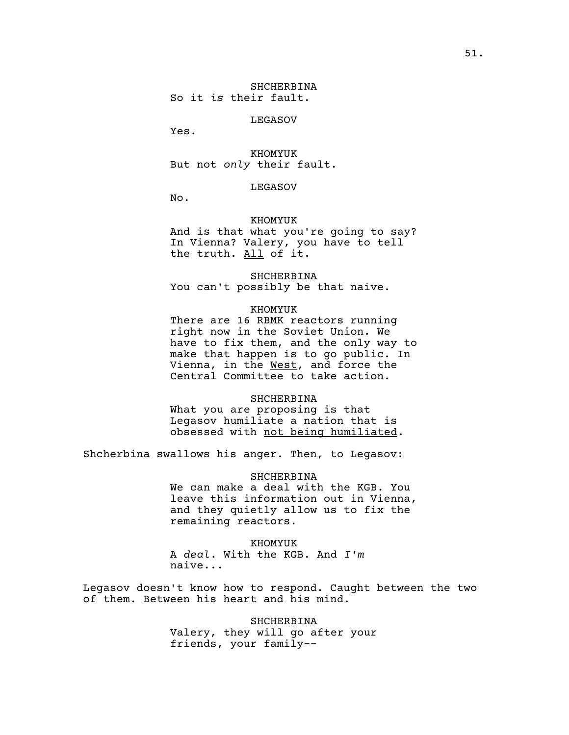SHCHERBINA
So it *is* their fault.

LEGASOV
Yes.

KHOMYUK
But not *only* their fault.

LEGASOV
No.

KHOMYUK
And is that what you're going to say? In Vienna? Valery, you have to tell the truth. <u>All</u> of it.

SHCHERBINA
You can't possibly be that naive.

KHOMYUK
There are 16 RBMK reactors running right now in the Soviet Union. We have to fix them, and the only way to make that happen is to go public. In Vienna, in the <u>West</u>, and force the Central Committee to take action.

SHCHERBINA
What you are proposing is that Legasov humiliate a nation that is obsessed with <u>not being humiliated</u>.

Shcherbina swallows his anger. Then, to Legasov:

SHCHERBINA
We can make a deal with the KGB. You leave this information out in Vienna, and they quietly allow us to fix the remaining reactors.

KHOMYUK
A *deal*. With the KGB. And *I'm* naive...

Legasov doesn't know how to respond. Caught between the two of them. Between his heart and his mind.

SHCHERBINA
Valery, they will go after your friends, your family--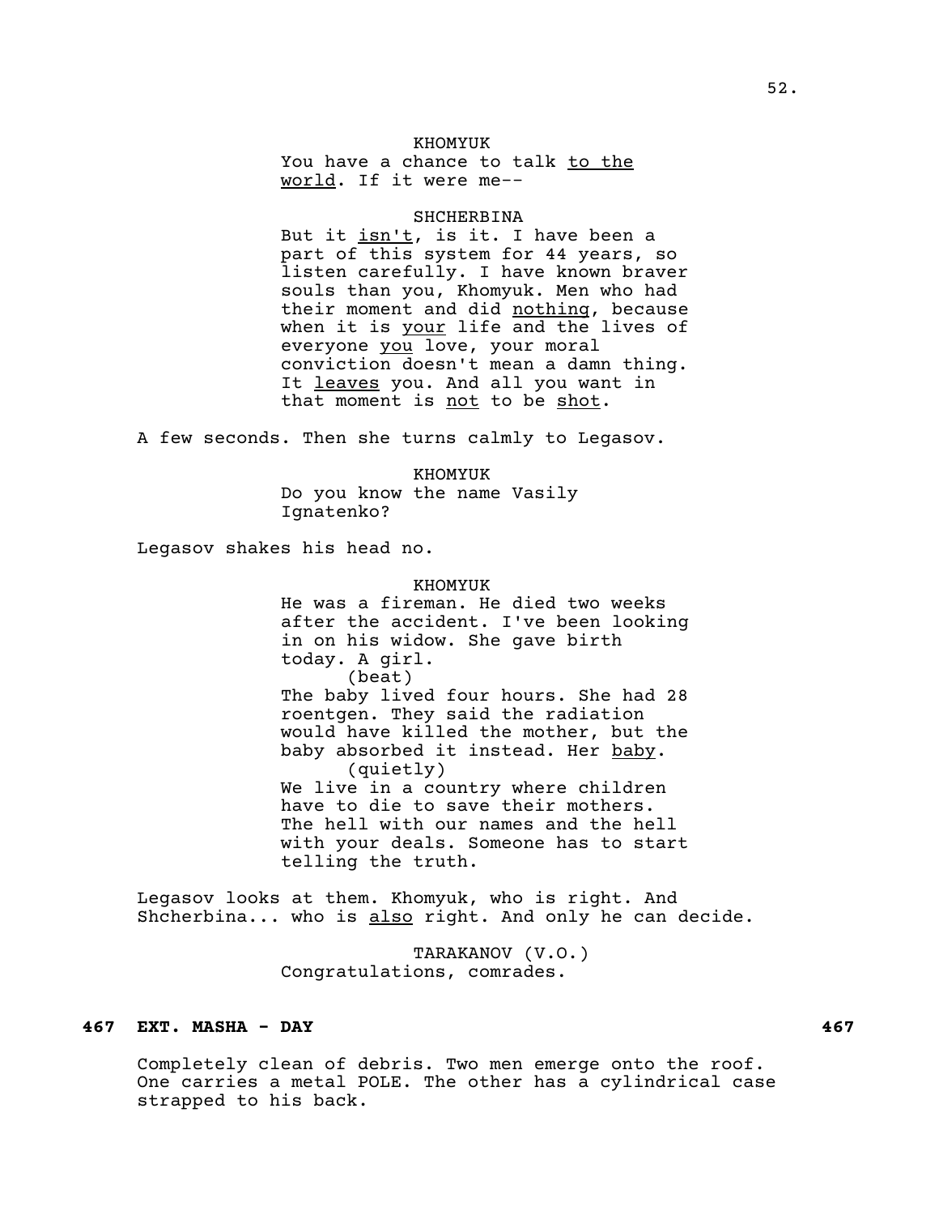KHOMYUK

You have a chance to talk <u>to the world</u>. If it were me--

SHCHERBINA

But it <u>isn't</u>, is it. I have been a part of this system for 44 years, so listen carefully. I have known braver souls than you, Khomyuk. Men who had their moment and did <u>nothing</u>, because when it is <u>your</u> life and the lives of everyone <u>you</u> love, your moral conviction doesn't mean a damn thing. It <u>leaves</u> you. And all you want in that moment is <u>not</u> to be <u>shot</u>.

A few seconds. Then she turns calmly to Legasov.

KHOMYUK

Do you know the name Vasily Ignatenko?

Legasov shakes his head no.

KHOMYUK

He was a fireman. He died two weeks after the accident. I've been looking in on his widow. She gave birth today. A girl.

(beat)

The baby lived four hours. She had 28 roentgen. They said the radiation would have killed the mother, but the baby absorbed it instead. Her <u>baby</u>.

(quietly)

We live in a country where children have to die to save their mothers. The hell with our names and the hell with your deals. Someone has to start telling the truth.

Legasov looks at them. Khomyuk, who is right. And Shcherbina... who is <u>also</u> right. And only he can decide.

TARAKANOV (V.O.)

Congratulations, comrades.

**467 EXT. MASHA - DAY 467**

Completely clean of debris. Two men emerge onto the roof. One carries a metal POLE. The other has a cylindrical case strapped to his back.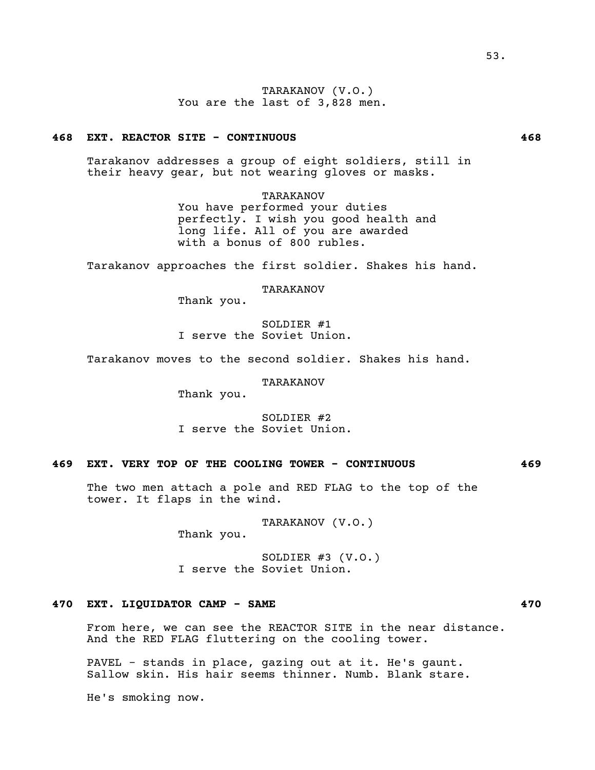TARAKANOV (V.O.)
You are the last of 3,828 men.

**468 EXT. REACTOR SITE - CONTINUOUS 468**

Tarakanov addresses a group of eight soldiers, still in their heavy gear, but not wearing gloves or masks.

TARAKANOV
You have performed your duties perfectly. I wish you good health and long life. All of you are awarded with a bonus of 800 rubles.

Tarakanov approaches the first soldier. Shakes his hand.

TARAKANOV
Thank you.

SOLDIER #1
I serve the Soviet Union.

Tarakanov moves to the second soldier. Shakes his hand.

TARAKANOV
Thank you.

SOLDIER #2
I serve the Soviet Union.

**469 EXT. VERY TOP OF THE COOLING TOWER - CONTINUOUS 469**

The two men attach a pole and RED FLAG to the top of the tower. It flaps in the wind.

TARAKANOV (V.O.)
Thank you.

SOLDIER #3 (V.O.)
I serve the Soviet Union.

**470 EXT. LIQUIDATOR CAMP - SAME 470**

From here, we can see the REACTOR SITE in the near distance. And the RED FLAG fluttering on the cooling tower.

PAVEL - stands in place, gazing out at it. He's gaunt. Sallow skin. His hair seems thinner. Numb. Blank stare.

He's smoking now.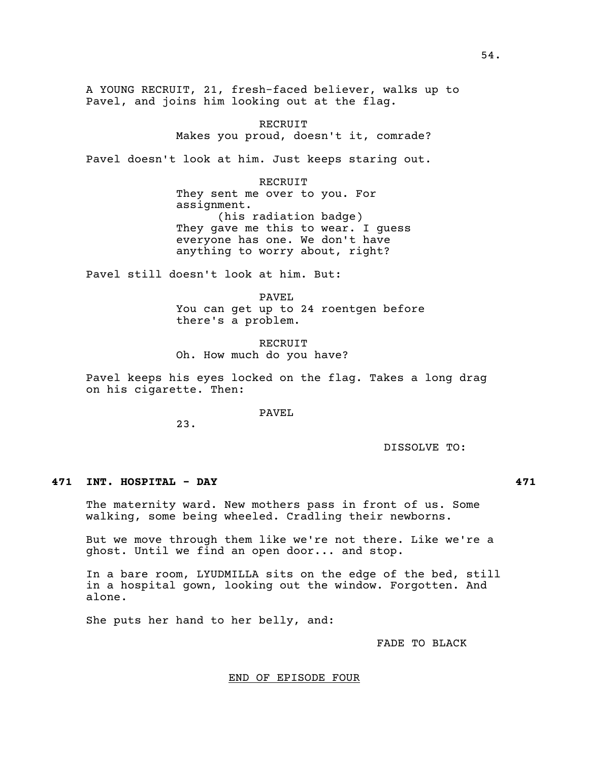A YOUNG RECRUIT, 21, fresh-faced believer, walks up to Pavel, and joins him looking out at the flag.

RECRUIT
Makes you proud, doesn't it, comrade?

Pavel doesn't look at him. Just keeps staring out.

RECRUIT
They sent me over to you. For assignment.
(his radiation badge)
They gave me this to wear. I guess everyone has one. We don't have anything to worry about, right?

Pavel still doesn't look at him. But:

PAVEL
You can get up to 24 roentgen before there's a problem.

RECRUIT
Oh. How much do you have?

Pavel keeps his eyes locked on the flag. Takes a long drag on his cigarette. Then:

PAVEL
23.

DISSOLVE TO:

**471 INT. HOSPITAL - DAY 471**

The maternity ward. New mothers pass in front of us. Some walking, some being wheeled. Cradling their newborns.

But we move through them like we're not there. Like we're a ghost. Until we find an open door... and stop.

In a bare room, LYUDMILLA sits on the edge of the bed, still in a hospital gown, looking out the window. Forgotten. And alone.

She puts her hand to her belly, and:

FADE TO BLACK

<u>END OF EPISODE FOUR</u>